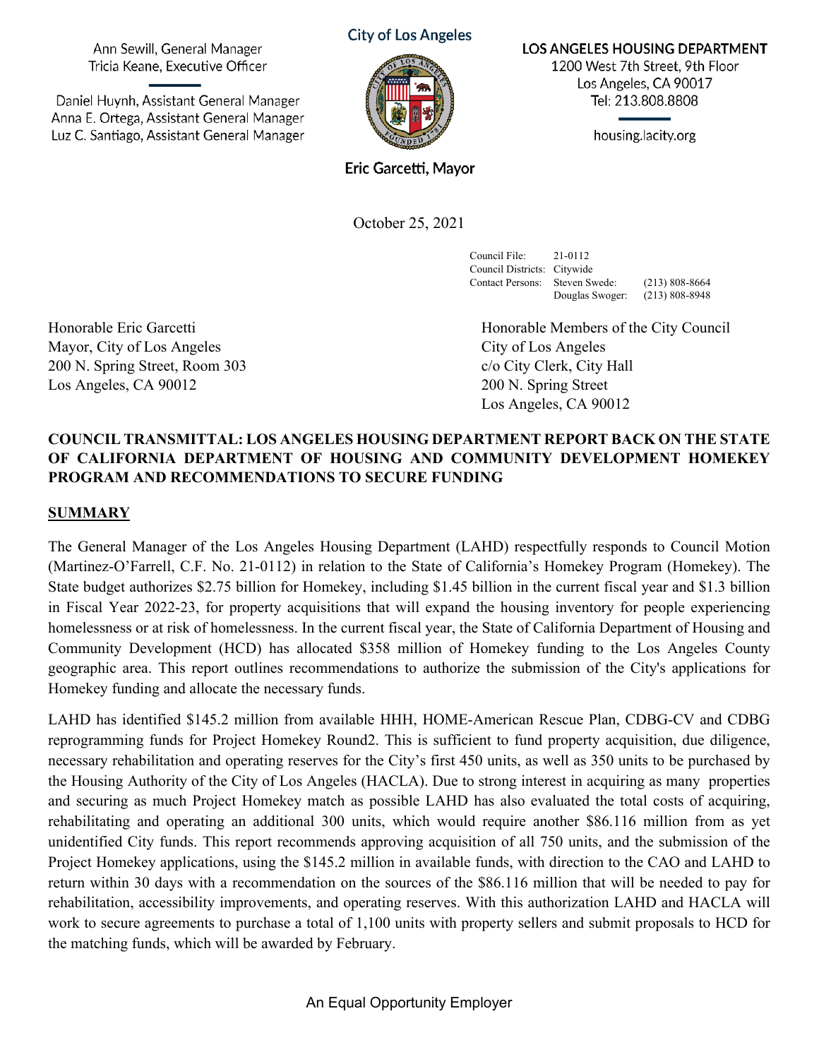Ann Sewill, General Manager
Tricia Keane, Executive Officer

Daniel Huynh, Assistant General Manager
Anna E. Ortega, Assistant General Manager
Luz C. Santiago, Assistant General Manager

City of Los Angeles

Eric Garcetti, Mayor

**LOS ANGELES HOUSING DEPARTMENT**
1200 West 7th Street, 9th Floor
Los Angeles, CA 90017
Tel: 213.808.8808

housing.lacity.org

October 25, 2021

| | | |
|---|---|---|
| Council File: | 21-0112 | |
| Council Districts: | Citywide | |
| Contact Persons: | Steven Swede: | (213) 808-8664 |
| | Douglas Swoger: | (213) 808-8948 |

Honorable Eric Garcetti
Mayor, City of Los Angeles
200 N. Spring Street, Room 303
Los Angeles, CA 90012

Honorable Members of the City Council
City of Los Angeles
c/o City Clerk, City Hall
200 N. Spring Street
Los Angeles, CA 90012

**COUNCIL TRANSMITTAL: LOS ANGELES HOUSING DEPARTMENT REPORT BACK ON THE STATE OF CALIFORNIA DEPARTMENT OF HOUSING AND COMMUNITY DEVELOPMENT HOMEKEY PROGRAM AND RECOMMENDATIONS TO SECURE FUNDING**

## SUMMARY

The General Manager of the Los Angeles Housing Department (LAHD) respectfully responds to Council Motion (Martinez-O'Farrell, C.F. No. 21-0112) in relation to the State of California's Homekey Program (Homekey). The State budget authorizes $2.75 billion for Homekey, including $1.45 billion in the current fiscal year and $1.3 billion in Fiscal Year 2022-23, for property acquisitions that will expand the housing inventory for people experiencing homelessness or at risk of homelessness. In the current fiscal year, the State of California Department of Housing and Community Development (HCD) has allocated $358 million of Homekey funding to the Los Angeles County geographic area. This report outlines recommendations to authorize the submission of the City's applications for Homekey funding and allocate the necessary funds.

LAHD has identified $145.2 million from available HHH, HOME-American Rescue Plan, CDBG-CV and CDBG reprogramming funds for Project Homekey Round2. This is sufficient to fund property acquisition, due diligence, necessary rehabilitation and operating reserves for the City's first 450 units, as well as 350 units to be purchased by the Housing Authority of the City of Los Angeles (HACLA). Due to strong interest in acquiring as many properties and securing as much Project Homekey match as possible LAHD has also evaluated the total costs of acquiring, rehabilitating and operating an additional 300 units, which would require another $86.116 million from as yet unidentified City funds. This report recommends approving acquisition of all 750 units, and the submission of the Project Homekey applications, using the $145.2 million in available funds, with direction to the CAO and LAHD to return within 30 days with a recommendation on the sources of the $86.116 million that will be needed to pay for rehabilitation, accessibility improvements, and operating reserves. With this authorization LAHD and HACLA will work to secure agreements to purchase a total of 1,100 units with property sellers and submit proposals to HCD for the matching funds, which will be awarded by February.

An Equal Opportunity Employer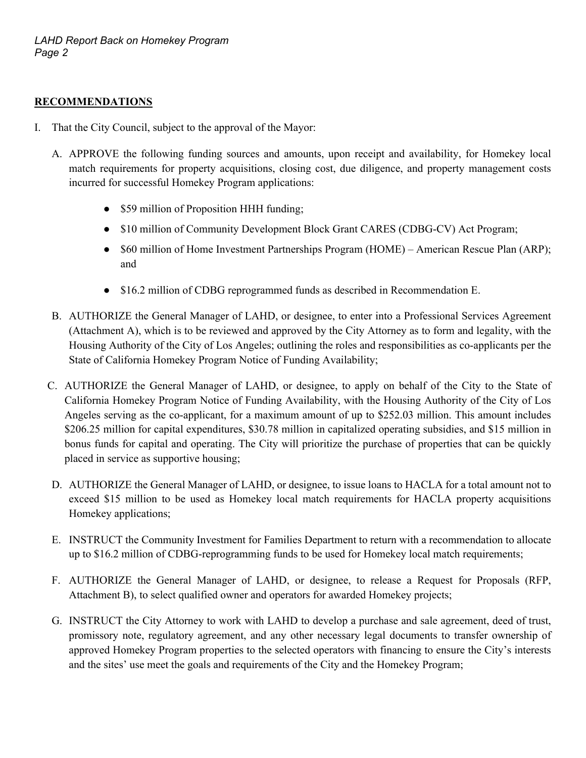## RECOMMENDATIONS

I. That the City Council, subject to the approval of the Mayor:

   A. APPROVE the following funding sources and amounts, upon receipt and availability, for Homekey local match requirements for property acquisitions, closing cost, due diligence, and property management costs incurred for successful Homekey Program applications:

      - $59 million of Proposition HHH funding;
      - $10 million of Community Development Block Grant CARES (CDBG-CV) Act Program;
      - $60 million of Home Investment Partnerships Program (HOME) – American Rescue Plan (ARP); and
      - $16.2 million of CDBG reprogrammed funds as described in Recommendation E.

   B. AUTHORIZE the General Manager of LAHD, or designee, to enter into a Professional Services Agreement (Attachment A), which is to be reviewed and approved by the City Attorney as to form and legality, with the Housing Authority of the City of Los Angeles; outlining the roles and responsibilities as co-applicants per the State of California Homekey Program Notice of Funding Availability;

   C. AUTHORIZE the General Manager of LAHD, or designee, to apply on behalf of the City to the State of California Homekey Program Notice of Funding Availability, with the Housing Authority of the City of Los Angeles serving as the co-applicant, for a maximum amount of up to $252.03 million. This amount includes $206.25 million for capital expenditures, $30.78 million in capitalized operating subsidies, and $15 million in bonus funds for capital and operating. The City will prioritize the purchase of properties that can be quickly placed in service as supportive housing;

   D. AUTHORIZE the General Manager of LAHD, or designee, to issue loans to HACLA for a total amount not to exceed $15 million to be used as Homekey local match requirements for HACLA property acquisitions Homekey applications;

   E. INSTRUCT the Community Investment for Families Department to return with a recommendation to allocate up to $16.2 million of CDBG-reprogramming funds to be used for Homekey local match requirements;

   F. AUTHORIZE the General Manager of LAHD, or designee, to release a Request for Proposals (RFP, Attachment B), to select qualified owner and operators for awarded Homekey projects;

   G. INSTRUCT the City Attorney to work with LAHD to develop a purchase and sale agreement, deed of trust, promissory note, regulatory agreement, and any other necessary legal documents to transfer ownership of approved Homekey Program properties to the selected operators with financing to ensure the City's interests and the sites' use meet the goals and requirements of the City and the Homekey Program;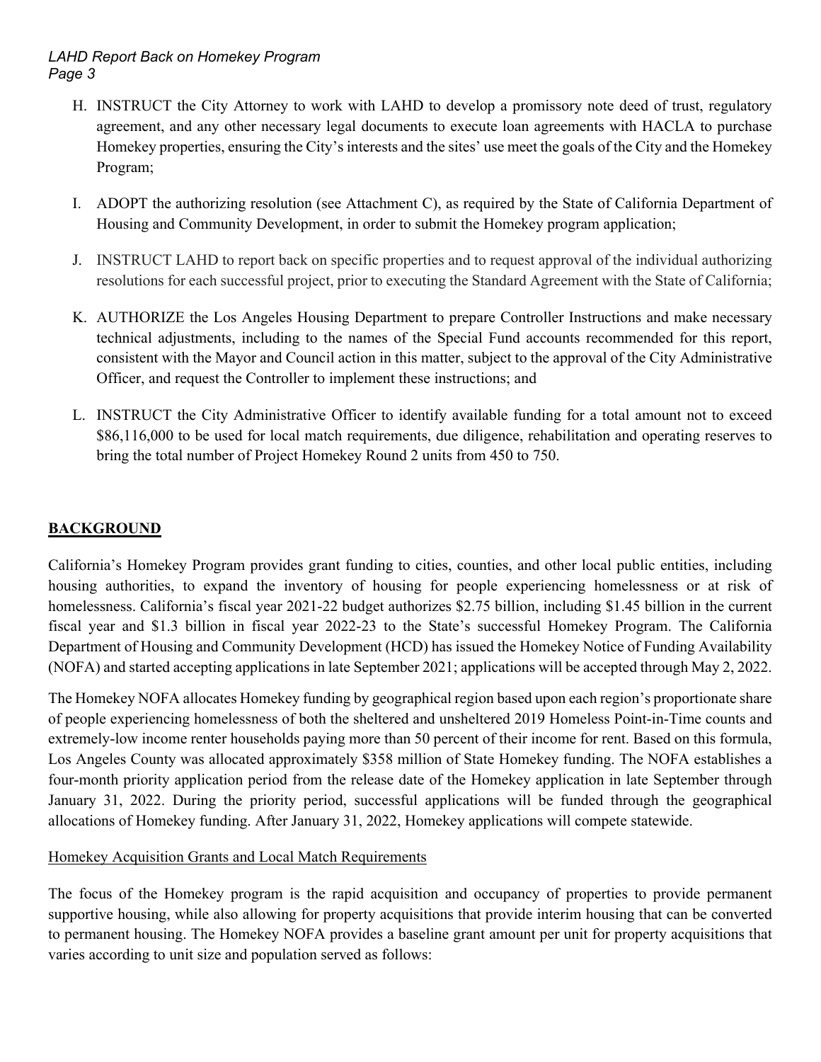H. INSTRUCT the City Attorney to work with LAHD to develop a promissory note deed of trust, regulatory agreement, and any other necessary legal documents to execute loan agreements with HACLA to purchase Homekey properties, ensuring the City's interests and the sites' use meet the goals of the City and the Homekey Program;

I. ADOPT the authorizing resolution (see Attachment C), as required by the State of California Department of Housing and Community Development, in order to submit the Homekey program application;

J. INSTRUCT LAHD to report back on specific properties and to request approval of the individual authorizing resolutions for each successful project, prior to executing the Standard Agreement with the State of California;

K. AUTHORIZE the Los Angeles Housing Department to prepare Controller Instructions and make necessary technical adjustments, including to the names of the Special Fund accounts recommended for this report, consistent with the Mayor and Council action in this matter, subject to the approval of the City Administrative Officer, and request the Controller to implement these instructions; and

L. INSTRUCT the City Administrative Officer to identify available funding for a total amount not to exceed $86,116,000 to be used for local match requirements, due diligence, rehabilitation and operating reserves to bring the total number of Project Homekey Round 2 units from 450 to 750.

## BACKGROUND

California's Homekey Program provides grant funding to cities, counties, and other local public entities, including housing authorities, to expand the inventory of housing for people experiencing homelessness or at risk of homelessness. California's fiscal year 2021-22 budget authorizes $2.75 billion, including $1.45 billion in the current fiscal year and $1.3 billion in fiscal year 2022-23 to the State's successful Homekey Program. The California Department of Housing and Community Development (HCD) has issued the Homekey Notice of Funding Availability (NOFA) and started accepting applications in late September 2021; applications will be accepted through May 2, 2022.

The Homekey NOFA allocates Homekey funding by geographical region based upon each region's proportionate share of people experiencing homelessness of both the sheltered and unsheltered 2019 Homeless Point-in-Time counts and extremely-low income renter households paying more than 50 percent of their income for rent. Based on this formula, Los Angeles County was allocated approximately $358 million of State Homekey funding. The NOFA establishes a four-month priority application period from the release date of the Homekey application in late September through January 31, 2022. During the priority period, successful applications will be funded through the geographical allocations of Homekey funding. After January 31, 2022, Homekey applications will compete statewide.

### Homekey Acquisition Grants and Local Match Requirements

The focus of the Homekey program is the rapid acquisition and occupancy of properties to provide permanent supportive housing, while also allowing for property acquisitions that provide interim housing that can be converted to permanent housing. The Homekey NOFA provides a baseline grant amount per unit for property acquisitions that varies according to unit size and population served as follows: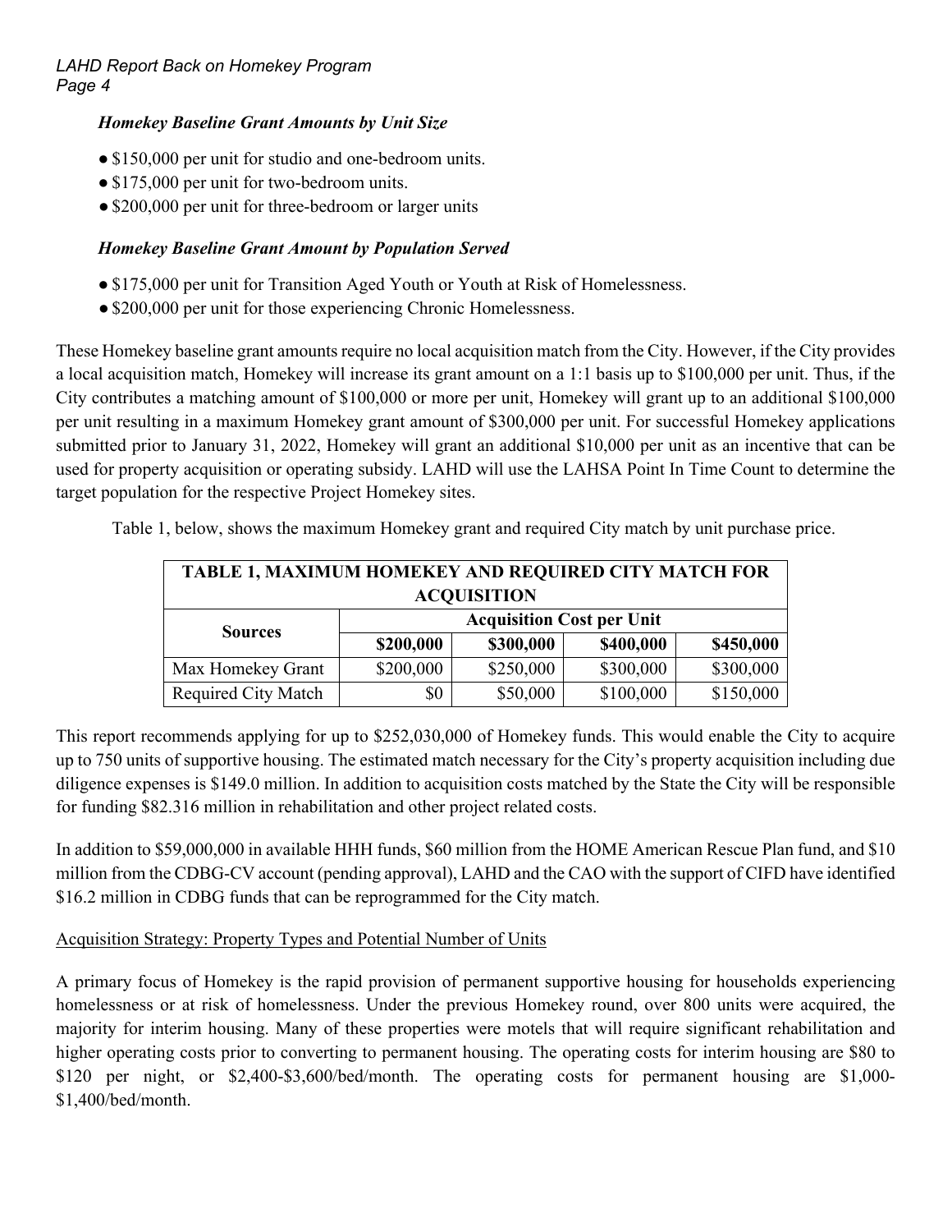***Homekey Baseline Grant Amounts by Unit Size***

- $150,000 per unit for studio and one-bedroom units.
- $175,000 per unit for two-bedroom units.
- $200,000 per unit for three-bedroom or larger units

***Homekey Baseline Grant Amount by Population Served***

- $175,000 per unit for Transition Aged Youth or Youth at Risk of Homelessness.
- $200,000 per unit for those experiencing Chronic Homelessness.

These Homekey baseline grant amounts require no local acquisition match from the City. However, if the City provides a local acquisition match, Homekey will increase its grant amount on a 1:1 basis up to $100,000 per unit. Thus, if the City contributes a matching amount of $100,000 or more per unit, Homekey will grant up to an additional $100,000 per unit resulting in a maximum Homekey grant amount of $300,000 per unit. For successful Homekey applications submitted prior to January 31, 2022, Homekey will grant an additional $10,000 per unit as an incentive that can be used for property acquisition or operating subsidy. LAHD will use the LAHSA Point In Time Count to determine the target population for the respective Project Homekey sites.

Table 1, below, shows the maximum Homekey grant and required City match by unit purchase price.

| TABLE 1, MAXIMUM HOMEKEY AND REQUIRED CITY MATCH FOR ACQUISITION | | | | |
|---|---|---|---|---|
| **Sources** | **Acquisition Cost per Unit** | | | |
| | **$200,000** | **$300,000** | **$400,000** | **$450,000** |
| Max Homekey Grant | $200,000 | $250,000 | $300,000 | $300,000 |
| Required City Match | $0 | $50,000 | $100,000 | $150,000 |

This report recommends applying for up to $252,030,000 of Homekey funds. This would enable the City to acquire up to 750 units of supportive housing. The estimated match necessary for the City's property acquisition including due diligence expenses is $149.0 million. In addition to acquisition costs matched by the State the City will be responsible for funding $82.316 million in rehabilitation and other project related costs.

In addition to $59,000,000 in available HHH funds, $60 million from the HOME American Rescue Plan fund, and $10 million from the CDBG-CV account (pending approval), LAHD and the CAO with the support of CIFD have identified $16.2 million in CDBG funds that can be reprogrammed for the City match.

<u>Acquisition Strategy: Property Types and Potential Number of Units</u>

A primary focus of Homekey is the rapid provision of permanent supportive housing for households experiencing homelessness or at risk of homelessness. Under the previous Homekey round, over 800 units were acquired, the majority for interim housing. Many of these properties were motels that will require significant rehabilitation and higher operating costs prior to converting to permanent housing. The operating costs for interim housing are $80 to $120 per night, or $2,400-$3,600/bed/month. The operating costs for permanent housing are $1,000-$1,400/bed/month.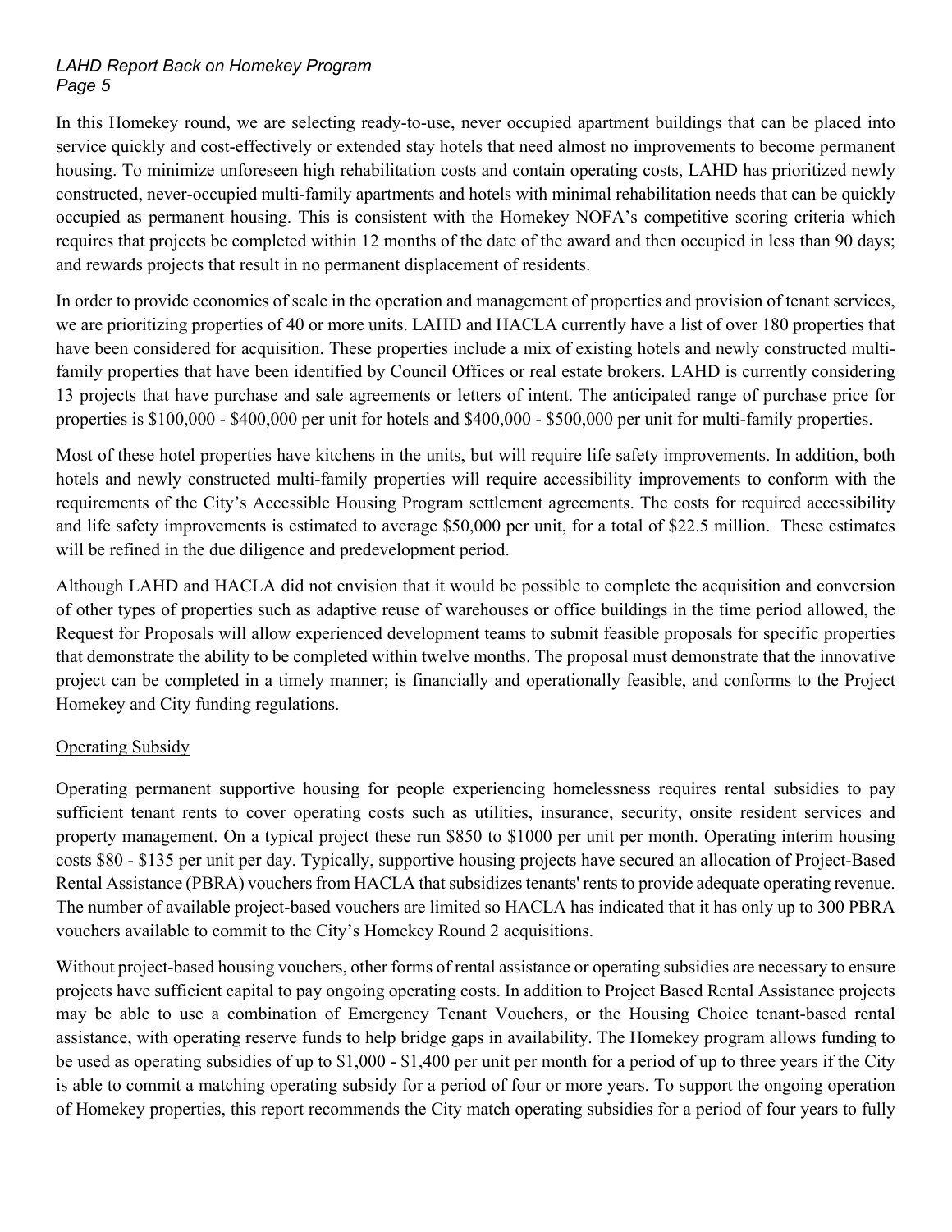In this Homekey round, we are selecting ready-to-use, never occupied apartment buildings that can be placed into service quickly and cost-effectively or extended stay hotels that need almost no improvements to become permanent housing. To minimize unforeseen high rehabilitation costs and contain operating costs, LAHD has prioritized newly constructed, never-occupied multi-family apartments and hotels with minimal rehabilitation needs that can be quickly occupied as permanent housing. This is consistent with the Homekey NOFA's competitive scoring criteria which requires that projects be completed within 12 months of the date of the award and then occupied in less than 90 days; and rewards projects that result in no permanent displacement of residents.

In order to provide economies of scale in the operation and management of properties and provision of tenant services, we are prioritizing properties of 40 or more units. LAHD and HACLA currently have a list of over 180 properties that have been considered for acquisition. These properties include a mix of existing hotels and newly constructed multi-family properties that have been identified by Council Offices or real estate brokers. LAHD is currently considering 13 projects that have purchase and sale agreements or letters of intent. The anticipated range of purchase price for properties is $100,000 - $400,000 per unit for hotels and $400,000 - $500,000 per unit for multi-family properties.

Most of these hotel properties have kitchens in the units, but will require life safety improvements. In addition, both hotels and newly constructed multi-family properties will require accessibility improvements to conform with the requirements of the City's Accessible Housing Program settlement agreements. The costs for required accessibility and life safety improvements is estimated to average $50,000 per unit, for a total of $22.5 million. These estimates will be refined in the due diligence and predevelopment period.

Although LAHD and HACLA did not envision that it would be possible to complete the acquisition and conversion of other types of properties such as adaptive reuse of warehouses or office buildings in the time period allowed, the Request for Proposals will allow experienced development teams to submit feasible proposals for specific properties that demonstrate the ability to be completed within twelve months. The proposal must demonstrate that the innovative project can be completed in a timely manner; is financially and operationally feasible, and conforms to the Project Homekey and City funding regulations.

## Operating Subsidy

Operating permanent supportive housing for people experiencing homelessness requires rental subsidies to pay sufficient tenant rents to cover operating costs such as utilities, insurance, security, onsite resident services and property management. On a typical project these run $850 to $1000 per unit per month. Operating interim housing costs $80 - $135 per unit per day. Typically, supportive housing projects have secured an allocation of Project-Based Rental Assistance (PBRA) vouchers from HACLA that subsidizes tenants' rents to provide adequate operating revenue. The number of available project-based vouchers are limited so HACLA has indicated that it has only up to 300 PBRA vouchers available to commit to the City's Homekey Round 2 acquisitions.

Without project-based housing vouchers, other forms of rental assistance or operating subsidies are necessary to ensure projects have sufficient capital to pay ongoing operating costs. In addition to Project Based Rental Assistance projects may be able to use a combination of Emergency Tenant Vouchers, or the Housing Choice tenant-based rental assistance, with operating reserve funds to help bridge gaps in availability. The Homekey program allows funding to be used as operating subsidies of up to $1,000 - $1,400 per unit per month for a period of up to three years if the City is able to commit a matching operating subsidy for a period of four or more years. To support the ongoing operation of Homekey properties, this report recommends the City match operating subsidies for a period of four years to fully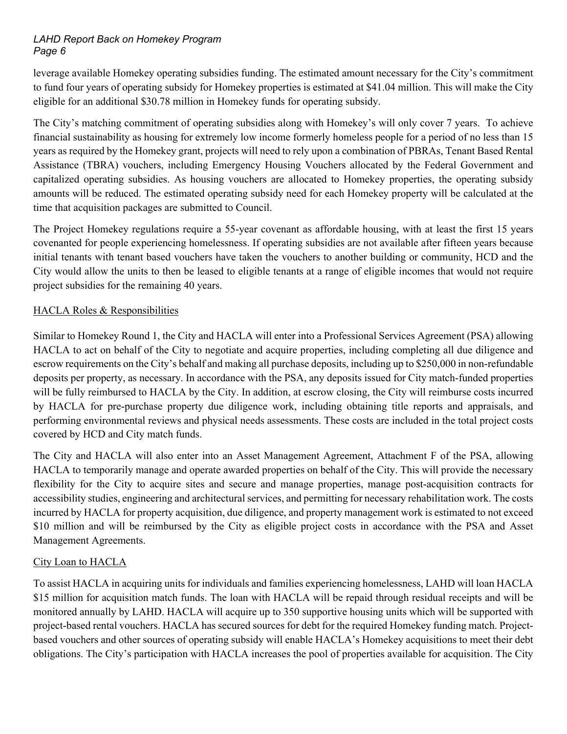leverage available Homekey operating subsidies funding. The estimated amount necessary for the City's commitment to fund four years of operating subsidy for Homekey properties is estimated at $41.04 million. This will make the City eligible for an additional $30.78 million in Homekey funds for operating subsidy.

The City's matching commitment of operating subsidies along with Homekey's will only cover 7 years. To achieve financial sustainability as housing for extremely low income formerly homeless people for a period of no less than 15 years as required by the Homekey grant, projects will need to rely upon a combination of PBRAs, Tenant Based Rental Assistance (TBRA) vouchers, including Emergency Housing Vouchers allocated by the Federal Government and capitalized operating subsidies. As housing vouchers are allocated to Homekey properties, the operating subsidy amounts will be reduced. The estimated operating subsidy need for each Homekey property will be calculated at the time that acquisition packages are submitted to Council.

The Project Homekey regulations require a 55-year covenant as affordable housing, with at least the first 15 years covenanted for people experiencing homelessness. If operating subsidies are not available after fifteen years because initial tenants with tenant based vouchers have taken the vouchers to another building or community, HCD and the City would allow the units to then be leased to eligible tenants at a range of eligible incomes that would not require project subsidies for the remaining 40 years.

<u>HACLA Roles & Responsibilities</u>

Similar to Homekey Round 1, the City and HACLA will enter into a Professional Services Agreement (PSA) allowing HACLA to act on behalf of the City to negotiate and acquire properties, including completing all due diligence and escrow requirements on the City's behalf and making all purchase deposits, including up to $250,000 in non-refundable deposits per property, as necessary. In accordance with the PSA, any deposits issued for City match-funded properties will be fully reimbursed to HACLA by the City. In addition, at escrow closing, the City will reimburse costs incurred by HACLA for pre-purchase property due diligence work, including obtaining title reports and appraisals, and performing environmental reviews and physical needs assessments. These costs are included in the total project costs covered by HCD and City match funds.

The City and HACLA will also enter into an Asset Management Agreement, Attachment F of the PSA, allowing HACLA to temporarily manage and operate awarded properties on behalf of the City. This will provide the necessary flexibility for the City to acquire sites and secure and manage properties, manage post-acquisition contracts for accessibility studies, engineering and architectural services, and permitting for necessary rehabilitation work. The costs incurred by HACLA for property acquisition, due diligence, and property management work is estimated to not exceed $10 million and will be reimbursed by the City as eligible project costs in accordance with the PSA and Asset Management Agreements.

<u>City Loan to HACLA</u>

To assist HACLA in acquiring units for individuals and families experiencing homelessness, LAHD will loan HACLA $15 million for acquisition match funds. The loan with HACLA will be repaid through residual receipts and will be monitored annually by LAHD. HACLA will acquire up to 350 supportive housing units which will be supported with project-based rental vouchers. HACLA has secured sources for debt for the required Homekey funding match. Project-based vouchers and other sources of operating subsidy will enable HACLA's Homekey acquisitions to meet their debt obligations. The City's participation with HACLA increases the pool of properties available for acquisition. The City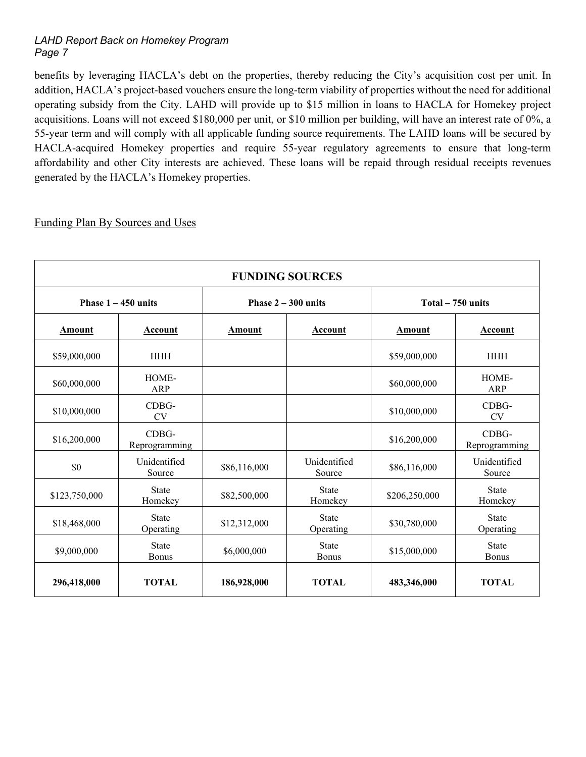benefits by leveraging HACLA's debt on the properties, thereby reducing the City's acquisition cost per unit. In addition, HACLA's project-based vouchers ensure the long-term viability of properties without the need for additional operating subsidy from the City. LAHD will provide up to $15 million in loans to HACLA for Homekey project acquisitions. Loans will not exceed $180,000 per unit, or $10 million per building, will have an interest rate of 0%, a 55-year term and will comply with all applicable funding source requirements. The LAHD loans will be secured by HACLA-acquired Homekey properties and require 55-year regulatory agreements to ensure that long-term affordability and other City interests are achieved. These loans will be repaid through residual receipts revenues generated by the HACLA's Homekey properties.

Funding Plan By Sources and Uses

| **FUNDING SOURCES** | | | | | |
|---|---|---|---|---|---|
| **Phase 1 – 450 units** | | **Phase 2 – 300 units** | | **Total – 750 units** | |
| **Amount** | **Account** | **Amount** | **Account** | **Amount** | **Account** |
| $59,000,000 | HHH | | | $59,000,000 | HHH |
| $60,000,000 | HOME-ARP | | | $60,000,000 | HOME-ARP |
| $10,000,000 | CDBG-CV | | | $10,000,000 | CDBG-CV |
| $16,200,000 | CDBG-Reprogramming | | | $16,200,000 | CDBG-Reprogramming |
| $0 | Unidentified Source | $86,116,000 | Unidentified Source | $86,116,000 | Unidentified Source |
| $123,750,000 | State Homekey | $82,500,000 | State Homekey | $206,250,000 | State Homekey |
| $18,468,000 | State Operating | $12,312,000 | State Operating | $30,780,000 | State Operating |
| $9,000,000 | State Bonus | $6,000,000 | State Bonus | $15,000,000 | State Bonus |
| **296,418,000** | **TOTAL** | **186,928,000** | **TOTAL** | **483,346,000** | **TOTAL** |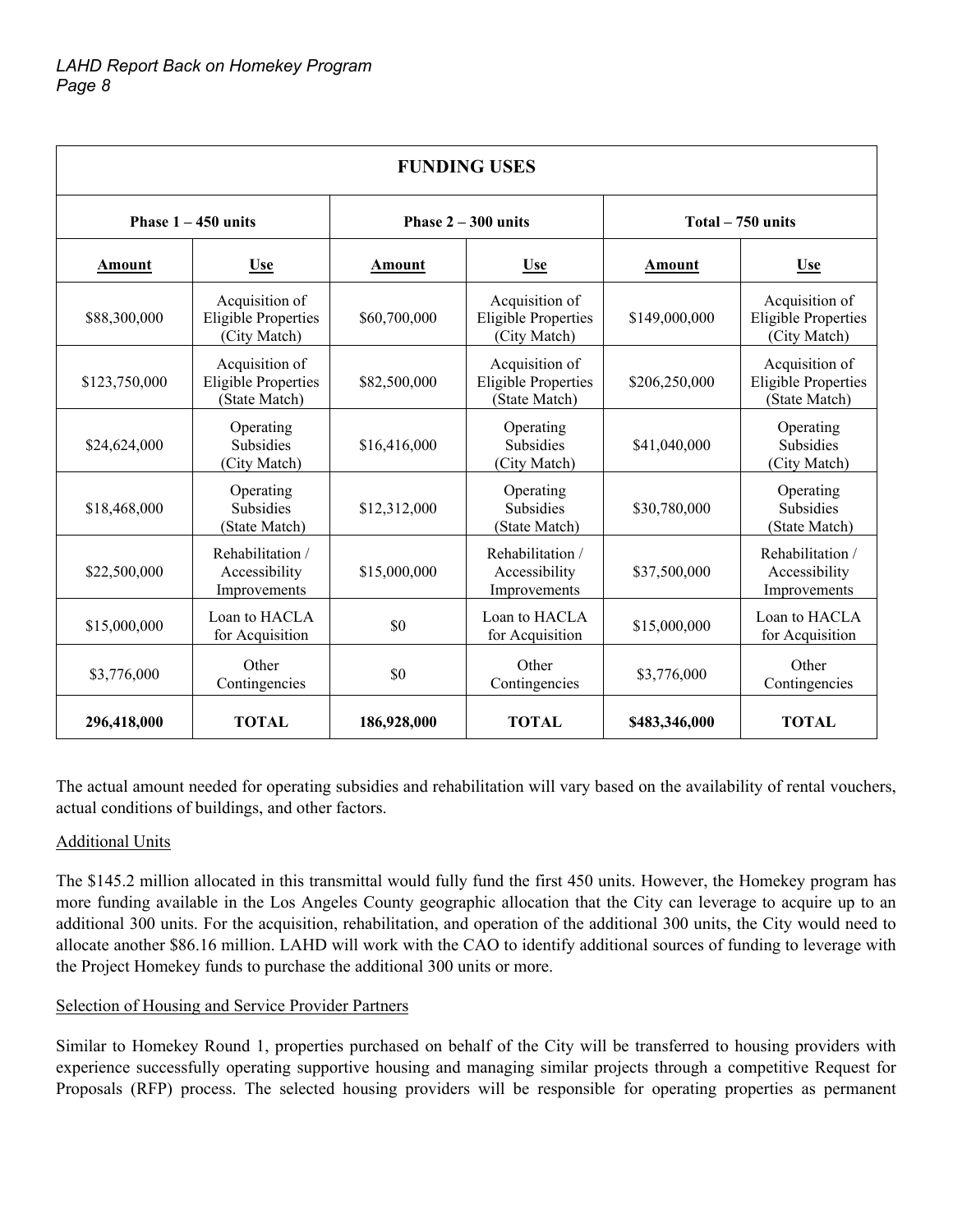| FUNDING USES | | | | | |
|---|---|---|---|---|---|
| **Phase 1 – 450 units** | | **Phase 2 – 300 units** | | **Total – 750 units** | |
| **Amount** | **Use** | **Amount** | **Use** | **Amount** | **Use** |
| \$88,300,000 | Acquisition of Eligible Properties (City Match) | \$60,700,000 | Acquisition of Eligible Properties (City Match) | \$149,000,000 | Acquisition of Eligible Properties (City Match) |
| \$123,750,000 | Acquisition of Eligible Properties (State Match) | \$82,500,000 | Acquisition of Eligible Properties (State Match) | \$206,250,000 | Acquisition of Eligible Properties (State Match) |
| \$24,624,000 | Operating Subsidies (City Match) | \$16,416,000 | Operating Subsidies (City Match) | \$41,040,000 | Operating Subsidies (City Match) |
| \$18,468,000 | Operating Subsidies (State Match) | \$12,312,000 | Operating Subsidies (State Match) | \$30,780,000 | Operating Subsidies (State Match) |
| \$22,500,000 | Rehabilitation / Accessibility Improvements | \$15,000,000 | Rehabilitation / Accessibility Improvements | \$37,500,000 | Rehabilitation / Accessibility Improvements |
| \$15,000,000 | Loan to HACLA for Acquisition | \$0 | Loan to HACLA for Acquisition | \$15,000,000 | Loan to HACLA for Acquisition |
| \$3,776,000 | Other Contingencies | \$0 | Other Contingencies | \$3,776,000 | Other Contingencies |
| **296,418,000** | **TOTAL** | **186,928,000** | **TOTAL** | **\$483,346,000** | **TOTAL** |

The actual amount needed for operating subsidies and rehabilitation will vary based on the availability of rental vouchers, actual conditions of buildings, and other factors.

Additional Units

The \$145.2 million allocated in this transmittal would fully fund the first 450 units. However, the Homekey program has more funding available in the Los Angeles County geographic allocation that the City can leverage to acquire up to an additional 300 units. For the acquisition, rehabilitation, and operation of the additional 300 units, the City would need to allocate another \$86.16 million. LAHD will work with the CAO to identify additional sources of funding to leverage with the Project Homekey funds to purchase the additional 300 units or more.

Selection of Housing and Service Provider Partners

Similar to Homekey Round 1, properties purchased on behalf of the City will be transferred to housing providers with experience successfully operating supportive housing and managing similar projects through a competitive Request for Proposals (RFP) process. The selected housing providers will be responsible for operating properties as permanent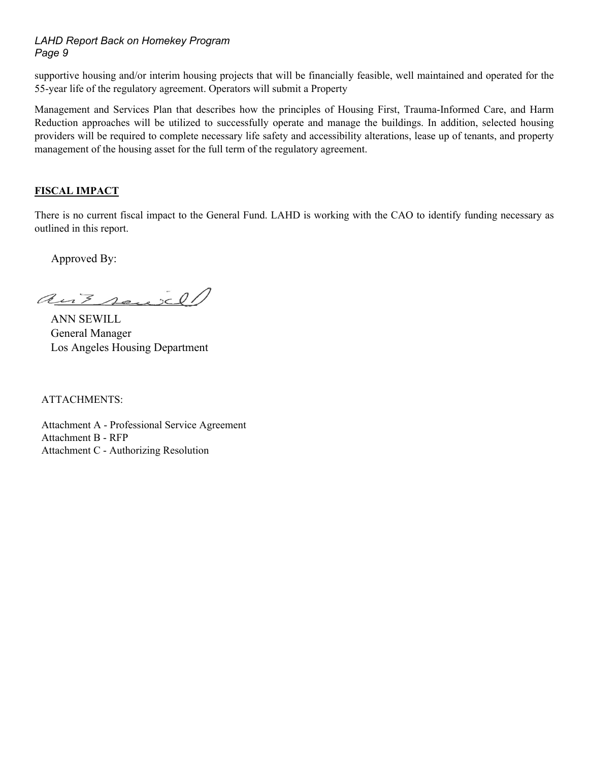supportive housing and/or interim housing projects that will be financially feasible, well maintained and operated for the 55-year life of the regulatory agreement. Operators will submit a Property

Management and Services Plan that describes how the principles of Housing First, Trauma-Informed Care, and Harm Reduction approaches will be utilized to successfully operate and manage the buildings. In addition, selected housing providers will be required to complete necessary life safety and accessibility alterations, lease up of tenants, and property management of the housing asset for the full term of the regulatory agreement.

## FISCAL IMPACT

There is no current fiscal impact to the General Fund. LAHD is working with the CAO to identify funding necessary as outlined in this report.

Approved By:

ANN SEWILL
General Manager
Los Angeles Housing Department

ATTACHMENTS:

Attachment A - Professional Service Agreement
Attachment B - RFP
Attachment C - Authorizing Resolution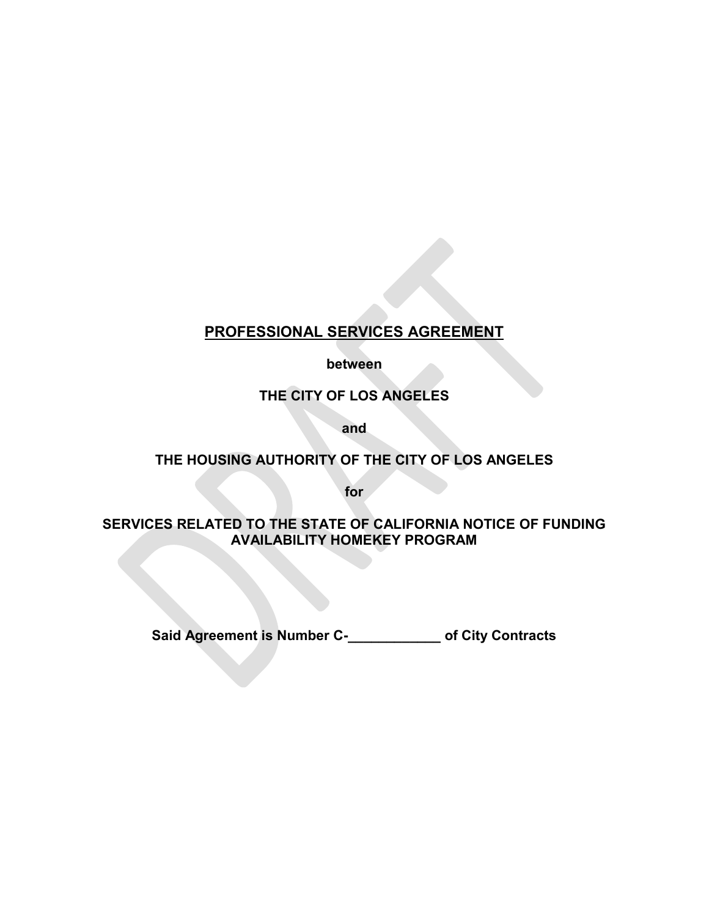# PROFESSIONAL SERVICES AGREEMENT

**between**

**THE CITY OF LOS ANGELES**

**and**

**THE HOUSING AUTHORITY OF THE CITY OF LOS ANGELES**

**for**

**SERVICES RELATED TO THE STATE OF CALIFORNIA NOTICE OF FUNDING AVAILABILITY HOMEKEY PROGRAM**

**Said Agreement is Number C-____________ of City Contracts**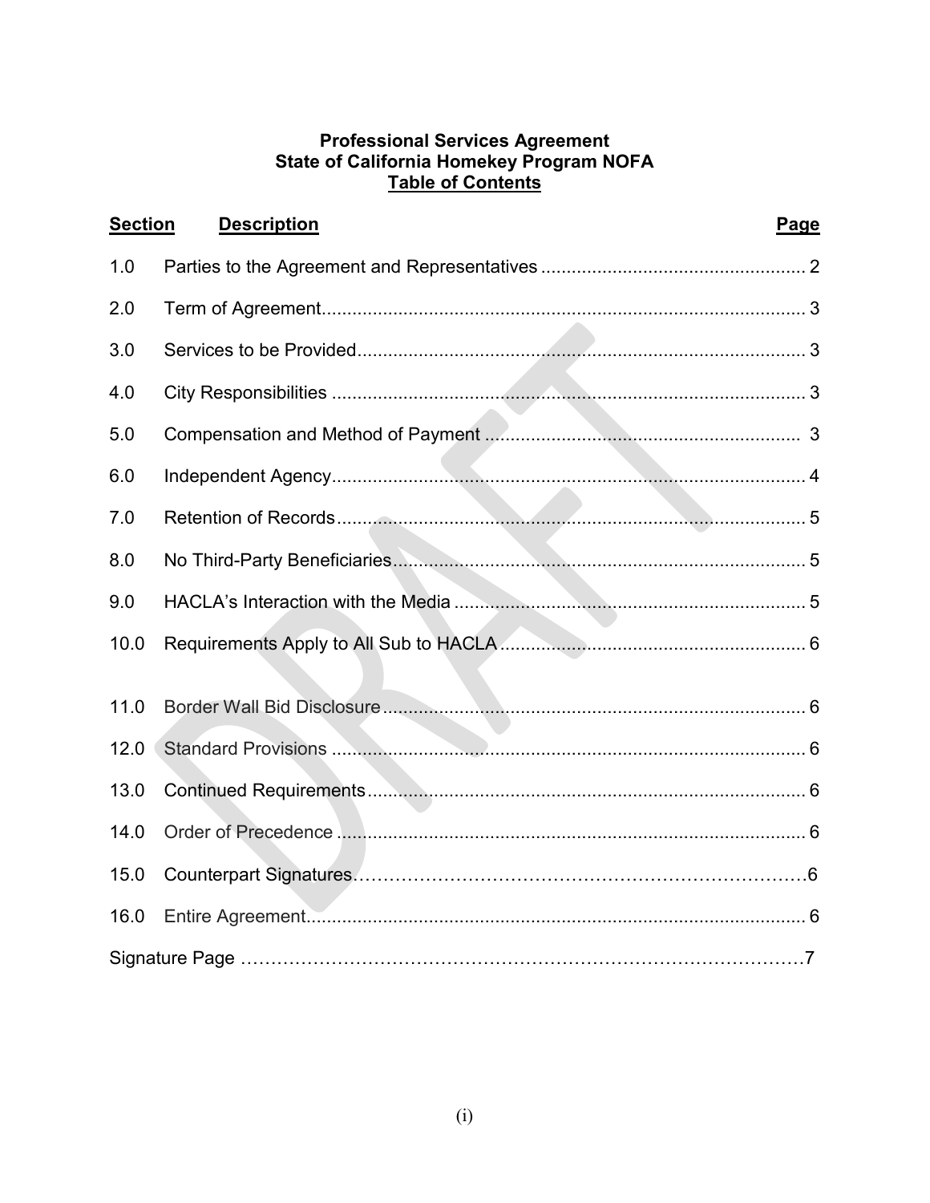**Professional Services Agreement**
**State of California Homekey Program NOFA**
**Table of Contents**

| Section | Description | Page |
|---|---|---|
| 1.0 | Parties to the Agreement and Representatives | 2 |
| 2.0 | Term of Agreement | 3 |
| 3.0 | Services to be Provided | 3 |
| 4.0 | City Responsibilities | 3 |
| 5.0 | Compensation and Method of Payment | 3 |
| 6.0 | Independent Agency | 4 |
| 7.0 | Retention of Records | 5 |
| 8.0 | No Third-Party Beneficiaries | 5 |
| 9.0 | HACLA's Interaction with the Media | 5 |
| 10.0 | Requirements Apply to All Sub to HACLA | 6 |
| 11.0 | Border Wall Bid Disclosure | 6 |
| 12.0 | Standard Provisions | 6 |
| 13.0 | Continued Requirements | 6 |
| 14.0 | Order of Precedence | 6 |
| 15.0 | Counterpart Signatures | 6 |
| 16.0 | Entire Agreement | 6 |
| Signature Page | | 7 |

DRAFT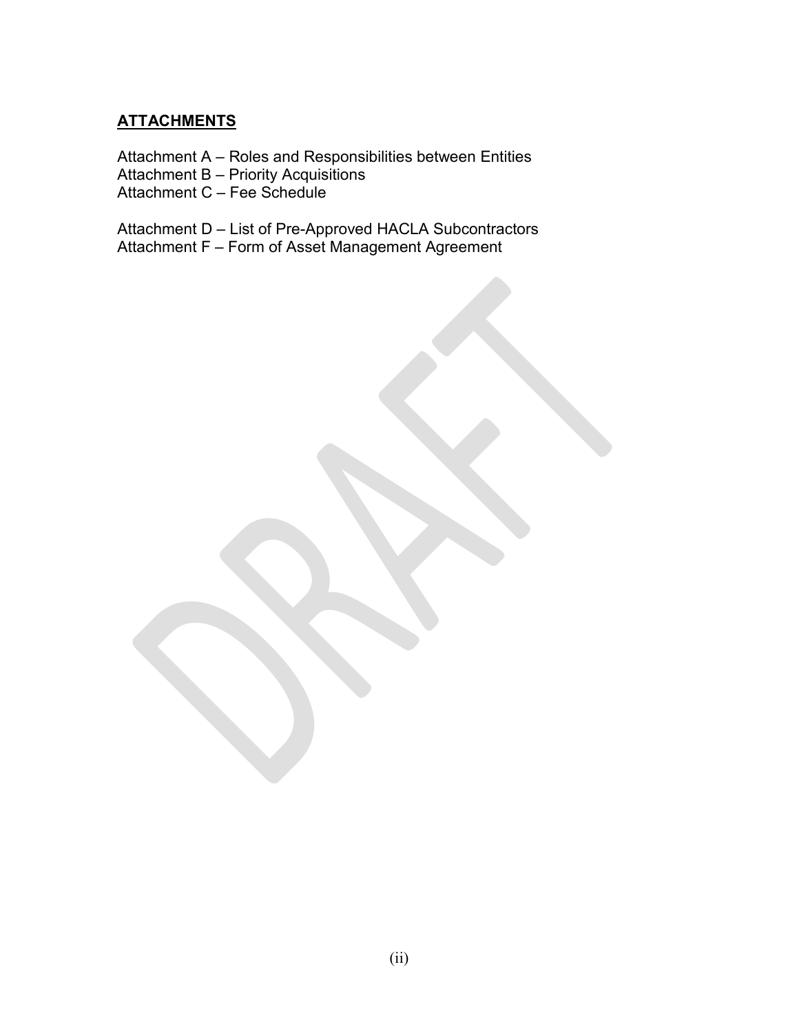## **ATTACHMENTS**

Attachment A – Roles and Responsibilities between Entities
Attachment B – Priority Acquisitions
Attachment C – Fee Schedule

Attachment D – List of Pre-Approved HACLA Subcontractors
Attachment F – Form of Asset Management Agreement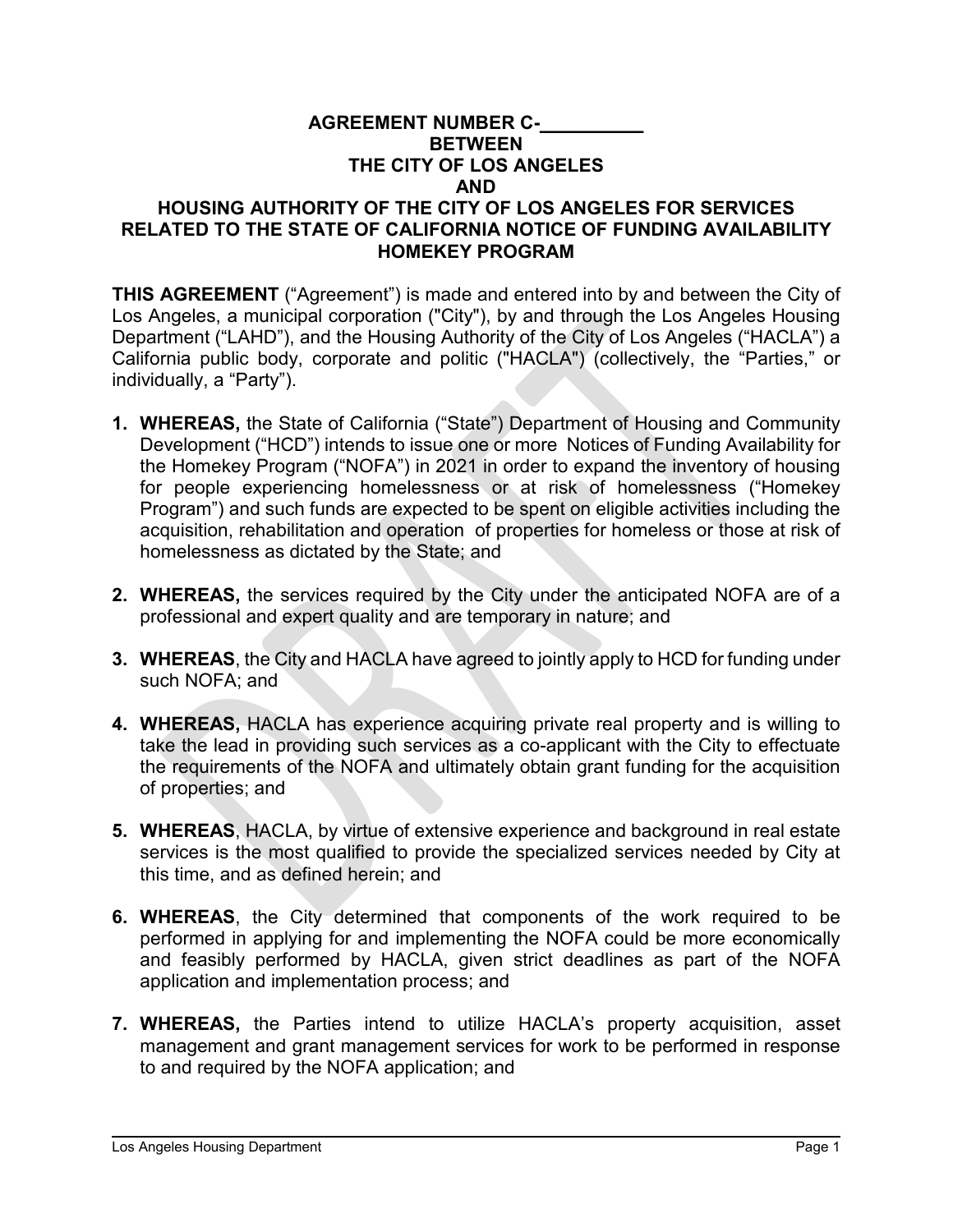**AGREEMENT NUMBER C-__________**
**BETWEEN**
**THE CITY OF LOS ANGELES**
**AND**
**HOUSING AUTHORITY OF THE CITY OF LOS ANGELES FOR SERVICES RELATED TO THE STATE OF CALIFORNIA NOTICE OF FUNDING AVAILABILITY HOMEKEY PROGRAM**

**THIS AGREEMENT** ("Agreement") is made and entered into by and between the City of Los Angeles, a municipal corporation ("City"), by and through the Los Angeles Housing Department ("LAHD"), and the Housing Authority of the City of Los Angeles ("HACLA") a California public body, corporate and politic ("HACLA") (collectively, the "Parties," or individually, a "Party").

1. **WHEREAS,** the State of California ("State") Department of Housing and Community Development ("HCD") intends to issue one or more Notices of Funding Availability for the Homekey Program ("NOFA") in 2021 in order to expand the inventory of housing for people experiencing homelessness or at risk of homelessness ("Homekey Program") and such funds are expected to be spent on eligible activities including the acquisition, rehabilitation and operation of properties for homeless or those at risk of homelessness as dictated by the State; and

2. **WHEREAS,** the services required by the City under the anticipated NOFA are of a professional and expert quality and are temporary in nature; and

3. **WHEREAS**, the City and HACLA have agreed to jointly apply to HCD for funding under such NOFA; and

4. **WHEREAS,** HACLA has experience acquiring private real property and is willing to take the lead in providing such services as a co-applicant with the City to effectuate the requirements of the NOFA and ultimately obtain grant funding for the acquisition of properties; and

5. **WHEREAS**, HACLA, by virtue of extensive experience and background in real estate services is the most qualified to provide the specialized services needed by City at this time, and as defined herein; and

6. **WHEREAS**, the City determined that components of the work required to be performed in applying for and implementing the NOFA could be more economically and feasibly performed by HACLA, given strict deadlines as part of the NOFA application and implementation process; and

7. **WHEREAS,** the Parties intend to utilize HACLA's property acquisition, asset management and grant management services for work to be performed in response to and required by the NOFA application; and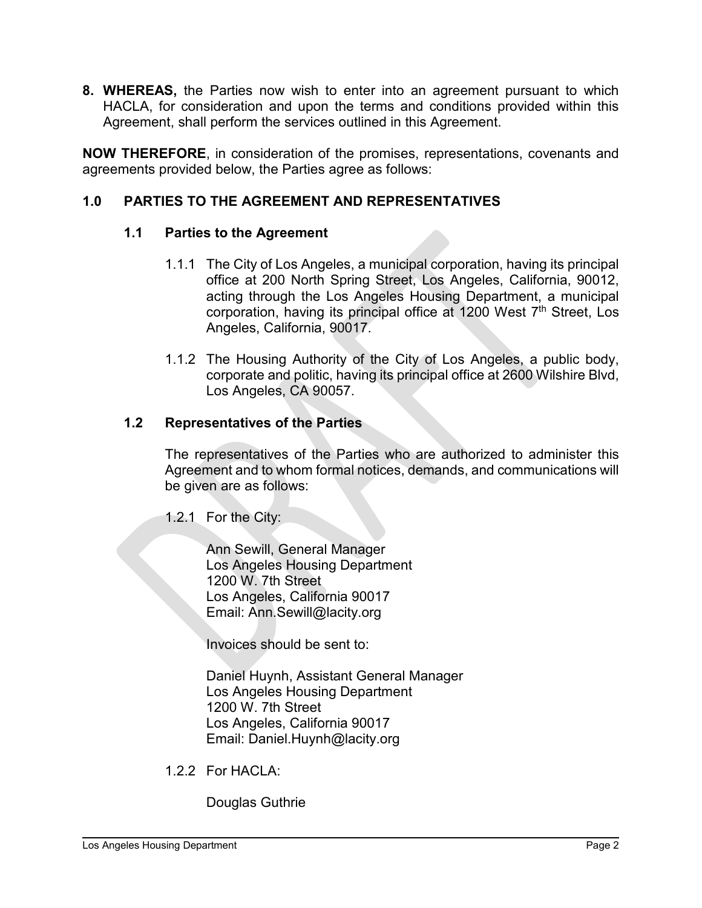**8. WHEREAS,** the Parties now wish to enter into an agreement pursuant to which HACLA, for consideration and upon the terms and conditions provided within this Agreement, shall perform the services outlined in this Agreement.

**NOW THEREFORE**, in consideration of the promises, representations, covenants and agreements provided below, the Parties agree as follows:

## 1.0 PARTIES TO THE AGREEMENT AND REPRESENTATIVES

### 1.1 Parties to the Agreement

1.1.1 The City of Los Angeles, a municipal corporation, having its principal office at 200 North Spring Street, Los Angeles, California, 90012, acting through the Los Angeles Housing Department, a municipal corporation, having its principal office at 1200 West 7th Street, Los Angeles, California, 90017.

1.1.2 The Housing Authority of the City of Los Angeles, a public body, corporate and politic, having its principal office at 2600 Wilshire Blvd, Los Angeles, CA 90057.

### 1.2 Representatives of the Parties

The representatives of the Parties who are authorized to administer this Agreement and to whom formal notices, demands, and communications will be given are as follows:

1.2.1 For the City:

Ann Sewill, General Manager
Los Angeles Housing Department
1200 W. 7th Street
Los Angeles, California 90017
Email: Ann.Sewill@lacity.org

Invoices should be sent to:

Daniel Huynh, Assistant General Manager
Los Angeles Housing Department
1200 W. 7th Street
Los Angeles, California 90017
Email: Daniel.Huynh@lacity.org

1.2.2 For HACLA:

Douglas Guthrie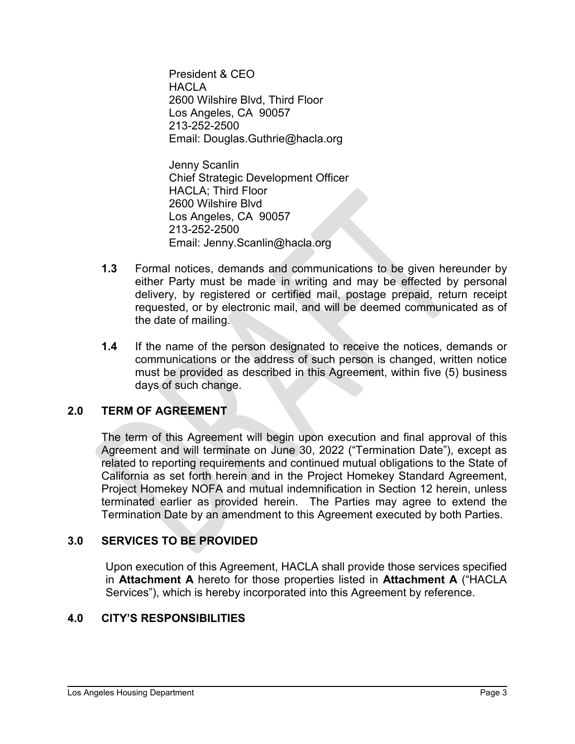President & CEO
HACLA
2600 Wilshire Blvd, Third Floor
Los Angeles, CA 90057
213-252-2500
Email: Douglas.Guthrie@hacla.org

Jenny Scanlin
Chief Strategic Development Officer
HACLA; Third Floor
2600 Wilshire Blvd
Los Angeles, CA 90057
213-252-2500
Email: Jenny.Scanlin@hacla.org

**1.3** Formal notices, demands and communications to be given hereunder by either Party must be made in writing and may be effected by personal delivery, by registered or certified mail, postage prepaid, return receipt requested, or by electronic mail, and will be deemed communicated as of the date of mailing.

**1.4** If the name of the person designated to receive the notices, demands or communications or the address of such person is changed, written notice must be provided as described in this Agreement, within five (5) business days of such change.

## 2.0 TERM OF AGREEMENT

The term of this Agreement will begin upon execution and final approval of this Agreement and will terminate on June 30, 2022 ("Termination Date"), except as related to reporting requirements and continued mutual obligations to the State of California as set forth herein and in the Project Homekey Standard Agreement, Project Homekey NOFA and mutual indemnification in Section 12 herein, unless terminated earlier as provided herein. The Parties may agree to extend the Termination Date by an amendment to this Agreement executed by both Parties.

## 3.0 SERVICES TO BE PROVIDED

Upon execution of this Agreement, HACLA shall provide those services specified in **Attachment A** hereto for those properties listed in **Attachment A** ("HACLA Services"), which is hereby incorporated into this Agreement by reference.

## 4.0 CITY'S RESPONSIBILITIES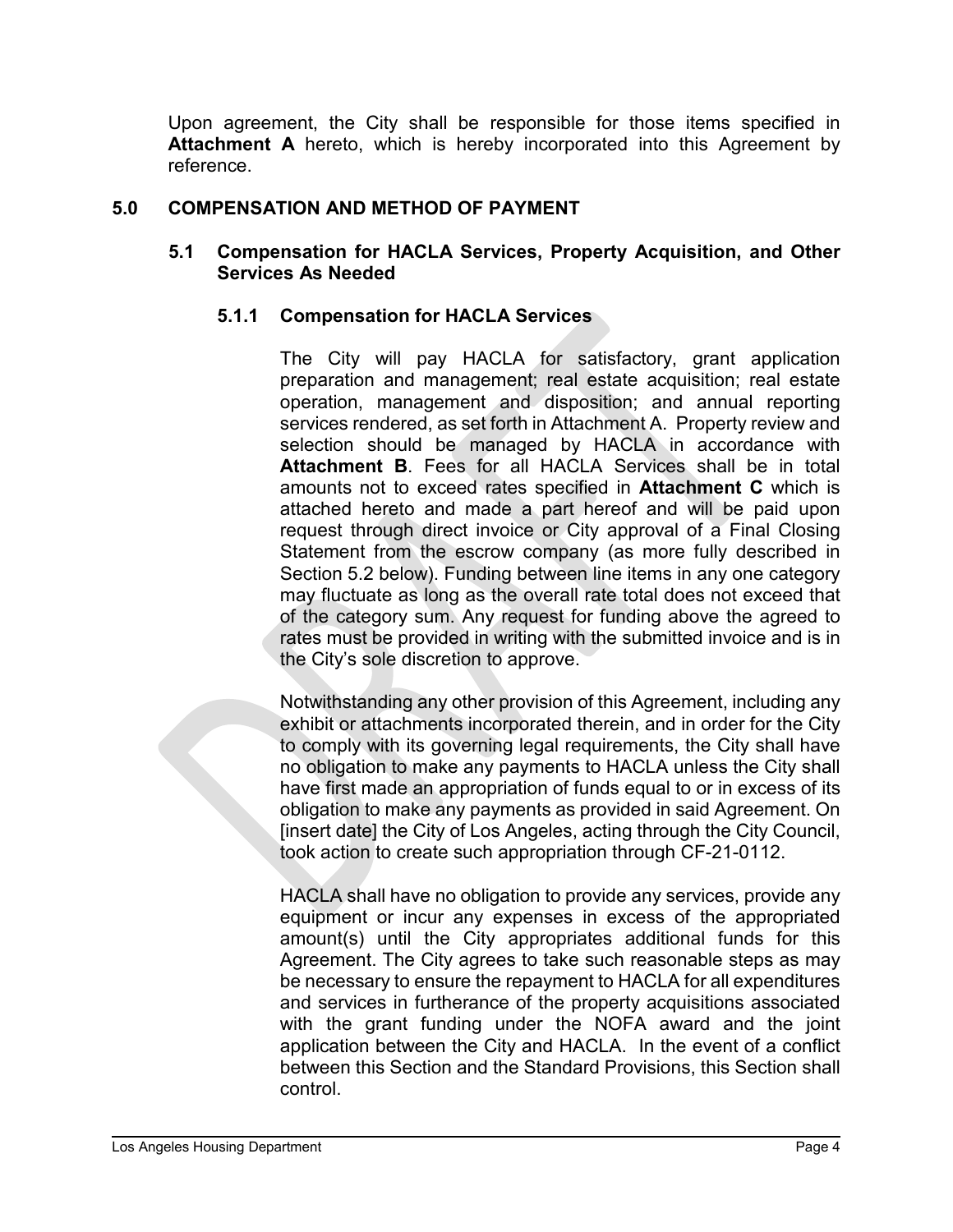Upon agreement, the City shall be responsible for those items specified in **Attachment A** hereto, which is hereby incorporated into this Agreement by reference.

## 5.0 COMPENSATION AND METHOD OF PAYMENT

### 5.1 Compensation for HACLA Services, Property Acquisition, and Other Services As Needed

#### 5.1.1 Compensation for HACLA Services

The City will pay HACLA for satisfactory, grant application preparation and management; real estate acquisition; real estate operation, management and disposition; and annual reporting services rendered, as set forth in Attachment A. Property review and selection should be managed by HACLA in accordance with **Attachment B**. Fees for all HACLA Services shall be in total amounts not to exceed rates specified in **Attachment C** which is attached hereto and made a part hereof and will be paid upon request through direct invoice or City approval of a Final Closing Statement from the escrow company (as more fully described in Section 5.2 below). Funding between line items in any one category may fluctuate as long as the overall rate total does not exceed that of the category sum. Any request for funding above the agreed to rates must be provided in writing with the submitted invoice and is in the City's sole discretion to approve.

Notwithstanding any other provision of this Agreement, including any exhibit or attachments incorporated therein, and in order for the City to comply with its governing legal requirements, the City shall have no obligation to make any payments to HACLA unless the City shall have first made an appropriation of funds equal to or in excess of its obligation to make any payments as provided in said Agreement. On [insert date] the City of Los Angeles, acting through the City Council, took action to create such appropriation through CF-21-0112.

HACLA shall have no obligation to provide any services, provide any equipment or incur any expenses in excess of the appropriated amount(s) until the City appropriates additional funds for this Agreement. The City agrees to take such reasonable steps as may be necessary to ensure the repayment to HACLA for all expenditures and services in furtherance of the property acquisitions associated with the grant funding under the NOFA award and the joint application between the City and HACLA. In the event of a conflict between this Section and the Standard Provisions, this Section shall control.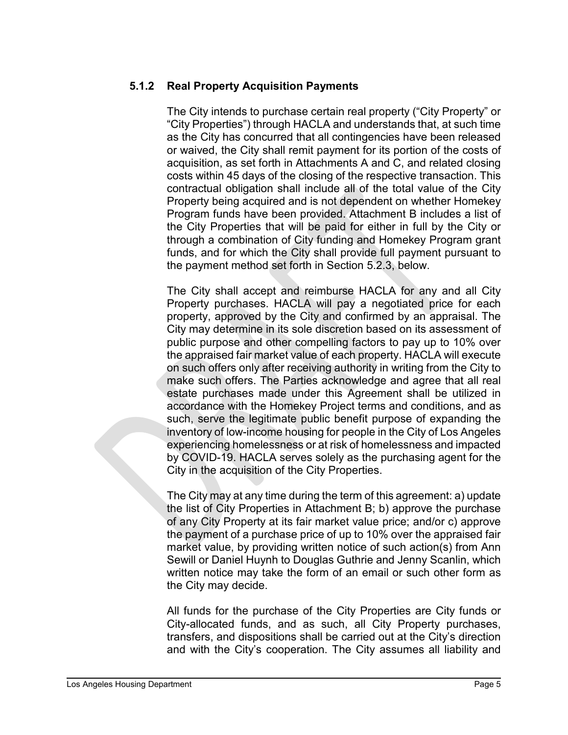### 5.1.2 Real Property Acquisition Payments

The City intends to purchase certain real property ("City Property" or "City Properties") through HACLA and understands that, at such time as the City has concurred that all contingencies have been released or waived, the City shall remit payment for its portion of the costs of acquisition, as set forth in Attachments A and C, and related closing costs within 45 days of the closing of the respective transaction. This contractual obligation shall include all of the total value of the City Property being acquired and is not dependent on whether Homekey Program funds have been provided. Attachment B includes a list of the City Properties that will be paid for either in full by the City or through a combination of City funding and Homekey Program grant funds, and for which the City shall provide full payment pursuant to the payment method set forth in Section 5.2.3, below.

The City shall accept and reimburse HACLA for any and all City Property purchases. HACLA will pay a negotiated price for each property, approved by the City and confirmed by an appraisal. The City may determine in its sole discretion based on its assessment of public purpose and other compelling factors to pay up to 10% over the appraised fair market value of each property. HACLA will execute on such offers only after receiving authority in writing from the City to make such offers. The Parties acknowledge and agree that all real estate purchases made under this Agreement shall be utilized in accordance with the Homekey Project terms and conditions, and as such, serve the legitimate public benefit purpose of expanding the inventory of low-income housing for people in the City of Los Angeles experiencing homelessness or at risk of homelessness and impacted by COVID-19. HACLA serves solely as the purchasing agent for the City in the acquisition of the City Properties.

The City may at any time during the term of this agreement: a) update the list of City Properties in Attachment B; b) approve the purchase of any City Property at its fair market value price; and/or c) approve the payment of a purchase price of up to 10% over the appraised fair market value, by providing written notice of such action(s) from Ann Sewill or Daniel Huynh to Douglas Guthrie and Jenny Scanlin, which written notice may take the form of an email or such other form as the City may decide.

All funds for the purchase of the City Properties are City funds or City-allocated funds, and as such, all City Property purchases, transfers, and dispositions shall be carried out at the City's direction and with the City's cooperation. The City assumes all liability and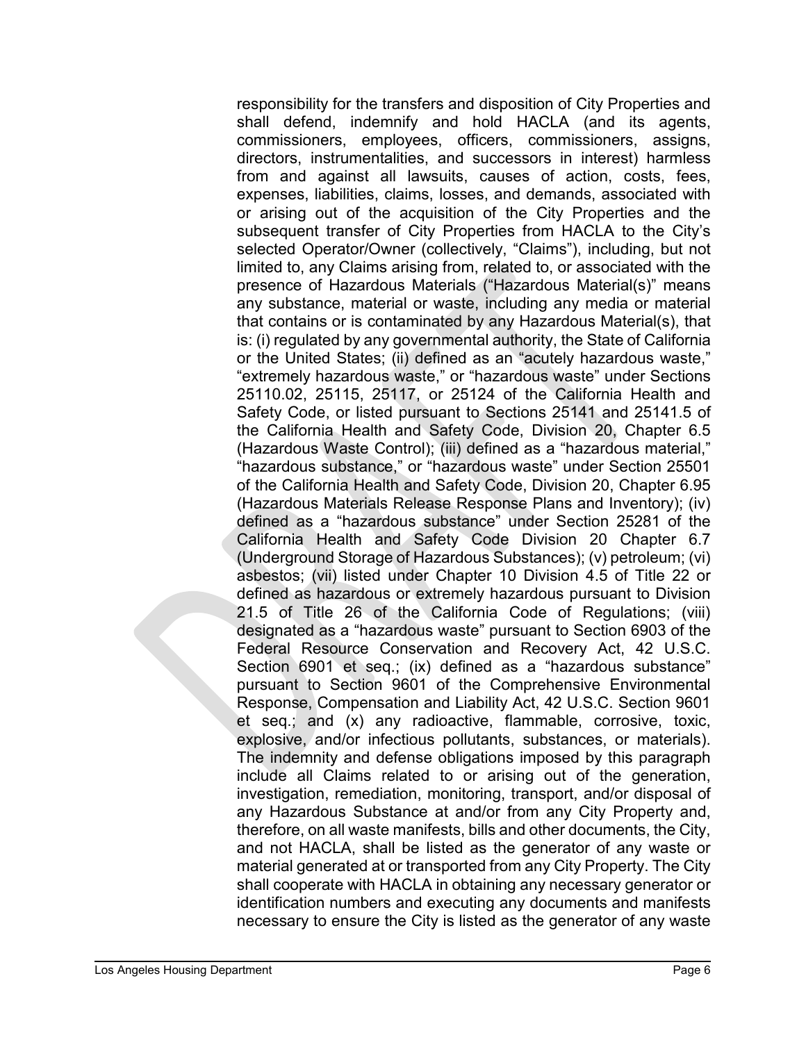responsibility for the transfers and disposition of City Properties and shall defend, indemnify and hold HACLA (and its agents, commissioners, employees, officers, commissioners, assigns, directors, instrumentalities, and successors in interest) harmless from and against all lawsuits, causes of action, costs, fees, expenses, liabilities, claims, losses, and demands, associated with or arising out of the acquisition of the City Properties and the subsequent transfer of City Properties from HACLA to the City's selected Operator/Owner (collectively, "Claims"), including, but not limited to, any Claims arising from, related to, or associated with the presence of Hazardous Materials ("Hazardous Material(s)" means any substance, material or waste, including any media or material that contains or is contaminated by any Hazardous Material(s), that is: (i) regulated by any governmental authority, the State of California or the United States; (ii) defined as an "acutely hazardous waste," "extremely hazardous waste," or "hazardous waste" under Sections 25110.02, 25115, 25117, or 25124 of the California Health and Safety Code, or listed pursuant to Sections 25141 and 25141.5 of the California Health and Safety Code, Division 20, Chapter 6.5 (Hazardous Waste Control); (iii) defined as a "hazardous material," "hazardous substance," or "hazardous waste" under Section 25501 of the California Health and Safety Code, Division 20, Chapter 6.95 (Hazardous Materials Release Response Plans and Inventory); (iv) defined as a "hazardous substance" under Section 25281 of the California Health and Safety Code Division 20 Chapter 6.7 (Underground Storage of Hazardous Substances); (v) petroleum; (vi) asbestos; (vii) listed under Chapter 10 Division 4.5 of Title 22 or defined as hazardous or extremely hazardous pursuant to Division 21.5 of Title 26 of the California Code of Regulations; (viii) designated as a "hazardous waste" pursuant to Section 6903 of the Federal Resource Conservation and Recovery Act, 42 U.S.C. Section 6901 et seq.; (ix) defined as a "hazardous substance" pursuant to Section 9601 of the Comprehensive Environmental Response, Compensation and Liability Act, 42 U.S.C. Section 9601 et seq.; and (x) any radioactive, flammable, corrosive, toxic, explosive, and/or infectious pollutants, substances, or materials). The indemnity and defense obligations imposed by this paragraph include all Claims related to or arising out of the generation, investigation, remediation, monitoring, transport, and/or disposal of any Hazardous Substance at and/or from any City Property and, therefore, on all waste manifests, bills and other documents, the City, and not HACLA, shall be listed as the generator of any waste or material generated at or transported from any City Property. The City shall cooperate with HACLA in obtaining any necessary generator or identification numbers and executing any documents and manifests necessary to ensure the City is listed as the generator of any waste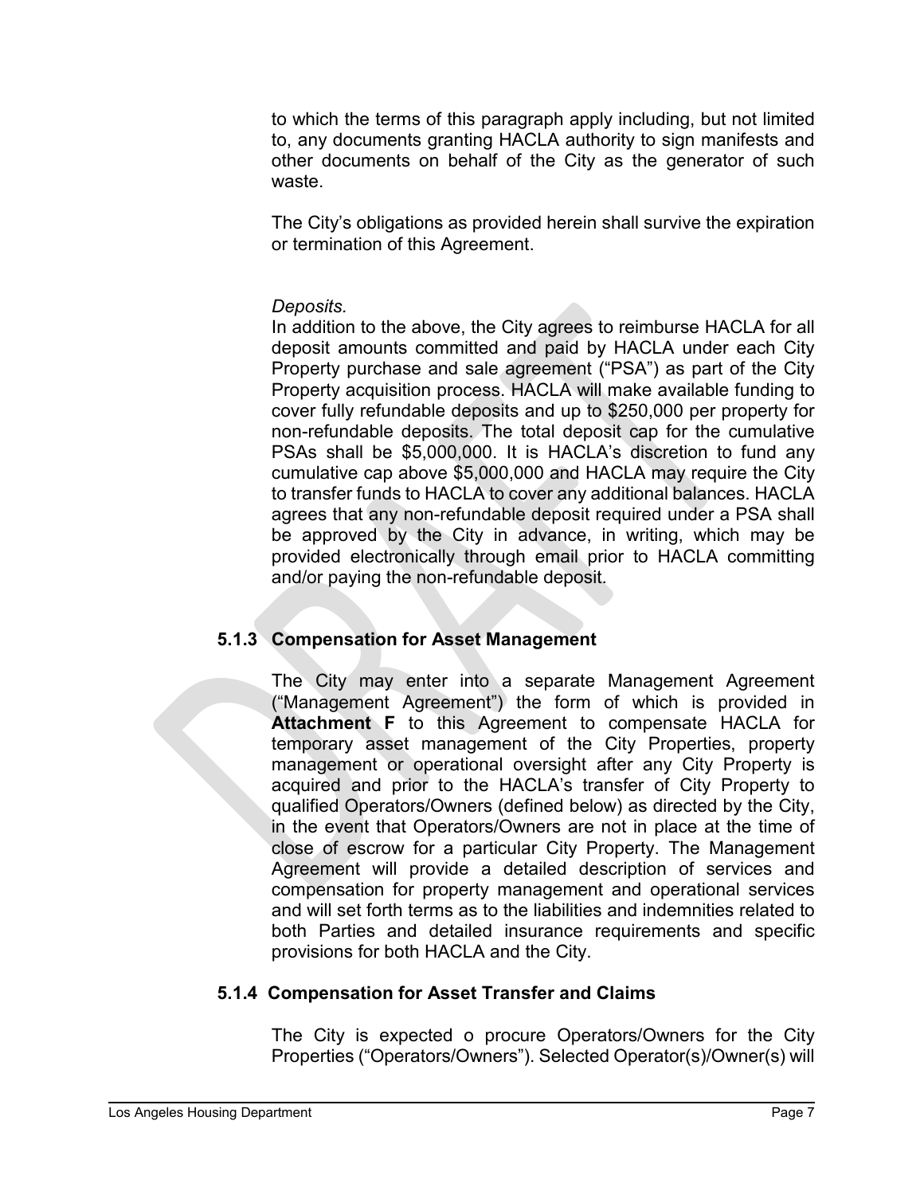to which the terms of this paragraph apply including, but not limited to, any documents granting HACLA authority to sign manifests and other documents on behalf of the City as the generator of such waste.

The City's obligations as provided herein shall survive the expiration or termination of this Agreement.

*Deposits.*
In addition to the above, the City agrees to reimburse HACLA for all deposit amounts committed and paid by HACLA under each City Property purchase and sale agreement ("PSA") as part of the City Property acquisition process. HACLA will make available funding to cover fully refundable deposits and up to $250,000 per property for non-refundable deposits. The total deposit cap for the cumulative PSAs shall be $5,000,000. It is HACLA's discretion to fund any cumulative cap above $5,000,000 and HACLA may require the City to transfer funds to HACLA to cover any additional balances. HACLA agrees that any non-refundable deposit required under a PSA shall be approved by the City in advance, in writing, which may be provided electronically through email prior to HACLA committing and/or paying the non-refundable deposit.

### 5.1.3 Compensation for Asset Management

The City may enter into a separate Management Agreement ("Management Agreement") the form of which is provided in **Attachment F** to this Agreement to compensate HACLA for temporary asset management of the City Properties, property management or operational oversight after any City Property is acquired and prior to the HACLA's transfer of City Property to qualified Operators/Owners (defined below) as directed by the City, in the event that Operators/Owners are not in place at the time of close of escrow for a particular City Property. The Management Agreement will provide a detailed description of services and compensation for property management and operational services and will set forth terms as to the liabilities and indemnities related to both Parties and detailed insurance requirements and specific provisions for both HACLA and the City.

### 5.1.4 Compensation for Asset Transfer and Claims

The City is expected o procure Operators/Owners for the City Properties ("Operators/Owners"). Selected Operator(s)/Owner(s) will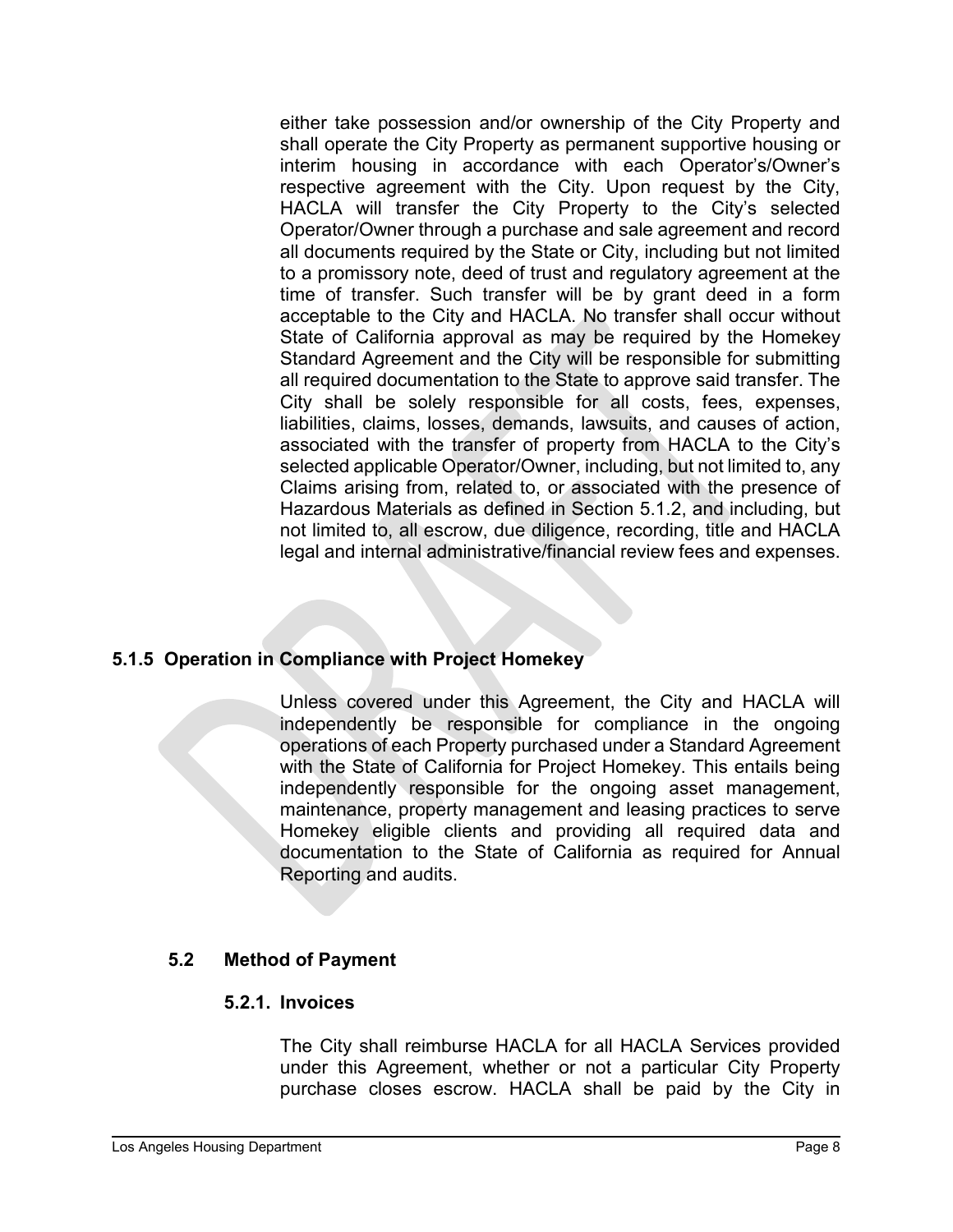either take possession and/or ownership of the City Property and shall operate the City Property as permanent supportive housing or interim housing in accordance with each Operator's/Owner's respective agreement with the City. Upon request by the City, HACLA will transfer the City Property to the City's selected Operator/Owner through a purchase and sale agreement and record all documents required by the State or City, including but not limited to a promissory note, deed of trust and regulatory agreement at the time of transfer. Such transfer will be by grant deed in a form acceptable to the City and HACLA. No transfer shall occur without State of California approval as may be required by the Homekey Standard Agreement and the City will be responsible for submitting all required documentation to the State to approve said transfer. The City shall be solely responsible for all costs, fees, expenses, liabilities, claims, losses, demands, lawsuits, and causes of action, associated with the transfer of property from HACLA to the City's selected applicable Operator/Owner, including, but not limited to, any Claims arising from, related to, or associated with the presence of Hazardous Materials as defined in Section 5.1.2, and including, but not limited to, all escrow, due diligence, recording, title and HACLA legal and internal administrative/financial review fees and expenses.

#### 5.1.5 Operation in Compliance with Project Homekey

Unless covered under this Agreement, the City and HACLA will independently be responsible for compliance in the ongoing operations of each Property purchased under a Standard Agreement with the State of California for Project Homekey. This entails being independently responsible for the ongoing asset management, maintenance, property management and leasing practices to serve Homekey eligible clients and providing all required data and documentation to the State of California as required for Annual Reporting and audits.

### 5.2 Method of Payment

#### 5.2.1. Invoices

The City shall reimburse HACLA for all HACLA Services provided under this Agreement, whether or not a particular City Property purchase closes escrow. HACLA shall be paid by the City in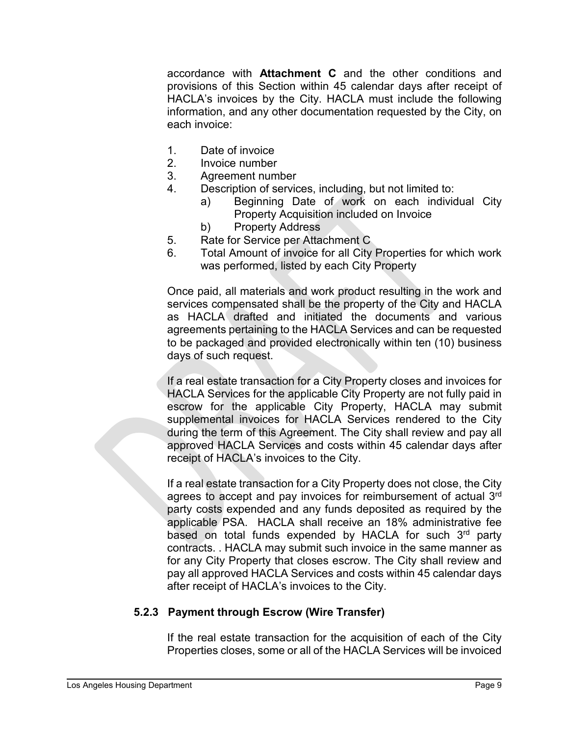accordance with **Attachment C** and the other conditions and provisions of this Section within 45 calendar days after receipt of HACLA's invoices by the City. HACLA must include the following information, and any other documentation requested by the City, on each invoice:

1. Date of invoice
2. Invoice number
3. Agreement number
4. Description of services, including, but not limited to:
   a) Beginning Date of work on each individual City Property Acquisition included on Invoice
   b) Property Address
5. Rate for Service per Attachment C
6. Total Amount of invoice for all City Properties for which work was performed, listed by each City Property

Once paid, all materials and work product resulting in the work and services compensated shall be the property of the City and HACLA as HACLA drafted and initiated the documents and various agreements pertaining to the HACLA Services and can be requested to be packaged and provided electronically within ten (10) business days of such request.

If a real estate transaction for a City Property closes and invoices for HACLA Services for the applicable City Property are not fully paid in escrow for the applicable City Property, HACLA may submit supplemental invoices for HACLA Services rendered to the City during the term of this Agreement. The City shall review and pay all approved HACLA Services and costs within 45 calendar days after receipt of HACLA's invoices to the City.

If a real estate transaction for a City Property does not close, the City agrees to accept and pay invoices for reimbursement of actual 3rd party costs expended and any funds deposited as required by the applicable PSA. HACLA shall receive an 18% administrative fee based on total funds expended by HACLA for such 3rd party contracts. . HACLA may submit such invoice in the same manner as for any City Property that closes escrow. The City shall review and pay all approved HACLA Services and costs within 45 calendar days after receipt of HACLA's invoices to the City.

### 5.2.3 Payment through Escrow (Wire Transfer)

If the real estate transaction for the acquisition of each of the City Properties closes, some or all of the HACLA Services will be invoiced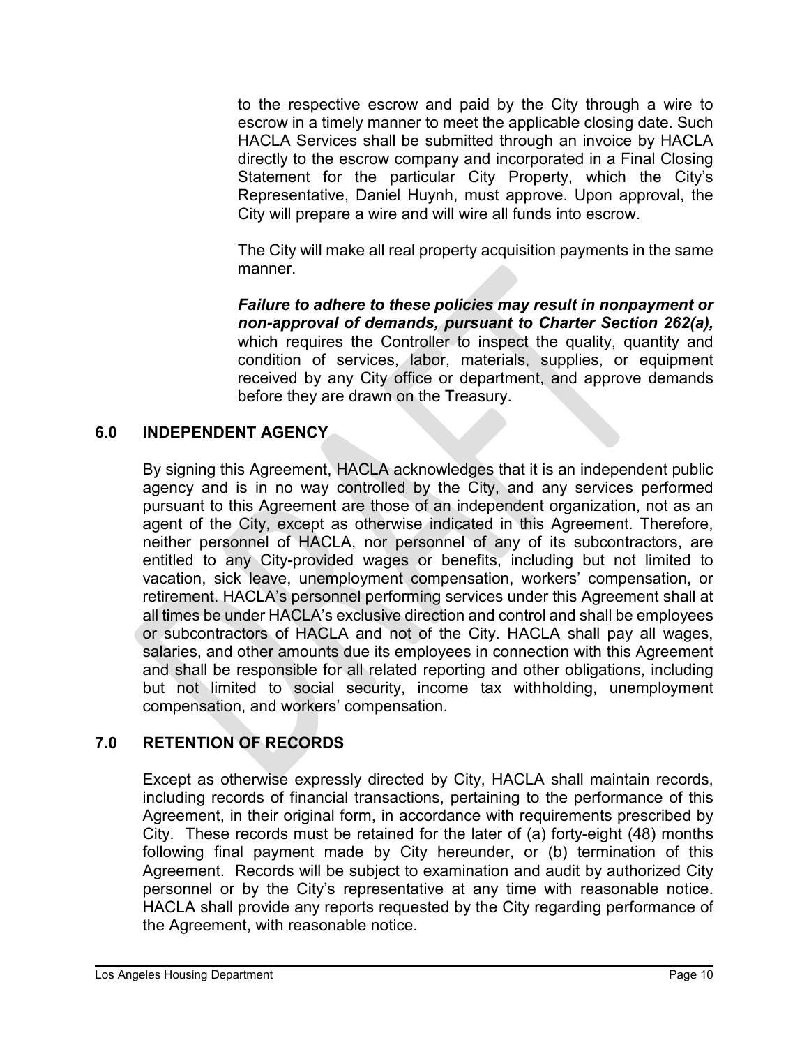to the respective escrow and paid by the City through a wire to escrow in a timely manner to meet the applicable closing date. Such HACLA Services shall be submitted through an invoice by HACLA directly to the escrow company and incorporated in a Final Closing Statement for the particular City Property, which the City's Representative, Daniel Huynh, must approve. Upon approval, the City will prepare a wire and will wire all funds into escrow.

The City will make all real property acquisition payments in the same manner.

***Failure to adhere to these policies may result in nonpayment or non-approval of demands, pursuant to Charter Section 262(a),*** which requires the Controller to inspect the quality, quantity and condition of services, labor, materials, supplies, or equipment received by any City office or department, and approve demands before they are drawn on the Treasury.

## 6.0 INDEPENDENT AGENCY

By signing this Agreement, HACLA acknowledges that it is an independent public agency and is in no way controlled by the City, and any services performed pursuant to this Agreement are those of an independent organization, not as an agent of the City, except as otherwise indicated in this Agreement. Therefore, neither personnel of HACLA, nor personnel of any of its subcontractors, are entitled to any City-provided wages or benefits, including but not limited to vacation, sick leave, unemployment compensation, workers' compensation, or retirement. HACLA's personnel performing services under this Agreement shall at all times be under HACLA's exclusive direction and control and shall be employees or subcontractors of HACLA and not of the City. HACLA shall pay all wages, salaries, and other amounts due its employees in connection with this Agreement and shall be responsible for all related reporting and other obligations, including but not limited to social security, income tax withholding, unemployment compensation, and workers' compensation.

## 7.0 RETENTION OF RECORDS

Except as otherwise expressly directed by City, HACLA shall maintain records, including records of financial transactions, pertaining to the performance of this Agreement, in their original form, in accordance with requirements prescribed by City. These records must be retained for the later of (a) forty-eight (48) months following final payment made by City hereunder, or (b) termination of this Agreement. Records will be subject to examination and audit by authorized City personnel or by the City's representative at any time with reasonable notice. HACLA shall provide any reports requested by the City regarding performance of the Agreement, with reasonable notice.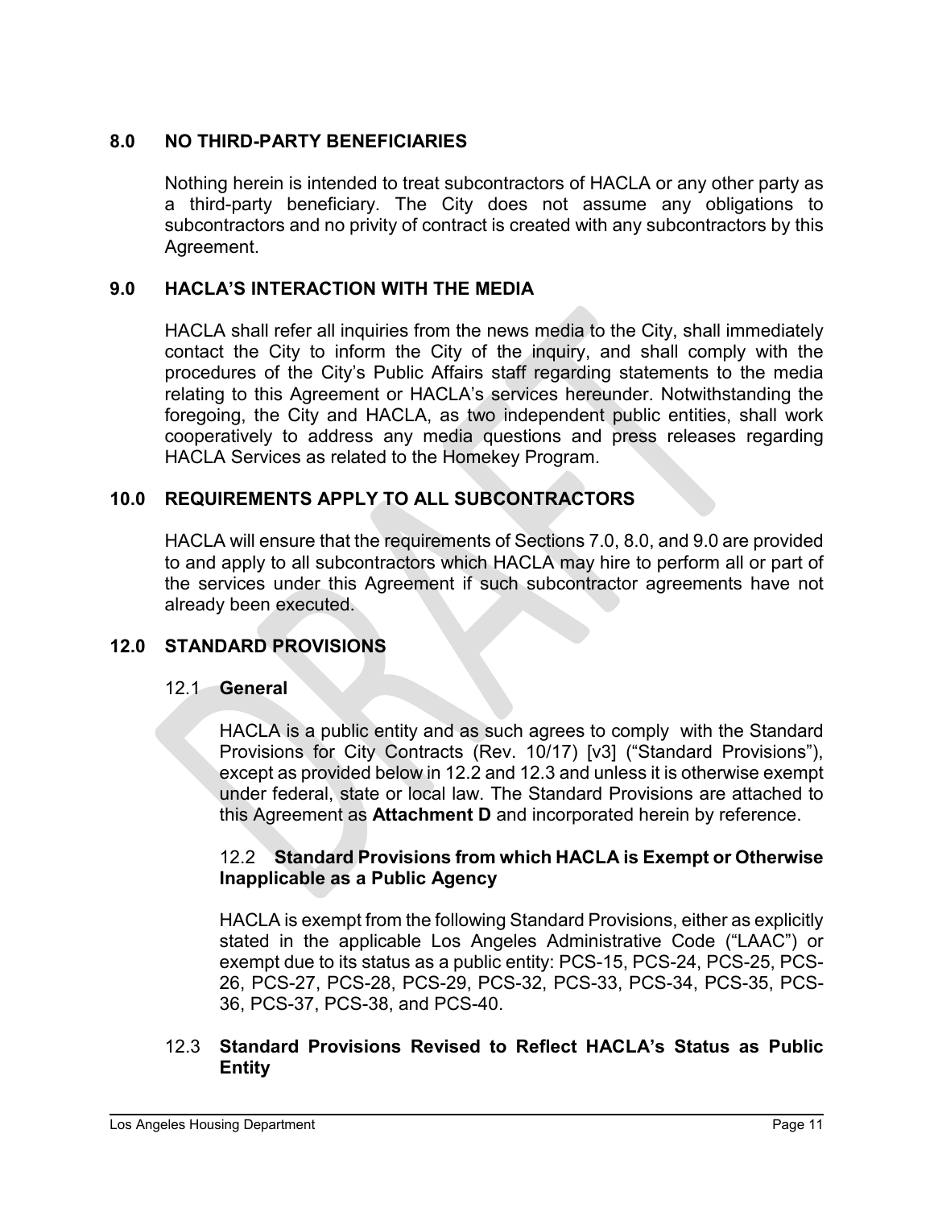## 8.0 NO THIRD-PARTY BENEFICIARIES

Nothing herein is intended to treat subcontractors of HACLA or any other party as a third-party beneficiary. The City does not assume any obligations to subcontractors and no privity of contract is created with any subcontractors by this Agreement.

## 9.0 HACLA'S INTERACTION WITH THE MEDIA

HACLA shall refer all inquiries from the news media to the City, shall immediately contact the City to inform the City of the inquiry, and shall comply with the procedures of the City's Public Affairs staff regarding statements to the media relating to this Agreement or HACLA's services hereunder. Notwithstanding the foregoing, the City and HACLA, as two independent public entities, shall work cooperatively to address any media questions and press releases regarding HACLA Services as related to the Homekey Program.

## 10.0 REQUIREMENTS APPLY TO ALL SUBCONTRACTORS

HACLA will ensure that the requirements of Sections 7.0, 8.0, and 9.0 are provided to and apply to all subcontractors which HACLA may hire to perform all or part of the services under this Agreement if such subcontractor agreements have not already been executed.

## 12.0 STANDARD PROVISIONS

### 12.1 General

HACLA is a public entity and as such agrees to comply with the Standard Provisions for City Contracts (Rev. 10/17) [v3] ("Standard Provisions"), except as provided below in 12.2 and 12.3 and unless it is otherwise exempt under federal, state or local law. The Standard Provisions are attached to this Agreement as **Attachment D** and incorporated herein by reference.

#### 12.2 Standard Provisions from which HACLA is Exempt or Otherwise Inapplicable as a Public Agency

HACLA is exempt from the following Standard Provisions, either as explicitly stated in the applicable Los Angeles Administrative Code ("LAAC") or exempt due to its status as a public entity: PCS-15, PCS-24, PCS-25, PCS-26, PCS-27, PCS-28, PCS-29, PCS-32, PCS-33, PCS-34, PCS-35, PCS-36, PCS-37, PCS-38, and PCS-40.

### 12.3 Standard Provisions Revised to Reflect HACLA's Status as Public Entity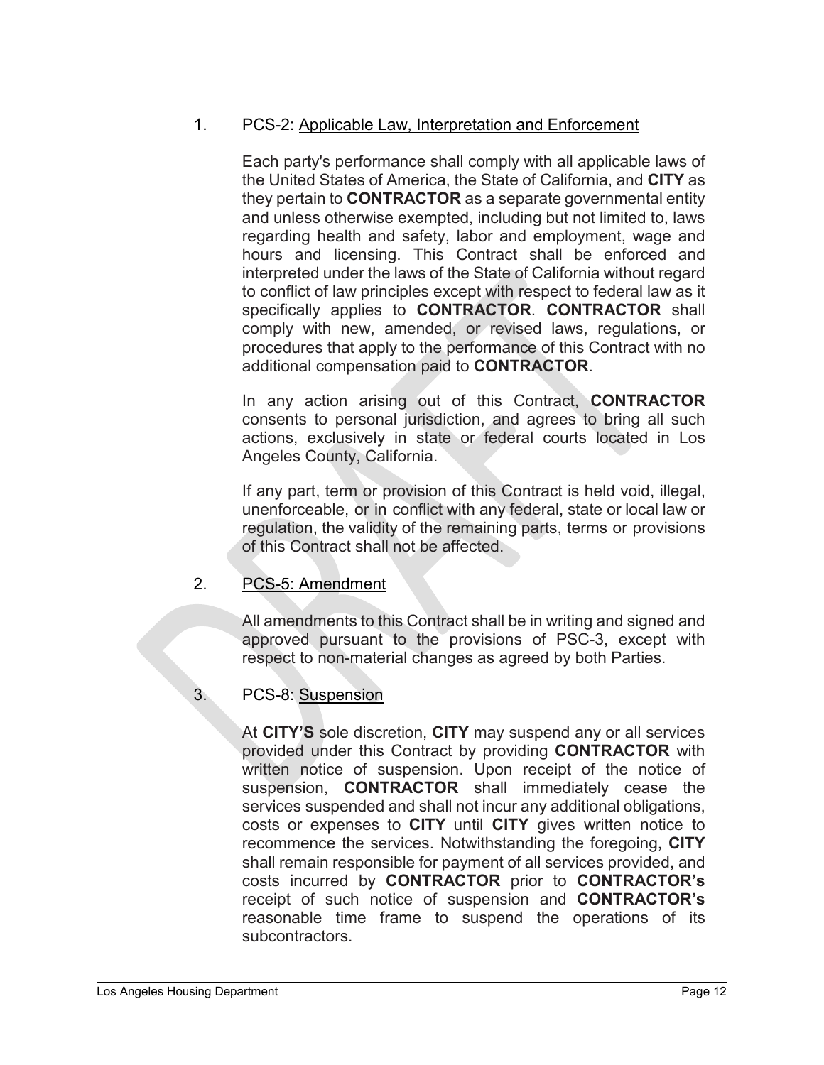1. PCS-2: Applicable Law, Interpretation and Enforcement

   Each party's performance shall comply with all applicable laws of the United States of America, the State of California, and **CITY** as they pertain to **CONTRACTOR** as a separate governmental entity and unless otherwise exempted, including but not limited to, laws regarding health and safety, labor and employment, wage and hours and licensing. This Contract shall be enforced and interpreted under the laws of the State of California without regard to conflict of law principles except with respect to federal law as it specifically applies to **CONTRACTOR**. **CONTRACTOR** shall comply with new, amended, or revised laws, regulations, or procedures that apply to the performance of this Contract with no additional compensation paid to **CONTRACTOR**.

   In any action arising out of this Contract, **CONTRACTOR** consents to personal jurisdiction, and agrees to bring all such actions, exclusively in state or federal courts located in Los Angeles County, California.

   If any part, term or provision of this Contract is held void, illegal, unenforceable, or in conflict with any federal, state or local law or regulation, the validity of the remaining parts, terms or provisions of this Contract shall not be affected.

2. PCS-5: Amendment

   All amendments to this Contract shall be in writing and signed and approved pursuant to the provisions of PSC-3, except with respect to non-material changes as agreed by both Parties.

3. PCS-8: Suspension

   At **CITY'S** sole discretion, **CITY** may suspend any or all services provided under this Contract by providing **CONTRACTOR** with written notice of suspension. Upon receipt of the notice of suspension, **CONTRACTOR** shall immediately cease the services suspended and shall not incur any additional obligations, costs or expenses to **CITY** until **CITY** gives written notice to recommence the services. Notwithstanding the foregoing, **CITY** shall remain responsible for payment of all services provided, and costs incurred by **CONTRACTOR** prior to **CONTRACTOR's** receipt of such notice of suspension and **CONTRACTOR's** reasonable time frame to suspend the operations of its subcontractors.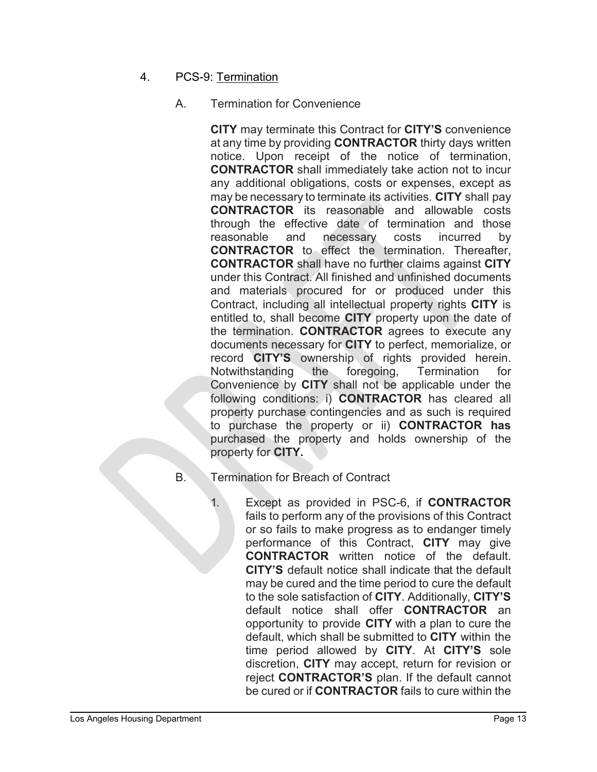4. PCS-9: Termination

   A. Termination for Convenience

      **CITY** may terminate this Contract for **CITY'S** convenience at any time by providing **CONTRACTOR** thirty days written notice. Upon receipt of the notice of termination, **CONTRACTOR** shall immediately take action not to incur any additional obligations, costs or expenses, except as may be necessary to terminate its activities. **CITY** shall pay **CONTRACTOR** its reasonable and allowable costs through the effective date of termination and those reasonable and necessary costs incurred by **CONTRACTOR** to effect the termination. Thereafter, **CONTRACTOR** shall have no further claims against **CITY** under this Contract. All finished and unfinished documents and materials procured for or produced under this Contract, including all intellectual property rights **CITY** is entitled to, shall become **CITY** property upon the date of the termination. **CONTRACTOR** agrees to execute any documents necessary for **CITY** to perfect, memorialize, or record **CITY'S** ownership of rights provided herein. Notwithstanding the foregoing, Termination for Convenience by **CITY** shall not be applicable under the following conditions: i) **CONTRACTOR** has cleared all property purchase contingencies and as such is required to purchase the property or ii) **CONTRACTOR has** purchased the property and holds ownership of the property for **CITY.**

   B. Termination for Breach of Contract

      1. Except as provided in PSC-6, if **CONTRACTOR** fails to perform any of the provisions of this Contract or so fails to make progress as to endanger timely performance of this Contract, **CITY** may give **CONTRACTOR** written notice of the default. **CITY'S** default notice shall indicate that the default may be cured and the time period to cure the default to the sole satisfaction of **CITY**. Additionally, **CITY'S** default notice shall offer **CONTRACTOR** an opportunity to provide **CITY** with a plan to cure the default, which shall be submitted to **CITY** within the time period allowed by **CITY**. At **CITY'S** sole discretion, **CITY** may accept, return for revision or reject **CONTRACTOR'S** plan. If the default cannot be cured or if **CONTRACTOR** fails to cure within the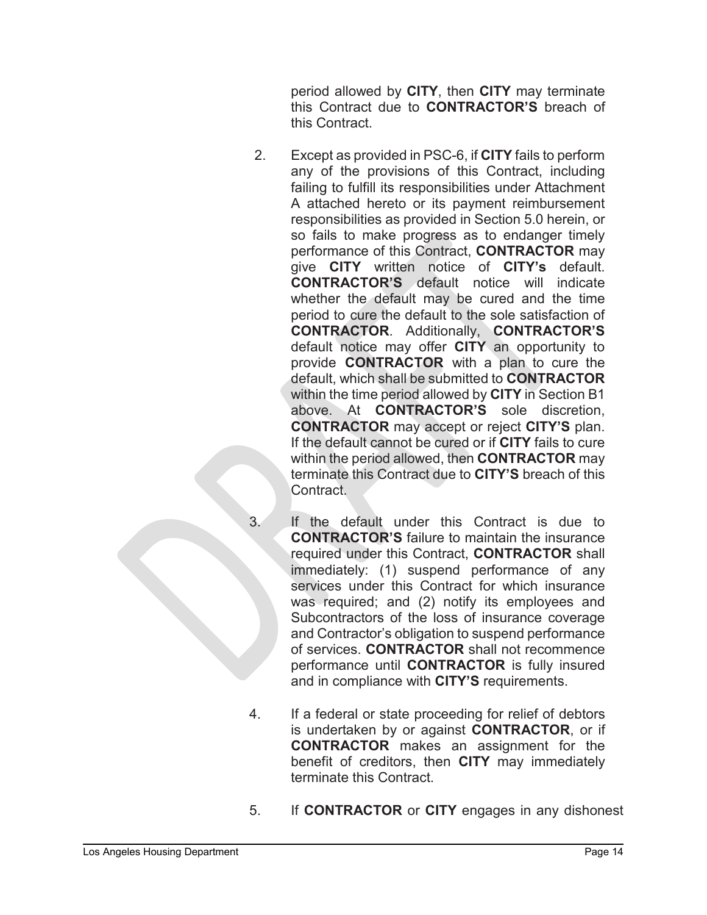period allowed by **CITY**, then **CITY** may terminate this Contract due to **CONTRACTOR'S** breach of this Contract.

2. Except as provided in PSC-6, if **CITY** fails to perform any of the provisions of this Contract, including failing to fulfill its responsibilities under Attachment A attached hereto or its payment reimbursement responsibilities as provided in Section 5.0 herein, or so fails to make progress as to endanger timely performance of this Contract, **CONTRACTOR** may give **CITY** written notice of **CITY's** default. **CONTRACTOR'S** default notice will indicate whether the default may be cured and the time period to cure the default to the sole satisfaction of **CONTRACTOR**. Additionally, **CONTRACTOR'S** default notice may offer **CITY** an opportunity to provide **CONTRACTOR** with a plan to cure the default, which shall be submitted to **CONTRACTOR** within the time period allowed by **CITY** in Section B1 above. At **CONTRACTOR'S** sole discretion, **CONTRACTOR** may accept or reject **CITY'S** plan. If the default cannot be cured or if **CITY** fails to cure within the period allowed, then **CONTRACTOR** may terminate this Contract due to **CITY'S** breach of this Contract.

3. If the default under this Contract is due to **CONTRACTOR'S** failure to maintain the insurance required under this Contract, **CONTRACTOR** shall immediately: (1) suspend performance of any services under this Contract for which insurance was required; and (2) notify its employees and Subcontractors of the loss of insurance coverage and Contractor's obligation to suspend performance of services. **CONTRACTOR** shall not recommence performance until **CONTRACTOR** is fully insured and in compliance with **CITY'S** requirements.

4. If a federal or state proceeding for relief of debtors is undertaken by or against **CONTRACTOR**, or if **CONTRACTOR** makes an assignment for the benefit of creditors, then **CITY** may immediately terminate this Contract.

5. If **CONTRACTOR** or **CITY** engages in any dishonest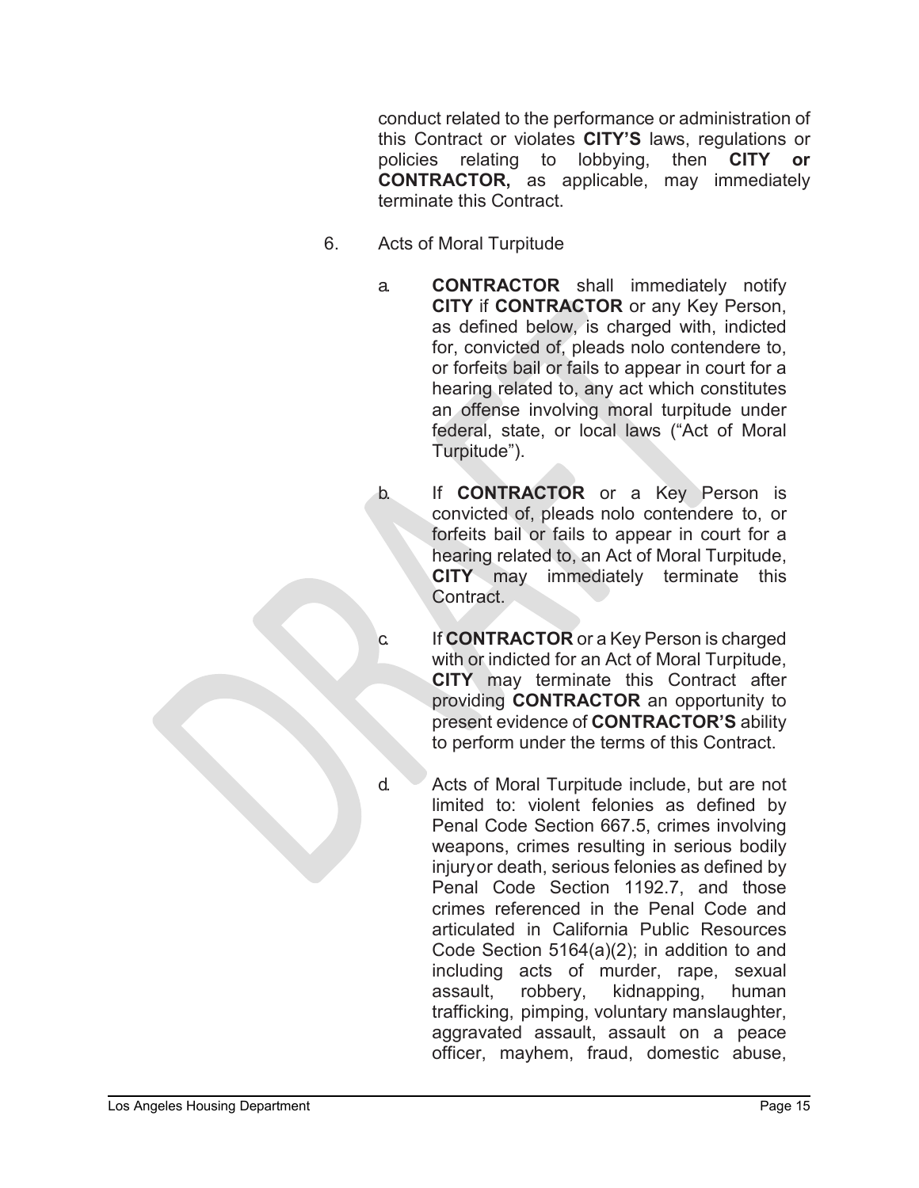conduct related to the performance or administration of this Contract or violates **CITY'S** laws, regulations or policies relating to lobbying, then **CITY or CONTRACTOR,** as applicable, may immediately terminate this Contract.

6. Acts of Moral Turpitude

   a. **CONTRACTOR** shall immediately notify **CITY** if **CONTRACTOR** or any Key Person, as defined below, is charged with, indicted for, convicted of, pleads nolo contendere to, or forfeits bail or fails to appear in court for a hearing related to, any act which constitutes an offense involving moral turpitude under federal, state, or local laws ("Act of Moral Turpitude").

   b. If **CONTRACTOR** or a Key Person is convicted of, pleads nolo contendere to, or forfeits bail or fails to appear in court for a hearing related to, an Act of Moral Turpitude, **CITY** may immediately terminate this Contract.

   c. If **CONTRACTOR** or a Key Person is charged with or indicted for an Act of Moral Turpitude, **CITY** may terminate this Contract after providing **CONTRACTOR** an opportunity to present evidence of **CONTRACTOR'S** ability to perform under the terms of this Contract.

   d. Acts of Moral Turpitude include, but are not limited to: violent felonies as defined by Penal Code Section 667.5, crimes involving weapons, crimes resulting in serious bodily injuryor death, serious felonies as defined by Penal Code Section 1192.7, and those crimes referenced in the Penal Code and articulated in California Public Resources Code Section 5164(a)(2); in addition to and including acts of murder, rape, sexual assault, robbery, kidnapping, human trafficking, pimping, voluntary manslaughter, aggravated assault, assault on a peace officer, mayhem, fraud, domestic abuse,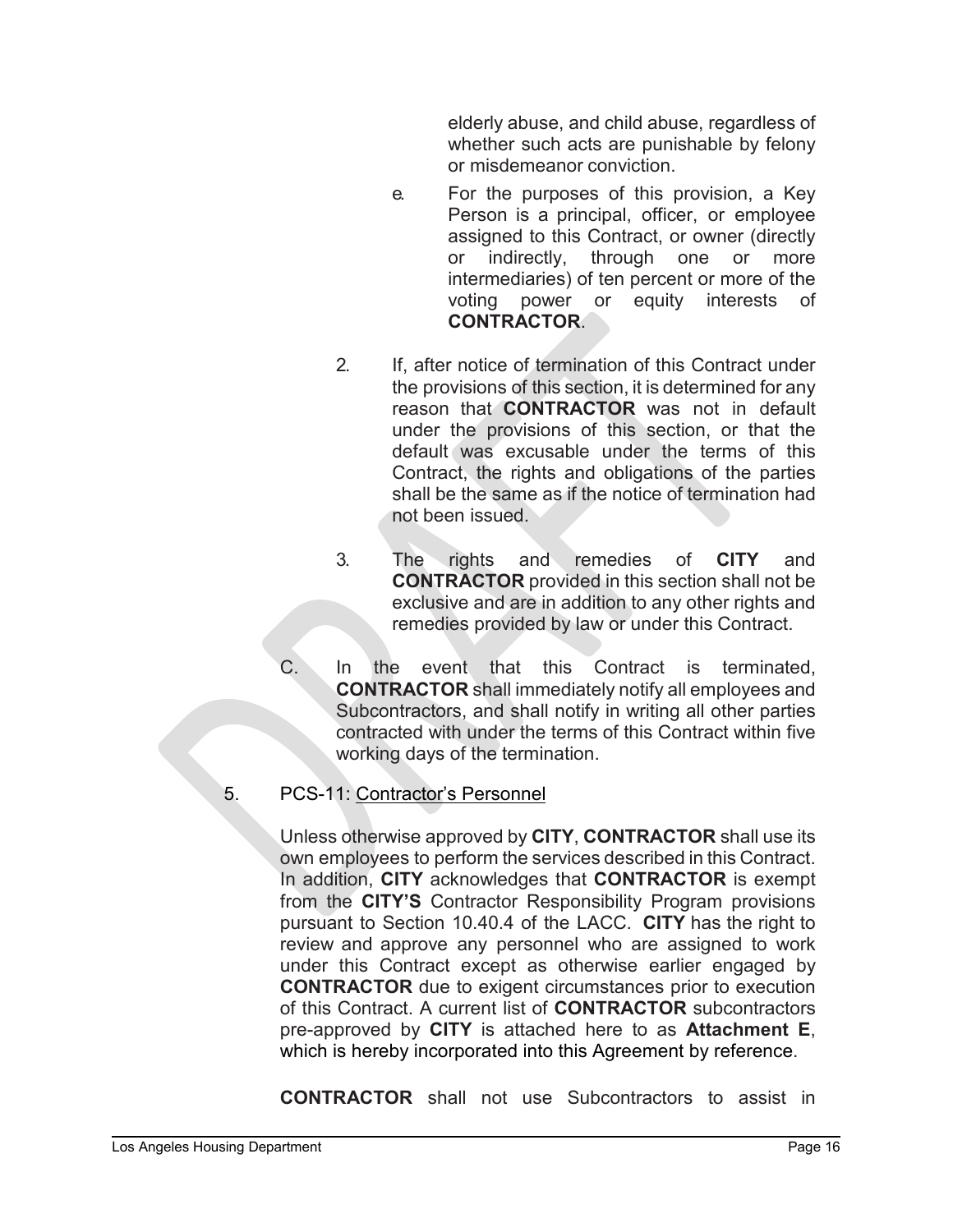elderly abuse, and child abuse, regardless of whether such acts are punishable by felony or misdemeanor conviction.

e. For the purposes of this provision, a Key Person is a principal, officer, or employee assigned to this Contract, or owner (directly or indirectly, through one or more intermediaries) of ten percent or more of the voting power or equity interests of **CONTRACTOR**.

2. If, after notice of termination of this Contract under the provisions of this section, it is determined for any reason that **CONTRACTOR** was not in default under the provisions of this section, or that the default was excusable under the terms of this Contract, the rights and obligations of the parties shall be the same as if the notice of termination had not been issued.

3. The rights and remedies of **CITY** and **CONTRACTOR** provided in this section shall not be exclusive and are in addition to any other rights and remedies provided by law or under this Contract.

C. In the event that this Contract is terminated, **CONTRACTOR** shall immediately notify all employees and Subcontractors, and shall notify in writing all other parties contracted with under the terms of this Contract within five working days of the termination.

5. PCS-11: Contractor's Personnel

Unless otherwise approved by **CITY**, **CONTRACTOR** shall use its own employees to perform the services described in this Contract. In addition, **CITY** acknowledges that **CONTRACTOR** is exempt from the **CITY'S** Contractor Responsibility Program provisions pursuant to Section 10.40.4 of the LACC. **CITY** has the right to review and approve any personnel who are assigned to work under this Contract except as otherwise earlier engaged by **CONTRACTOR** due to exigent circumstances prior to execution of this Contract. A current list of **CONTRACTOR** subcontractors pre-approved by **CITY** is attached here to as **Attachment E**, which is hereby incorporated into this Agreement by reference.

**CONTRACTOR** shall not use Subcontractors to assist in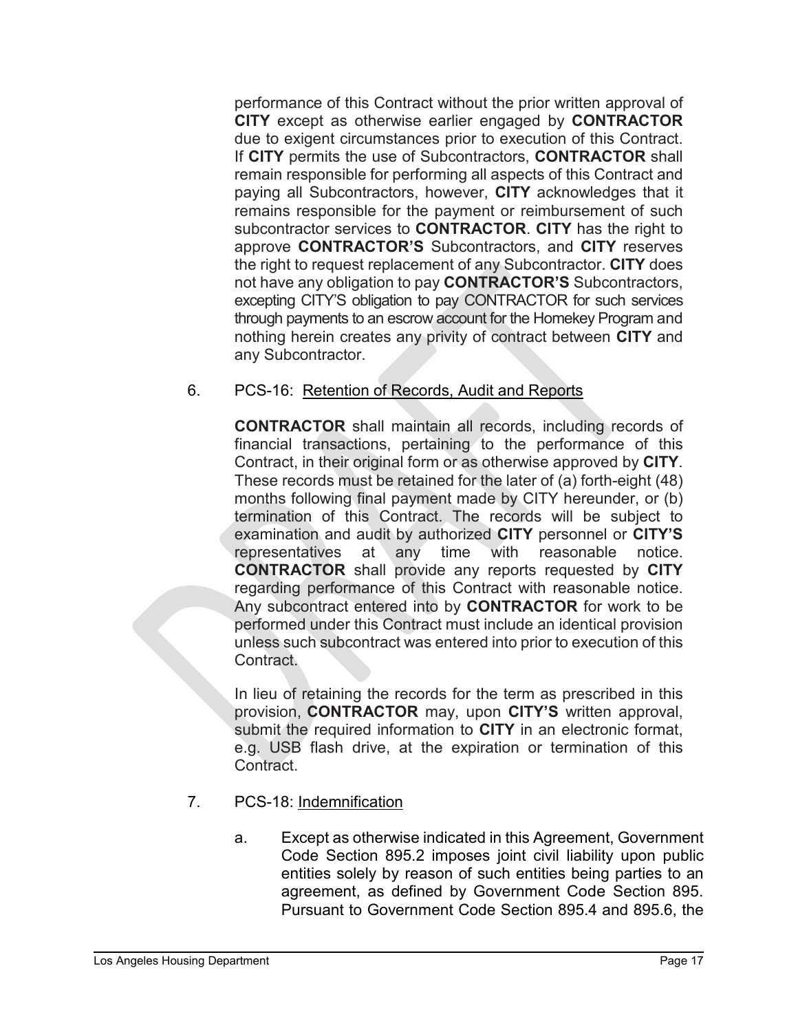performance of this Contract without the prior written approval of **CITY** except as otherwise earlier engaged by **CONTRACTOR** due to exigent circumstances prior to execution of this Contract. If **CITY** permits the use of Subcontractors, **CONTRACTOR** shall remain responsible for performing all aspects of this Contract and paying all Subcontractors, however, **CITY** acknowledges that it remains responsible for the payment or reimbursement of such subcontractor services to **CONTRACTOR**. **CITY** has the right to approve **CONTRACTOR'S** Subcontractors, and **CITY** reserves the right to request replacement of any Subcontractor. **CITY** does not have any obligation to pay **CONTRACTOR'S** Subcontractors, excepting CITY'S obligation to pay CONTRACTOR for such services through payments to an escrow account for the Homekey Program and nothing herein creates any privity of contract between **CITY** and any Subcontractor.

6. PCS-16: Retention of Records, Audit and Reports

   **CONTRACTOR** shall maintain all records, including records of financial transactions, pertaining to the performance of this Contract, in their original form or as otherwise approved by **CITY**. These records must be retained for the later of (a) forth-eight (48) months following final payment made by CITY hereunder, or (b) termination of this Contract. The records will be subject to examination and audit by authorized **CITY** personnel or **CITY'S** representatives at any time with reasonable notice. **CONTRACTOR** shall provide any reports requested by **CITY** regarding performance of this Contract with reasonable notice. Any subcontract entered into by **CONTRACTOR** for work to be performed under this Contract must include an identical provision unless such subcontract was entered into prior to execution of this Contract.

   In lieu of retaining the records for the term as prescribed in this provision, **CONTRACTOR** may, upon **CITY'S** written approval, submit the required information to **CITY** in an electronic format, e.g. USB flash drive, at the expiration or termination of this Contract.

7. PCS-18: Indemnification

   a. Except as otherwise indicated in this Agreement, Government Code Section 895.2 imposes joint civil liability upon public entities solely by reason of such entities being parties to an agreement, as defined by Government Code Section 895. Pursuant to Government Code Section 895.4 and 895.6, the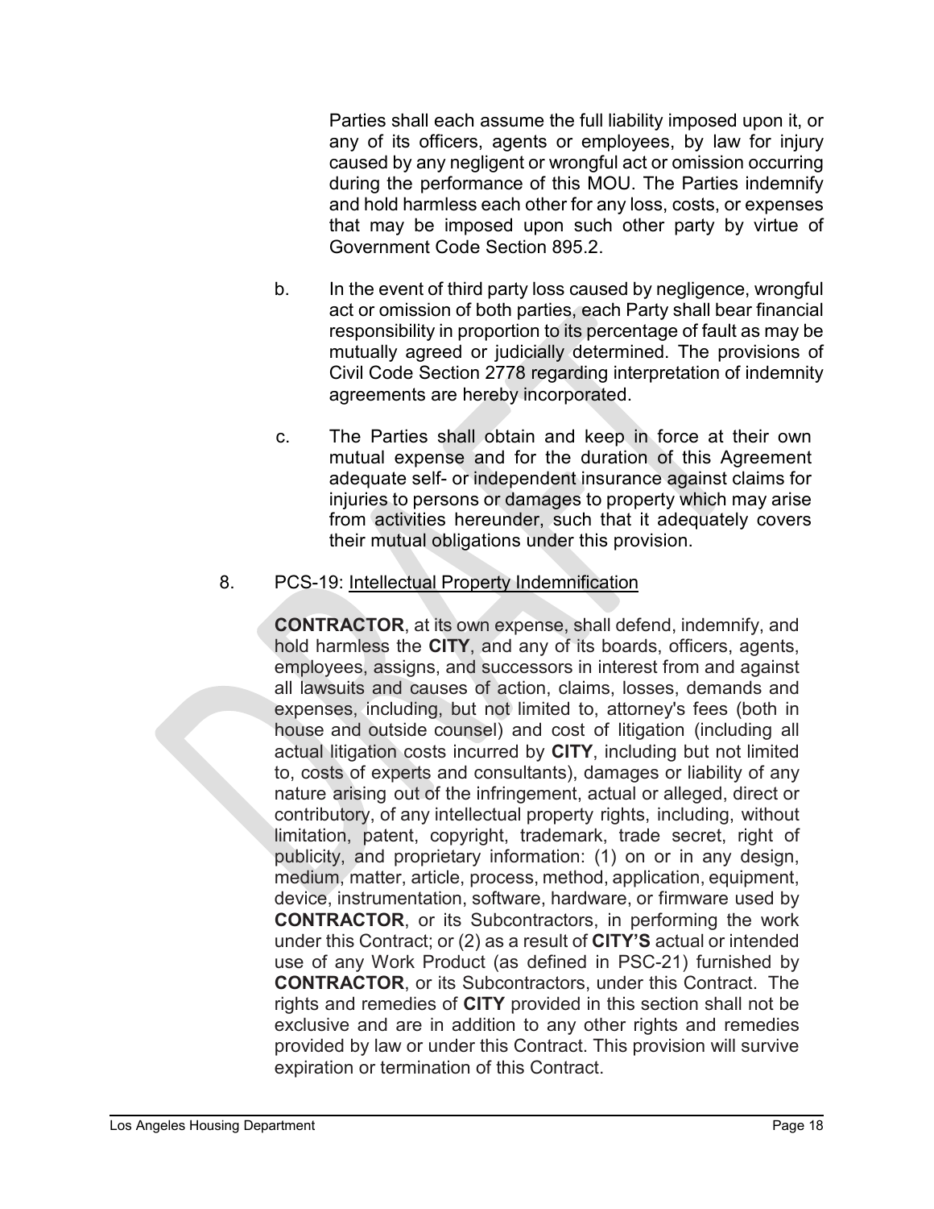Parties shall each assume the full liability imposed upon it, or any of its officers, agents or employees, by law for injury caused by any negligent or wrongful act or omission occurring during the performance of this MOU. The Parties indemnify and hold harmless each other for any loss, costs, or expenses that may be imposed upon such other party by virtue of Government Code Section 895.2.

b. In the event of third party loss caused by negligence, wrongful act or omission of both parties, each Party shall bear financial responsibility in proportion to its percentage of fault as may be mutually agreed or judicially determined. The provisions of Civil Code Section 2778 regarding interpretation of indemnity agreements are hereby incorporated.

c. The Parties shall obtain and keep in force at their own mutual expense and for the duration of this Agreement adequate self- or independent insurance against claims for injuries to persons or damages to property which may arise from activities hereunder, such that it adequately covers their mutual obligations under this provision.

8. PCS-19: Intellectual Property Indemnification

**CONTRACTOR**, at its own expense, shall defend, indemnify, and hold harmless the **CITY**, and any of its boards, officers, agents, employees, assigns, and successors in interest from and against all lawsuits and causes of action, claims, losses, demands and expenses, including, but not limited to, attorney's fees (both in house and outside counsel) and cost of litigation (including all actual litigation costs incurred by **CITY**, including but not limited to, costs of experts and consultants), damages or liability of any nature arising out of the infringement, actual or alleged, direct or contributory, of any intellectual property rights, including, without limitation, patent, copyright, trademark, trade secret, right of publicity, and proprietary information: (1) on or in any design, medium, matter, article, process, method, application, equipment, device, instrumentation, software, hardware, or firmware used by **CONTRACTOR**, or its Subcontractors, in performing the work under this Contract; or (2) as a result of **CITY'S** actual or intended use of any Work Product (as defined in PSC-21) furnished by **CONTRACTOR**, or its Subcontractors, under this Contract. The rights and remedies of **CITY** provided in this section shall not be exclusive and are in addition to any other rights and remedies provided by law or under this Contract. This provision will survive expiration or termination of this Contract.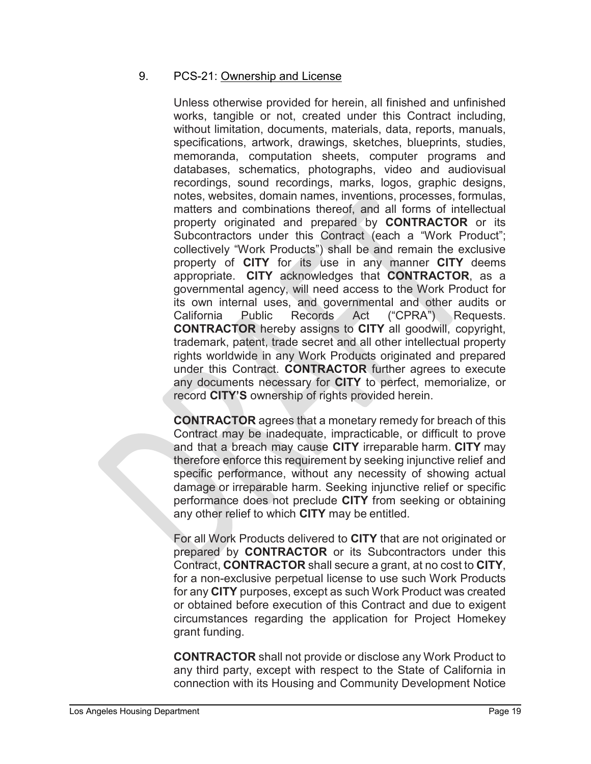9. PCS-21: Ownership and License

Unless otherwise provided for herein, all finished and unfinished works, tangible or not, created under this Contract including, without limitation, documents, materials, data, reports, manuals, specifications, artwork, drawings, sketches, blueprints, studies, memoranda, computation sheets, computer programs and databases, schematics, photographs, video and audiovisual recordings, sound recordings, marks, logos, graphic designs, notes, websites, domain names, inventions, processes, formulas, matters and combinations thereof, and all forms of intellectual property originated and prepared by **CONTRACTOR** or its Subcontractors under this Contract (each a "Work Product"; collectively "Work Products") shall be and remain the exclusive property of **CITY** for its use in any manner **CITY** deems appropriate. **CITY** acknowledges that **CONTRACTOR**, as a governmental agency, will need access to the Work Product for its own internal uses, and governmental and other audits or California Public Records Act ("CPRA") Requests. **CONTRACTOR** hereby assigns to **CITY** all goodwill, copyright, trademark, patent, trade secret and all other intellectual property rights worldwide in any Work Products originated and prepared under this Contract. **CONTRACTOR** further agrees to execute any documents necessary for **CITY** to perfect, memorialize, or record **CITY'S** ownership of rights provided herein.

**CONTRACTOR** agrees that a monetary remedy for breach of this Contract may be inadequate, impracticable, or difficult to prove and that a breach may cause **CITY** irreparable harm. **CITY** may therefore enforce this requirement by seeking injunctive relief and specific performance, without any necessity of showing actual damage or irreparable harm. Seeking injunctive relief or specific performance does not preclude **CITY** from seeking or obtaining any other relief to which **CITY** may be entitled.

For all Work Products delivered to **CITY** that are not originated or prepared by **CONTRACTOR** or its Subcontractors under this Contract, **CONTRACTOR** shall secure a grant, at no cost to **CITY**, for a non-exclusive perpetual license to use such Work Products for any **CITY** purposes, except as such Work Product was created or obtained before execution of this Contract and due to exigent circumstances regarding the application for Project Homekey grant funding.

**CONTRACTOR** shall not provide or disclose any Work Product to any third party, except with respect to the State of California in connection with its Housing and Community Development Notice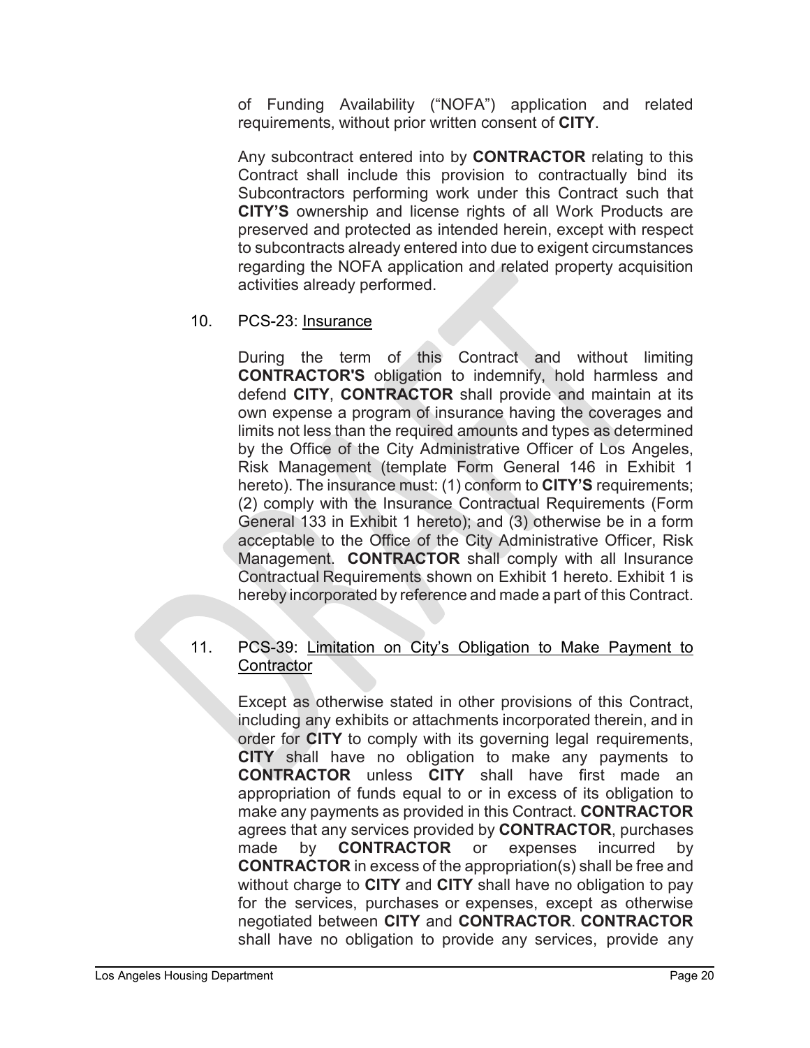of Funding Availability ("NOFA") application and related requirements, without prior written consent of **CITY**.

Any subcontract entered into by **CONTRACTOR** relating to this Contract shall include this provision to contractually bind its Subcontractors performing work under this Contract such that **CITY'S** ownership and license rights of all Work Products are preserved and protected as intended herein, except with respect to subcontracts already entered into due to exigent circumstances regarding the NOFA application and related property acquisition activities already performed.

10. PCS-23: Insurance

During the term of this Contract and without limiting **CONTRACTOR'S** obligation to indemnify, hold harmless and defend **CITY**, **CONTRACTOR** shall provide and maintain at its own expense a program of insurance having the coverages and limits not less than the required amounts and types as determined by the Office of the City Administrative Officer of Los Angeles, Risk Management (template Form General 146 in Exhibit 1 hereto). The insurance must: (1) conform to **CITY'S** requirements; (2) comply with the Insurance Contractual Requirements (Form General 133 in Exhibit 1 hereto); and (3) otherwise be in a form acceptable to the Office of the City Administrative Officer, Risk Management. **CONTRACTOR** shall comply with all Insurance Contractual Requirements shown on Exhibit 1 hereto. Exhibit 1 is hereby incorporated by reference and made a part of this Contract.

11. PCS-39: Limitation on City's Obligation to Make Payment to Contractor

Except as otherwise stated in other provisions of this Contract, including any exhibits or attachments incorporated therein, and in order for **CITY** to comply with its governing legal requirements, **CITY** shall have no obligation to make any payments to **CONTRACTOR** unless **CITY** shall have first made an appropriation of funds equal to or in excess of its obligation to make any payments as provided in this Contract. **CONTRACTOR** agrees that any services provided by **CONTRACTOR**, purchases made by **CONTRACTOR** or expenses incurred by **CONTRACTOR** in excess of the appropriation(s) shall be free and without charge to **CITY** and **CITY** shall have no obligation to pay for the services, purchases or expenses, except as otherwise negotiated between **CITY** and **CONTRACTOR**. **CONTRACTOR** shall have no obligation to provide any services, provide any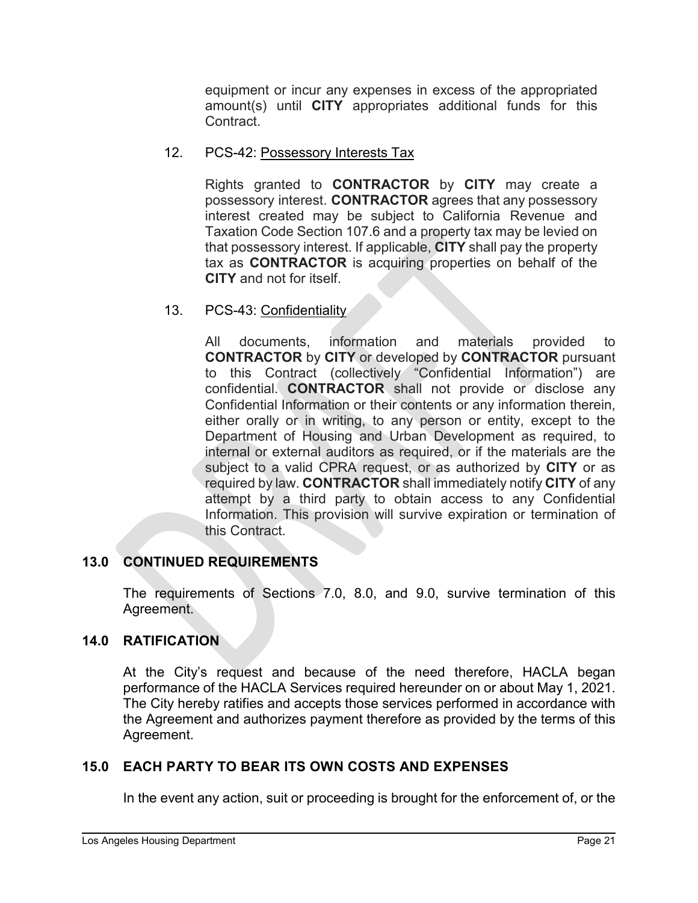equipment or incur any expenses in excess of the appropriated amount(s) until **CITY** appropriates additional funds for this Contract.

12. PCS-42: Possessory Interests Tax

    Rights granted to **CONTRACTOR** by **CITY** may create a possessory interest. **CONTRACTOR** agrees that any possessory interest created may be subject to California Revenue and Taxation Code Section 107.6 and a property tax may be levied on that possessory interest. If applicable, **CITY** shall pay the property tax as **CONTRACTOR** is acquiring properties on behalf of the **CITY** and not for itself.

13. PCS-43: Confidentiality

    All documents, information and materials provided to **CONTRACTOR** by **CITY** or developed by **CONTRACTOR** pursuant to this Contract (collectively "Confidential Information") are confidential. **CONTRACTOR** shall not provide or disclose any Confidential Information or their contents or any information therein, either orally or in writing, to any person or entity, except to the Department of Housing and Urban Development as required, to internal or external auditors as required, or if the materials are the subject to a valid CPRA request, or as authorized by **CITY** or as required by law. **CONTRACTOR** shall immediately notify **CITY** of any attempt by a third party to obtain access to any Confidential Information. This provision will survive expiration or termination of this Contract.

## 13.0 CONTINUED REQUIREMENTS

The requirements of Sections 7.0, 8.0, and 9.0, survive termination of this Agreement.

## 14.0 RATIFICATION

At the City's request and because of the need therefore, HACLA began performance of the HACLA Services required hereunder on or about May 1, 2021. The City hereby ratifies and accepts those services performed in accordance with the Agreement and authorizes payment therefore as provided by the terms of this Agreement.

## 15.0 EACH PARTY TO BEAR ITS OWN COSTS AND EXPENSES

In the event any action, suit or proceeding is brought for the enforcement of, or the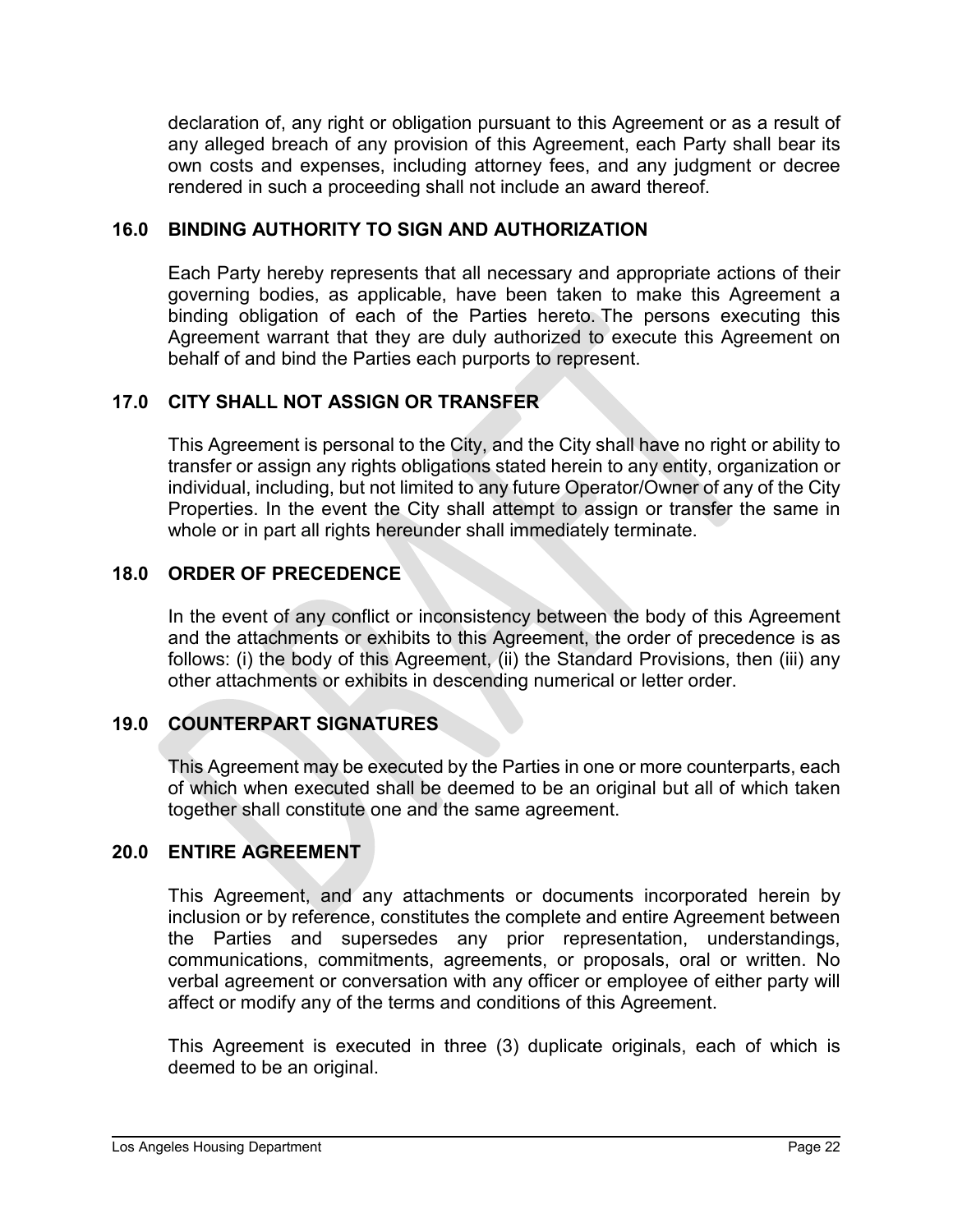declaration of, any right or obligation pursuant to this Agreement or as a result of any alleged breach of any provision of this Agreement, each Party shall bear its own costs and expenses, including attorney fees, and any judgment or decree rendered in such a proceeding shall not include an award thereof.

## 16.0 BINDING AUTHORITY TO SIGN AND AUTHORIZATION

Each Party hereby represents that all necessary and appropriate actions of their governing bodies, as applicable, have been taken to make this Agreement a binding obligation of each of the Parties hereto. The persons executing this Agreement warrant that they are duly authorized to execute this Agreement on behalf of and bind the Parties each purports to represent.

## 17.0 CITY SHALL NOT ASSIGN OR TRANSFER

This Agreement is personal to the City, and the City shall have no right or ability to transfer or assign any rights obligations stated herein to any entity, organization or individual, including, but not limited to any future Operator/Owner of any of the City Properties. In the event the City shall attempt to assign or transfer the same in whole or in part all rights hereunder shall immediately terminate.

## 18.0 ORDER OF PRECEDENCE

In the event of any conflict or inconsistency between the body of this Agreement and the attachments or exhibits to this Agreement, the order of precedence is as follows: (i) the body of this Agreement, (ii) the Standard Provisions, then (iii) any other attachments or exhibits in descending numerical or letter order.

## 19.0 COUNTERPART SIGNATURES

This Agreement may be executed by the Parties in one or more counterparts, each of which when executed shall be deemed to be an original but all of which taken together shall constitute one and the same agreement.

## 20.0 ENTIRE AGREEMENT

This Agreement, and any attachments or documents incorporated herein by inclusion or by reference, constitutes the complete and entire Agreement between the Parties and supersedes any prior representation, understandings, communications, commitments, agreements, or proposals, oral or written. No verbal agreement or conversation with any officer or employee of either party will affect or modify any of the terms and conditions of this Agreement.

This Agreement is executed in three (3) duplicate originals, each of which is deemed to be an original.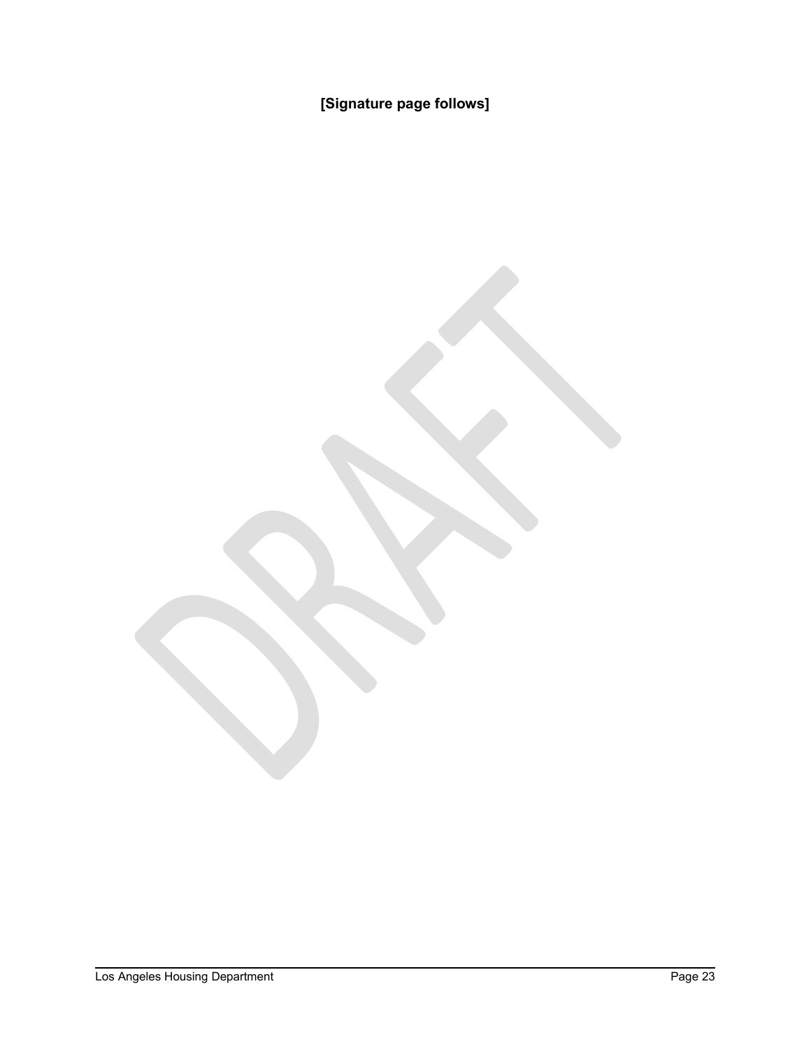**[Signature page follows]**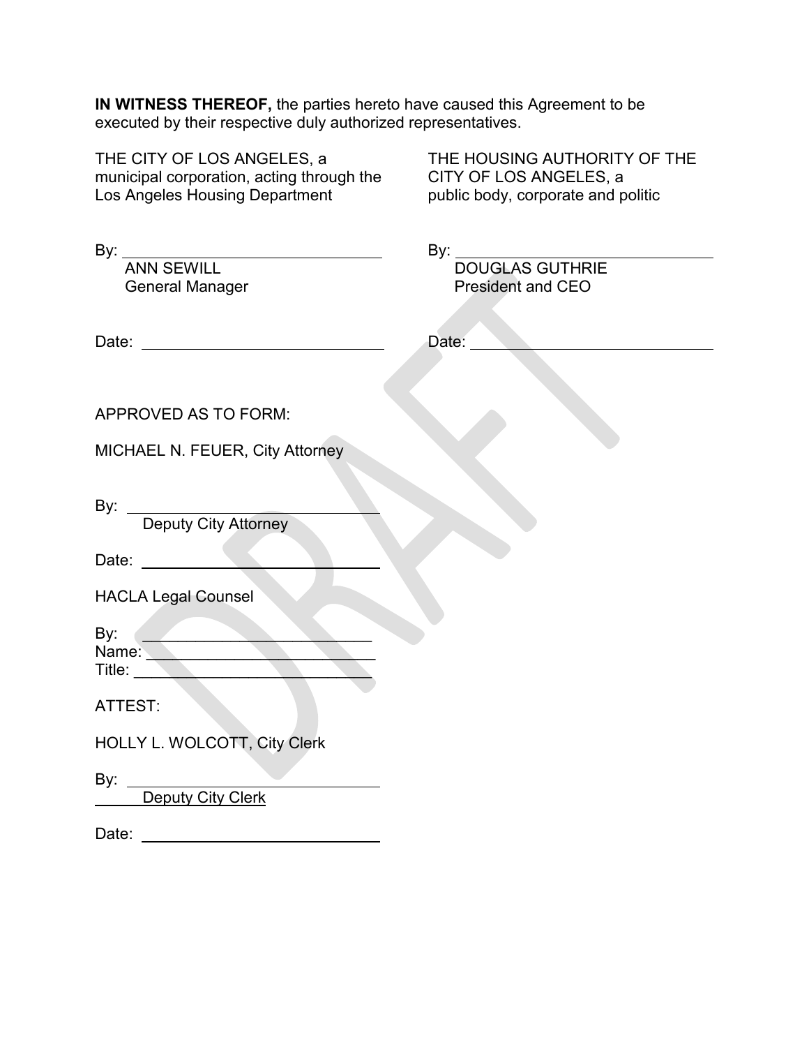**IN WITNESS THEREOF,** the parties hereto have caused this Agreement to be executed by their respective duly authorized representatives.

THE CITY OF LOS ANGELES, a municipal corporation, acting through the Los Angeles Housing Department

By: ______________________________
ANN SEWILL
General Manager

Date: ______________________________

THE HOUSING AUTHORITY OF THE CITY OF LOS ANGELES, a public body, corporate and politic

By: ______________________________
DOUGLAS GUTHRIE
President and CEO

Date: ______________________________

APPROVED AS TO FORM:

MICHAEL N. FEUER, City Attorney

By: ______________________________
Deputy City Attorney

Date: ______________________________

HACLA Legal Counsel

By: ______________________________
Name: ______________________________
Title: ______________________________

ATTEST:

HOLLY L. WOLCOTT, City Clerk

By: ______________________________
Deputy City Clerk

Date: ______________________________

DRAFT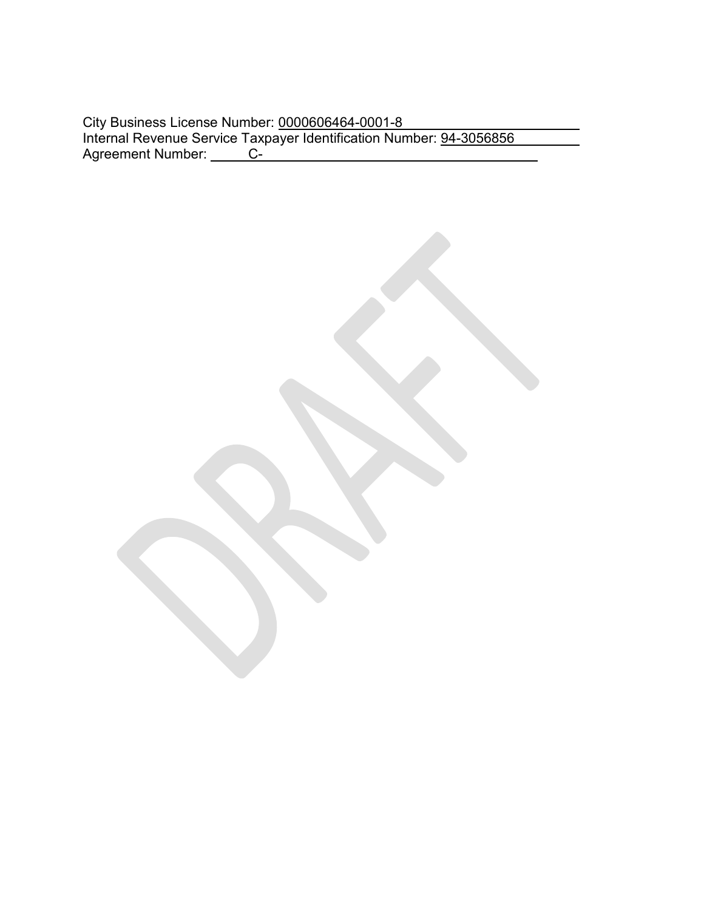City Business License Number: 0000606464-0001-8
Internal Revenue Service Taxpayer Identification Number: 94-3056856
Agreement Number: C-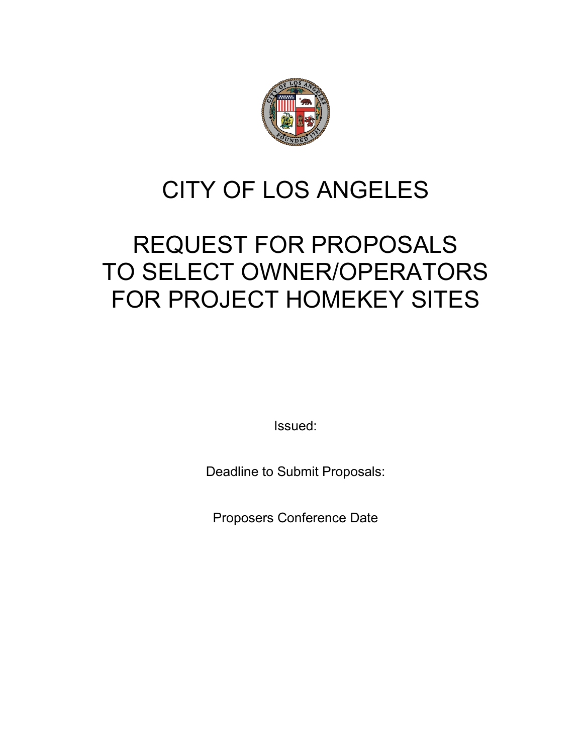# CITY OF LOS ANGELES

# REQUEST FOR PROPOSALS TO SELECT OWNER/OPERATORS FOR PROJECT HOMEKEY SITES

Issued:

Deadline to Submit Proposals:

Proposers Conference Date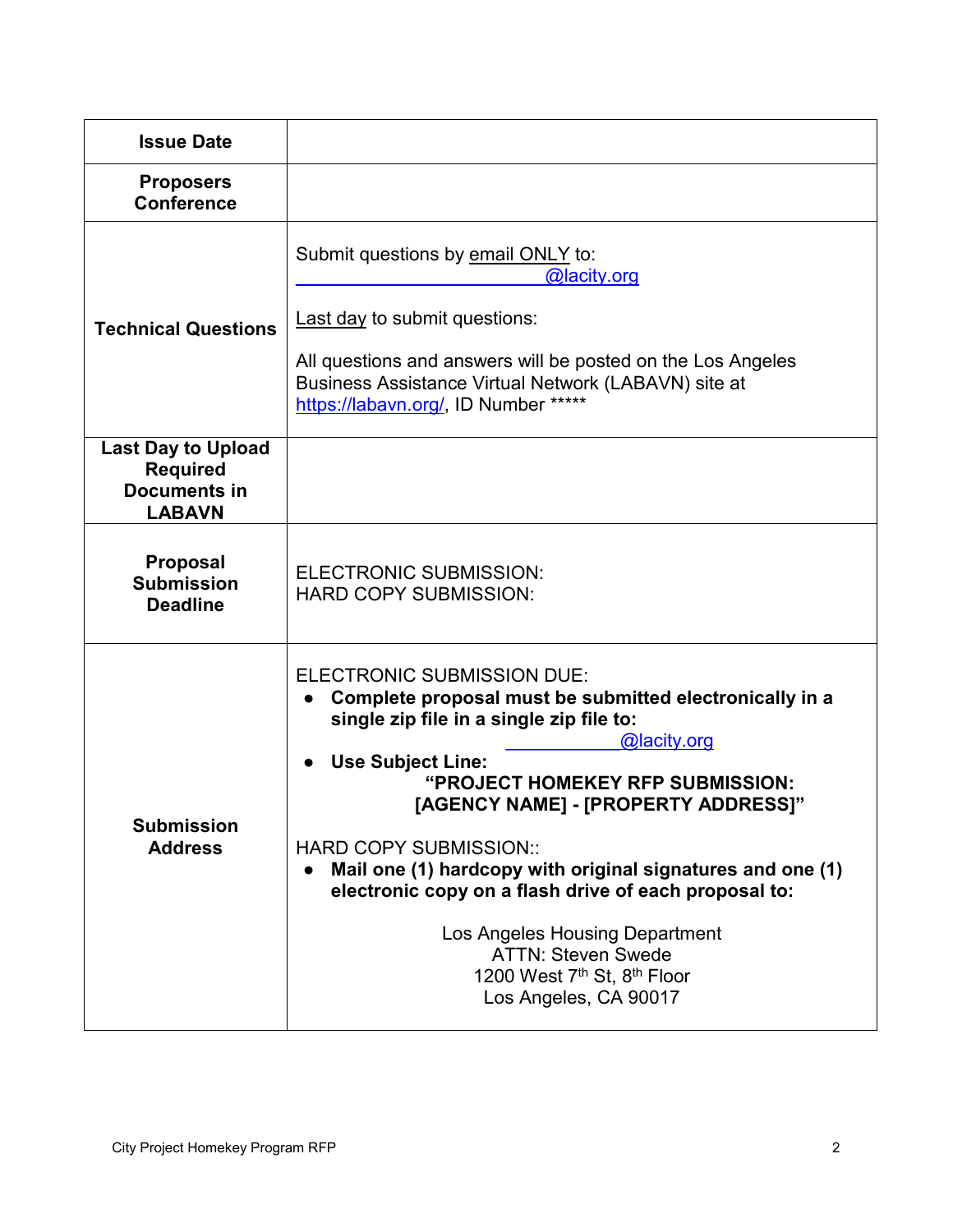| | |
|---|---|
| **Issue Date** | |
| **Proposers Conference** | |
| **Technical Questions** | Submit questions by email ONLY to: ____________________________@lacity.org<br><br>Last day to submit questions:<br><br>All questions and answers will be posted on the Los Angeles Business Assistance Virtual Network (LABAVN) site at https://labavn.org/, ID Number ***** |
| **Last Day to Upload Required Documents in LABAVN** | |
| **Proposal Submission Deadline** | ELECTRONIC SUBMISSION:<br>HARD COPY SUBMISSION: |
| **Submission Address** | ELECTRONIC SUBMISSION DUE:<br>• **Complete proposal must be submitted electronically in a single zip file in a single zip file to:** ____________@lacity.org<br>• **Use Subject Line: "PROJECT HOMEKEY RFP SUBMISSION: [AGENCY NAME] - [PROPERTY ADDRESS]"**<br><br>HARD COPY SUBMISSION::<br>• **Mail one (1) hardcopy with original signatures and one (1) electronic copy on a flash drive of each proposal to:**<br><br>Los Angeles Housing Department<br>ATTN: Steven Swede<br>1200 West 7th St, 8th Floor<br>Los Angeles, CA 90017 |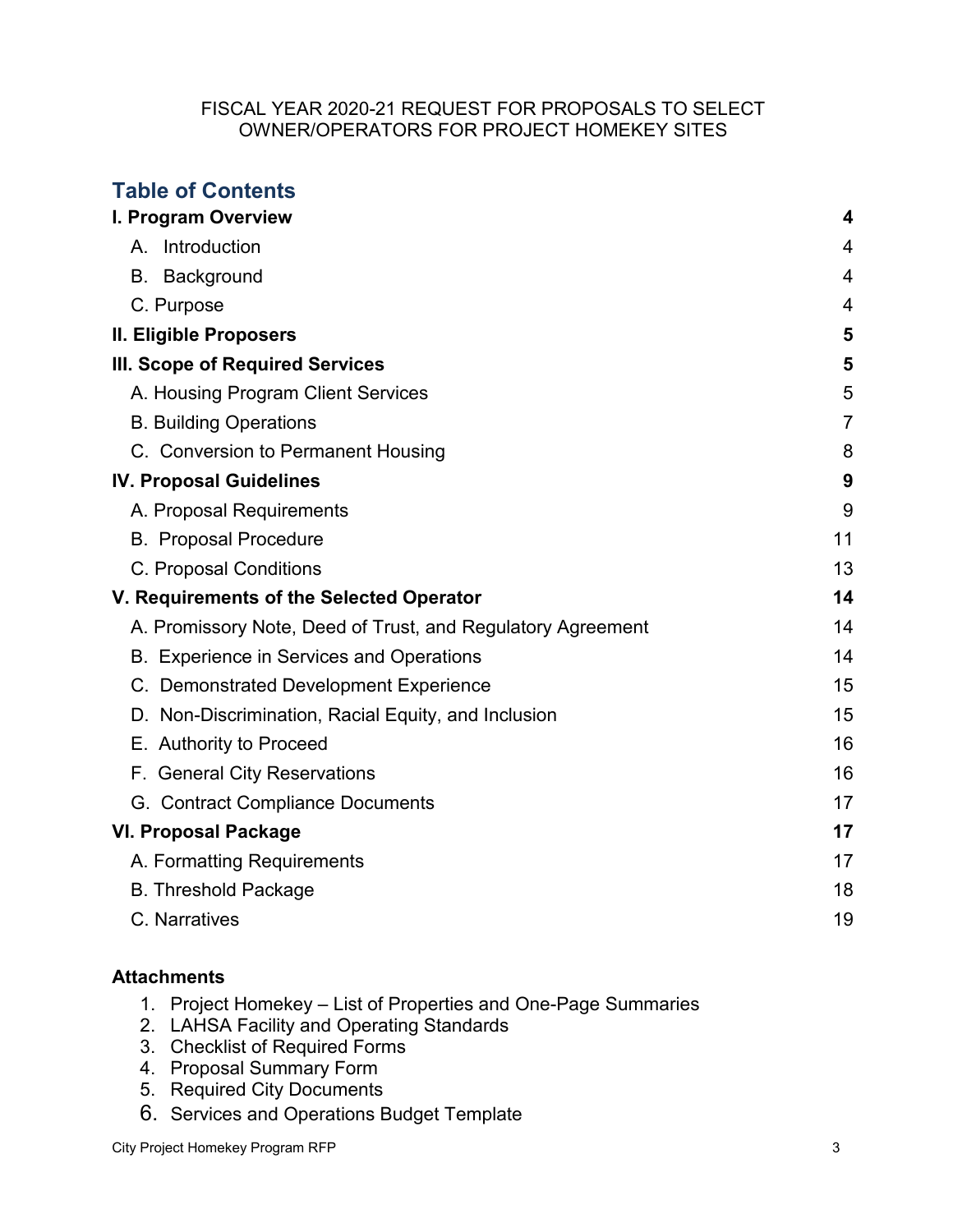FISCAL YEAR 2020-21 REQUEST FOR PROPOSALS TO SELECT OWNER/OPERATORS FOR PROJECT HOMEKEY SITES

## Table of Contents

| | |
|---|---|
| **I. Program Overview** | **4** |
| A. Introduction | 4 |
| B. Background | 4 |
| C. Purpose | 4 |
| **II. Eligible Proposers** | **5** |
| **III. Scope of Required Services** | **5** |
| A. Housing Program Client Services | 5 |
| B. Building Operations | 7 |
| C. Conversion to Permanent Housing | 8 |
| **IV. Proposal Guidelines** | **9** |
| A. Proposal Requirements | 9 |
| B. Proposal Procedure | 11 |
| C. Proposal Conditions | 13 |
| **V. Requirements of the Selected Operator** | **14** |
| A. Promissory Note, Deed of Trust, and Regulatory Agreement | 14 |
| B. Experience in Services and Operations | 14 |
| C. Demonstrated Development Experience | 15 |
| D. Non-Discrimination, Racial Equity, and Inclusion | 15 |
| E. Authority to Proceed | 16 |
| F. General City Reservations | 16 |
| G. Contract Compliance Documents | 17 |
| **VI. Proposal Package** | **17** |
| A. Formatting Requirements | 17 |
| B. Threshold Package | 18 |
| C. Narratives | 19 |

**Attachments**

1. Project Homekey – List of Properties and One-Page Summaries
2. LAHSA Facility and Operating Standards
3. Checklist of Required Forms
4. Proposal Summary Form
5. Required City Documents
6. Services and Operations Budget Template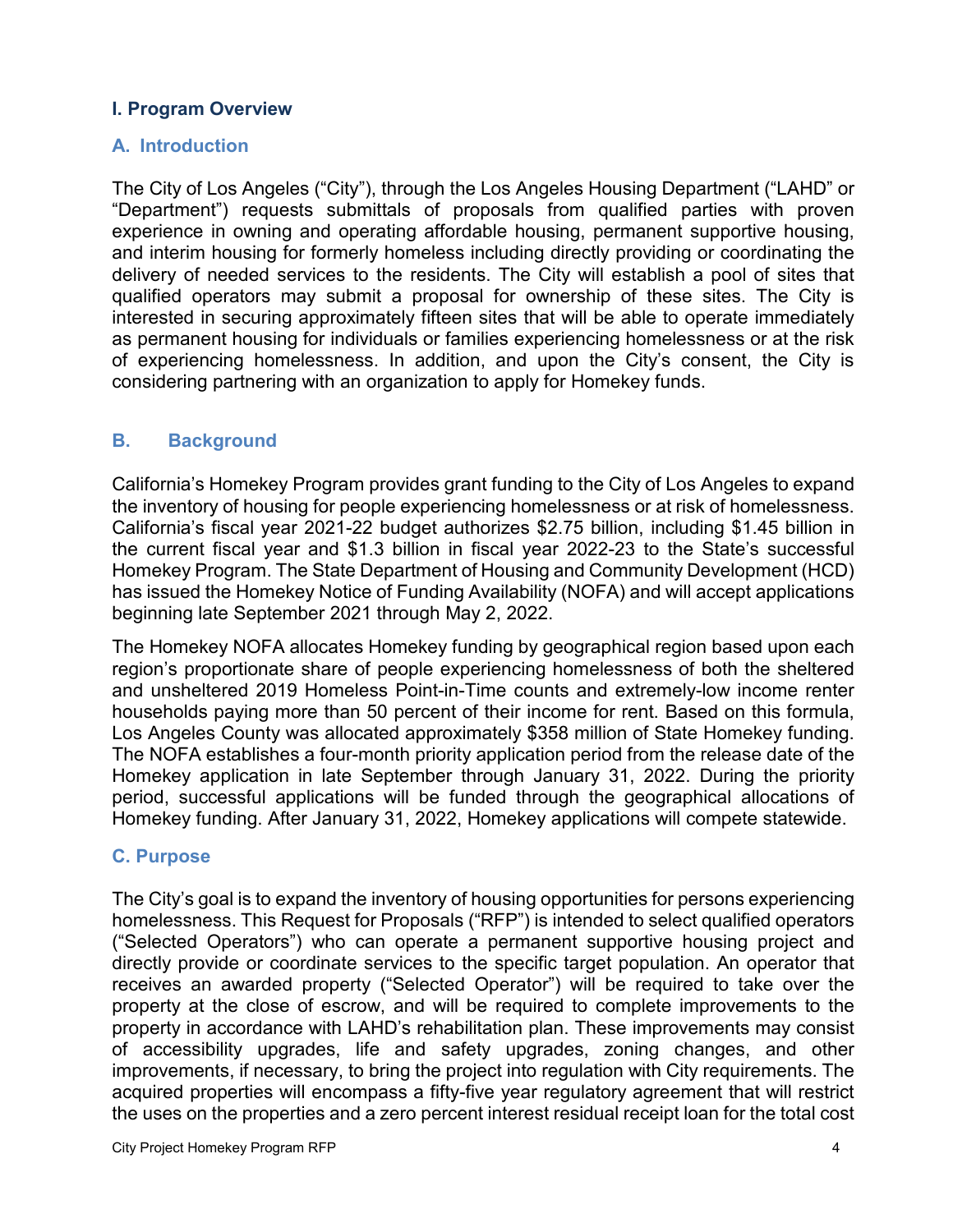## I. Program Overview

### A. Introduction

The City of Los Angeles ("City"), through the Los Angeles Housing Department ("LAHD" or "Department") requests submittals of proposals from qualified parties with proven experience in owning and operating affordable housing, permanent supportive housing, and interim housing for formerly homeless including directly providing or coordinating the delivery of needed services to the residents. The City will establish a pool of sites that qualified operators may submit a proposal for ownership of these sites. The City is interested in securing approximately fifteen sites that will be able to operate immediately as permanent housing for individuals or families experiencing homelessness or at the risk of experiencing homelessness. In addition, and upon the City's consent, the City is considering partnering with an organization to apply for Homekey funds.

### B. Background

California's Homekey Program provides grant funding to the City of Los Angeles to expand the inventory of housing for people experiencing homelessness or at risk of homelessness. California's fiscal year 2021-22 budget authorizes $2.75 billion, including $1.45 billion in the current fiscal year and $1.3 billion in fiscal year 2022-23 to the State's successful Homekey Program. The State Department of Housing and Community Development (HCD) has issued the Homekey Notice of Funding Availability (NOFA) and will accept applications beginning late September 2021 through May 2, 2022.

The Homekey NOFA allocates Homekey funding by geographical region based upon each region's proportionate share of people experiencing homelessness of both the sheltered and unsheltered 2019 Homeless Point-in-Time counts and extremely-low income renter households paying more than 50 percent of their income for rent. Based on this formula, Los Angeles County was allocated approximately $358 million of State Homekey funding. The NOFA establishes a four-month priority application period from the release date of the Homekey application in late September through January 31, 2022. During the priority period, successful applications will be funded through the geographical allocations of Homekey funding. After January 31, 2022, Homekey applications will compete statewide.

### C. Purpose

The City's goal is to expand the inventory of housing opportunities for persons experiencing homelessness. This Request for Proposals ("RFP") is intended to select qualified operators ("Selected Operators") who can operate a permanent supportive housing project and directly provide or coordinate services to the specific target population. An operator that receives an awarded property ("Selected Operator") will be required to take over the property at the close of escrow, and will be required to complete improvements to the property in accordance with LAHD's rehabilitation plan. These improvements may consist of accessibility upgrades, life and safety upgrades, zoning changes, and other improvements, if necessary, to bring the project into regulation with City requirements. The acquired properties will encompass a fifty-five year regulatory agreement that will restrict the uses on the properties and a zero percent interest residual receipt loan for the total cost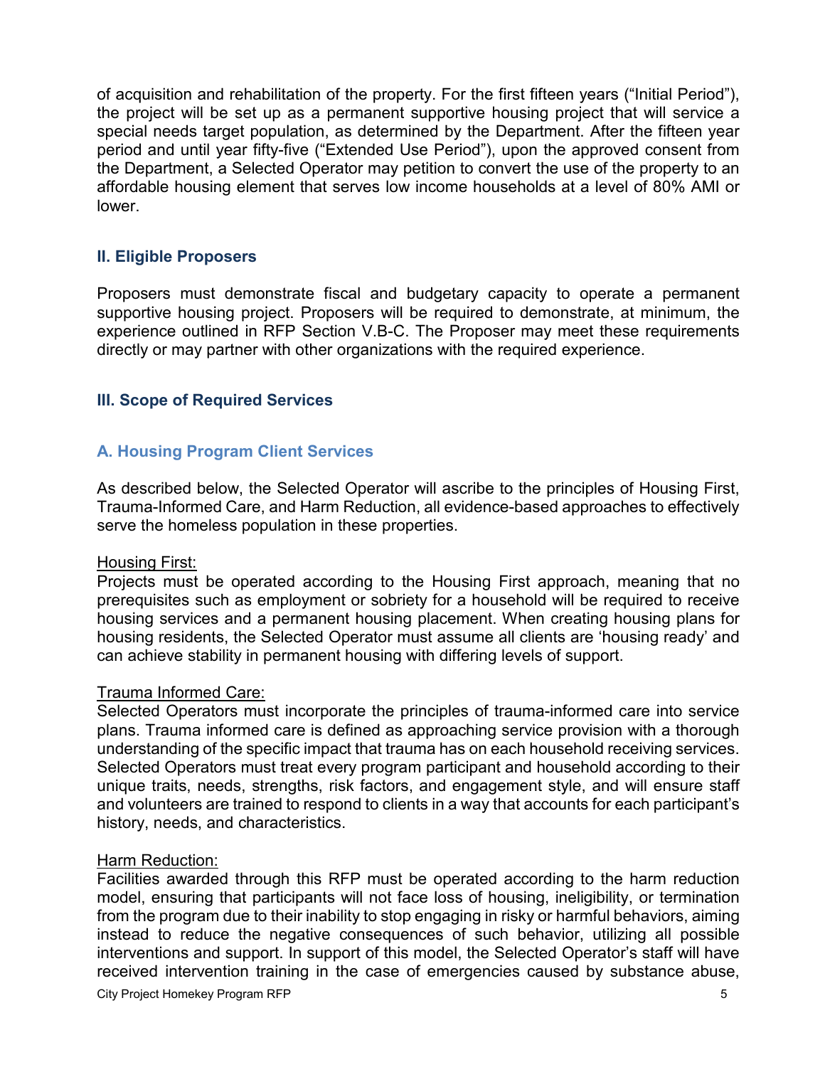of acquisition and rehabilitation of the property. For the first fifteen years ("Initial Period"), the project will be set up as a permanent supportive housing project that will service a special needs target population, as determined by the Department. After the fifteen year period and until year fifty-five ("Extended Use Period"), upon the approved consent from the Department, a Selected Operator may petition to convert the use of the property to an affordable housing element that serves low income households at a level of 80% AMI or lower.

## II. Eligible Proposers

Proposers must demonstrate fiscal and budgetary capacity to operate a permanent supportive housing project. Proposers will be required to demonstrate, at minimum, the experience outlined in RFP Section V.B-C. The Proposer may meet these requirements directly or may partner with other organizations with the required experience.

## III. Scope of Required Services

### A. Housing Program Client Services

As described below, the Selected Operator will ascribe to the principles of Housing First, Trauma-Informed Care, and Harm Reduction, all evidence-based approaches to effectively serve the homeless population in these properties.

Housing First:
Projects must be operated according to the Housing First approach, meaning that no prerequisites such as employment or sobriety for a household will be required to receive housing services and a permanent housing placement. When creating housing plans for housing residents, the Selected Operator must assume all clients are 'housing ready' and can achieve stability in permanent housing with differing levels of support.

Trauma Informed Care:
Selected Operators must incorporate the principles of trauma-informed care into service plans. Trauma informed care is defined as approaching service provision with a thorough understanding of the specific impact that trauma has on each household receiving services. Selected Operators must treat every program participant and household according to their unique traits, needs, strengths, risk factors, and engagement style, and will ensure staff and volunteers are trained to respond to clients in a way that accounts for each participant's history, needs, and characteristics.

Harm Reduction:
Facilities awarded through this RFP must be operated according to the harm reduction model, ensuring that participants will not face loss of housing, ineligibility, or termination from the program due to their inability to stop engaging in risky or harmful behaviors, aiming instead to reduce the negative consequences of such behavior, utilizing all possible interventions and support. In support of this model, the Selected Operator's staff will have received intervention training in the case of emergencies caused by substance abuse,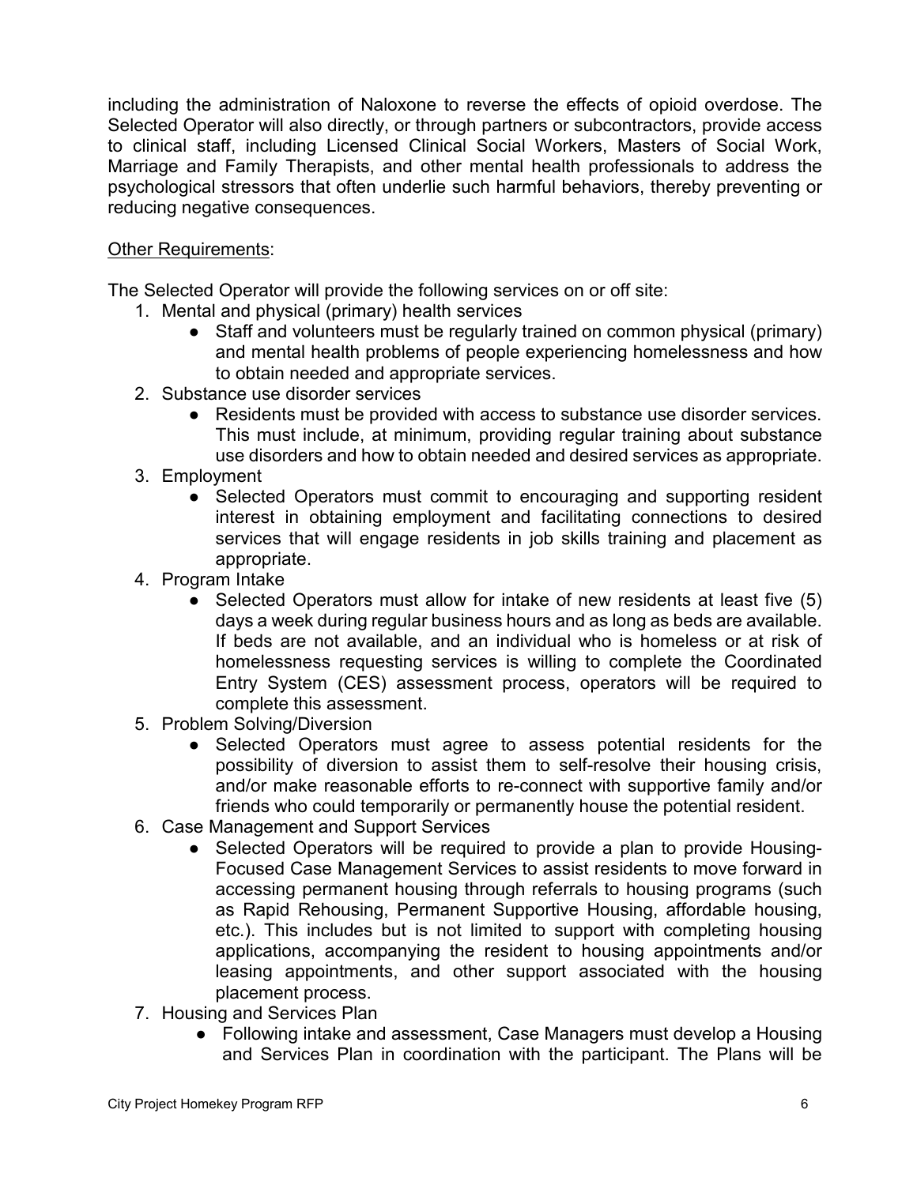including the administration of Naloxone to reverse the effects of opioid overdose. The Selected Operator will also directly, or through partners or subcontractors, provide access to clinical staff, including Licensed Clinical Social Workers, Masters of Social Work, Marriage and Family Therapists, and other mental health professionals to address the psychological stressors that often underlie such harmful behaviors, thereby preventing or reducing negative consequences.

<u>Other Requirements</u>:

The Selected Operator will provide the following services on or off site:

1. Mental and physical (primary) health services
   - Staff and volunteers must be regularly trained on common physical (primary) and mental health problems of people experiencing homelessness and how to obtain needed and appropriate services.
2. Substance use disorder services
   - Residents must be provided with access to substance use disorder services. This must include, at minimum, providing regular training about substance use disorders and how to obtain needed and desired services as appropriate.
3. Employment
   - Selected Operators must commit to encouraging and supporting resident interest in obtaining employment and facilitating connections to desired services that will engage residents in job skills training and placement as appropriate.
4. Program Intake
   - Selected Operators must allow for intake of new residents at least five (5) days a week during regular business hours and as long as beds are available. If beds are not available, and an individual who is homeless or at risk of homelessness requesting services is willing to complete the Coordinated Entry System (CES) assessment process, operators will be required to complete this assessment.
5. Problem Solving/Diversion
   - Selected Operators must agree to assess potential residents for the possibility of diversion to assist them to self-resolve their housing crisis, and/or make reasonable efforts to re-connect with supportive family and/or friends who could temporarily or permanently house the potential resident.
6. Case Management and Support Services
   - Selected Operators will be required to provide a plan to provide Housing-Focused Case Management Services to assist residents to move forward in accessing permanent housing through referrals to housing programs (such as Rapid Rehousing, Permanent Supportive Housing, affordable housing, etc.). This includes but is not limited to support with completing housing applications, accompanying the resident to housing appointments and/or leasing appointments, and other support associated with the housing placement process.
7. Housing and Services Plan
   - Following intake and assessment, Case Managers must develop a Housing and Services Plan in coordination with the participant. The Plans will be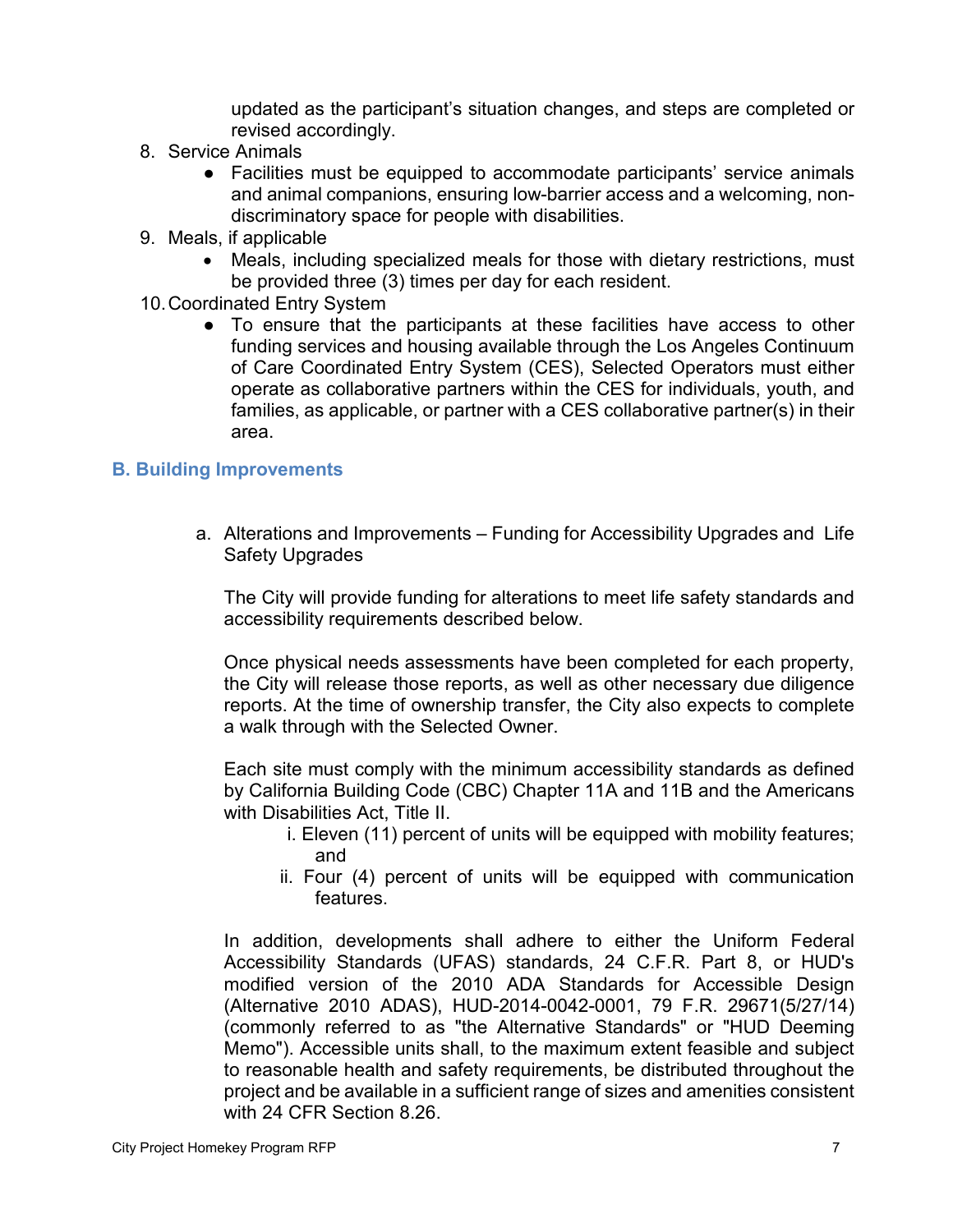updated as the participant's situation changes, and steps are completed or revised accordingly.

8. Service Animals
   - Facilities must be equipped to accommodate participants' service animals and animal companions, ensuring low-barrier access and a welcoming, non-discriminatory space for people with disabilities.
9. Meals, if applicable
   - Meals, including specialized meals for those with dietary restrictions, must be provided three (3) times per day for each resident.
10. Coordinated Entry System
    - To ensure that the participants at these facilities have access to other funding services and housing available through the Los Angeles Continuum of Care Coordinated Entry System (CES), Selected Operators must either operate as collaborative partners within the CES for individuals, youth, and families, as applicable, or partner with a CES collaborative partner(s) in their area.

### B. Building Improvements

a. Alterations and Improvements – Funding for Accessibility Upgrades and Life Safety Upgrades

The City will provide funding for alterations to meet life safety standards and accessibility requirements described below.

Once physical needs assessments have been completed for each property, the City will release those reports, as well as other necessary due diligence reports. At the time of ownership transfer, the City also expects to complete a walk through with the Selected Owner.

Each site must comply with the minimum accessibility standards as defined by California Building Code (CBC) Chapter 11A and 11B and the Americans with Disabilities Act, Title II.

i. Eleven (11) percent of units will be equipped with mobility features; and

ii. Four (4) percent of units will be equipped with communication features.

In addition, developments shall adhere to either the Uniform Federal Accessibility Standards (UFAS) standards, 24 C.F.R. Part 8, or HUD's modified version of the 2010 ADA Standards for Accessible Design (Alternative 2010 ADAS), HUD-2014-0042-0001, 79 F.R. 29671(5/27/14) (commonly referred to as "the Alternative Standards" or "HUD Deeming Memo"). Accessible units shall, to the maximum extent feasible and subject to reasonable health and safety requirements, be distributed throughout the project and be available in a sufficient range of sizes and amenities consistent with 24 CFR Section 8.26.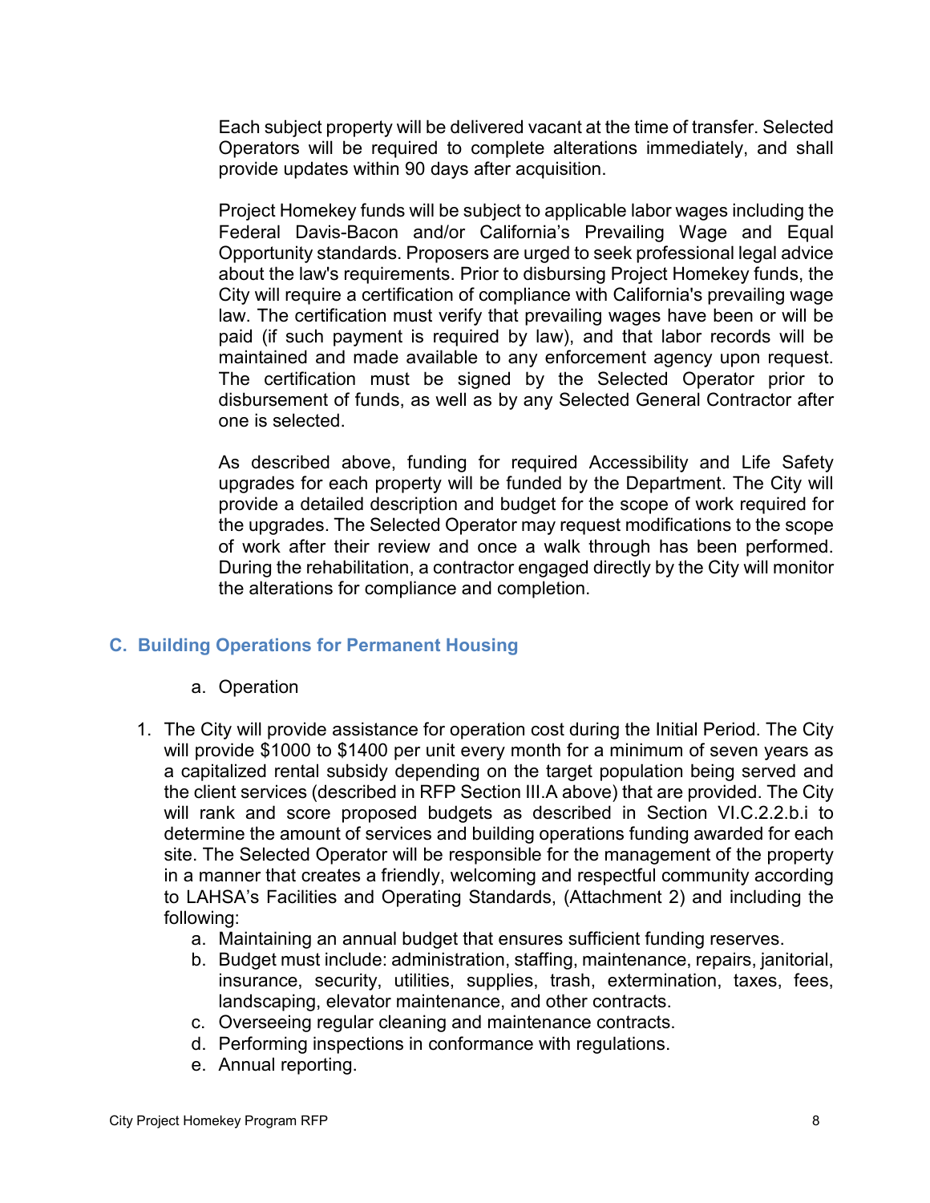Each subject property will be delivered vacant at the time of transfer. Selected Operators will be required to complete alterations immediately, and shall provide updates within 90 days after acquisition.

Project Homekey funds will be subject to applicable labor wages including the Federal Davis-Bacon and/or California's Prevailing Wage and Equal Opportunity standards. Proposers are urged to seek professional legal advice about the law's requirements. Prior to disbursing Project Homekey funds, the City will require a certification of compliance with California's prevailing wage law. The certification must verify that prevailing wages have been or will be paid (if such payment is required by law), and that labor records will be maintained and made available to any enforcement agency upon request. The certification must be signed by the Selected Operator prior to disbursement of funds, as well as by any Selected General Contractor after one is selected.

As described above, funding for required Accessibility and Life Safety upgrades for each property will be funded by the Department. The City will provide a detailed description and budget for the scope of work required for the upgrades. The Selected Operator may request modifications to the scope of work after their review and once a walk through has been performed. During the rehabilitation, a contractor engaged directly by the City will monitor the alterations for compliance and completion.

### C. Building Operations for Permanent Housing

a. Operation

1. The City will provide assistance for operation cost during the Initial Period. The City will provide $1000 to $1400 per unit every month for a minimum of seven years as a capitalized rental subsidy depending on the target population being served and the client services (described in RFP Section III.A above) that are provided. The City will rank and score proposed budgets as described in Section VI.C.2.2.b.i to determine the amount of services and building operations funding awarded for each site. The Selected Operator will be responsible for the management of the property in a manner that creates a friendly, welcoming and respectful community according to LAHSA's Facilities and Operating Standards, (Attachment 2) and including the following:
   a. Maintaining an annual budget that ensures sufficient funding reserves.
   b. Budget must include: administration, staffing, maintenance, repairs, janitorial, insurance, security, utilities, supplies, trash, extermination, taxes, fees, landscaping, elevator maintenance, and other contracts.
   c. Overseeing regular cleaning and maintenance contracts.
   d. Performing inspections in conformance with regulations.
   e. Annual reporting.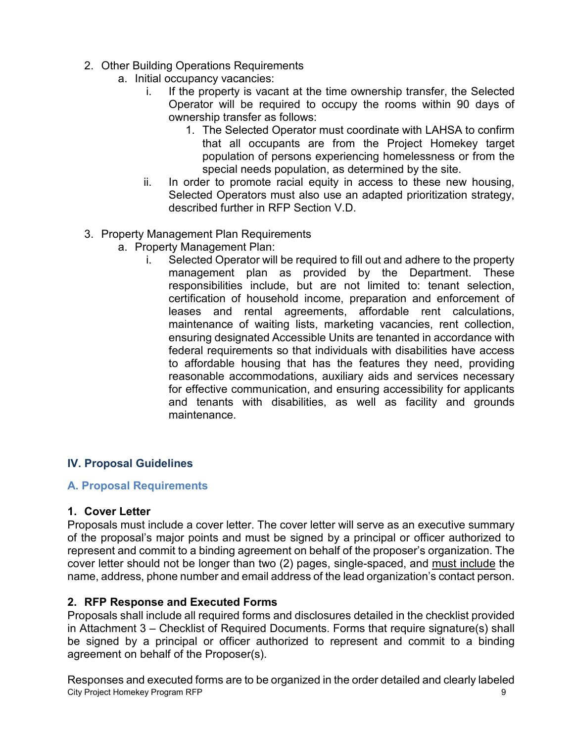2. Other Building Operations Requirements
    a. Initial occupancy vacancies:
        i. If the property is vacant at the time ownership transfer, the Selected Operator will be required to occupy the rooms within 90 days of ownership transfer as follows:
            1. The Selected Operator must coordinate with LAHSA to confirm that all occupants are from the Project Homekey target population of persons experiencing homelessness or from the special needs population, as determined by the site.
        ii. In order to promote racial equity in access to these new housing, Selected Operators must also use an adapted prioritization strategy, described further in RFP Section V.D.

3. Property Management Plan Requirements
    a. Property Management Plan:
        i. Selected Operator will be required to fill out and adhere to the property management plan as provided by the Department. These responsibilities include, but are not limited to: tenant selection, certification of household income, preparation and enforcement of leases and rental agreements, affordable rent calculations, maintenance of waiting lists, marketing vacancies, rent collection, ensuring designated Accessible Units are tenanted in accordance with federal requirements so that individuals with disabilities have access to affordable housing that has the features they need, providing reasonable accommodations, auxiliary aids and services necessary for effective communication, and ensuring accessibility for applicants and tenants with disabilities, as well as facility and grounds maintenance.

## IV. Proposal Guidelines

### A. Proposal Requirements

**1. Cover Letter**

Proposals must include a cover letter. The cover letter will serve as an executive summary of the proposal's major points and must be signed by a principal or officer authorized to represent and commit to a binding agreement on behalf of the proposer's organization. The cover letter should not be longer than two (2) pages, single-spaced, and <u>must include</u> the name, address, phone number and email address of the lead organization's contact person.

**2. RFP Response and Executed Forms**

Proposals shall include all required forms and disclosures detailed in the checklist provided in Attachment 3 – Checklist of Required Documents. Forms that require signature(s) shall be signed by a principal or officer authorized to represent and commit to a binding agreement on behalf of the Proposer(s).

Responses and executed forms are to be organized in the order detailed and clearly labeled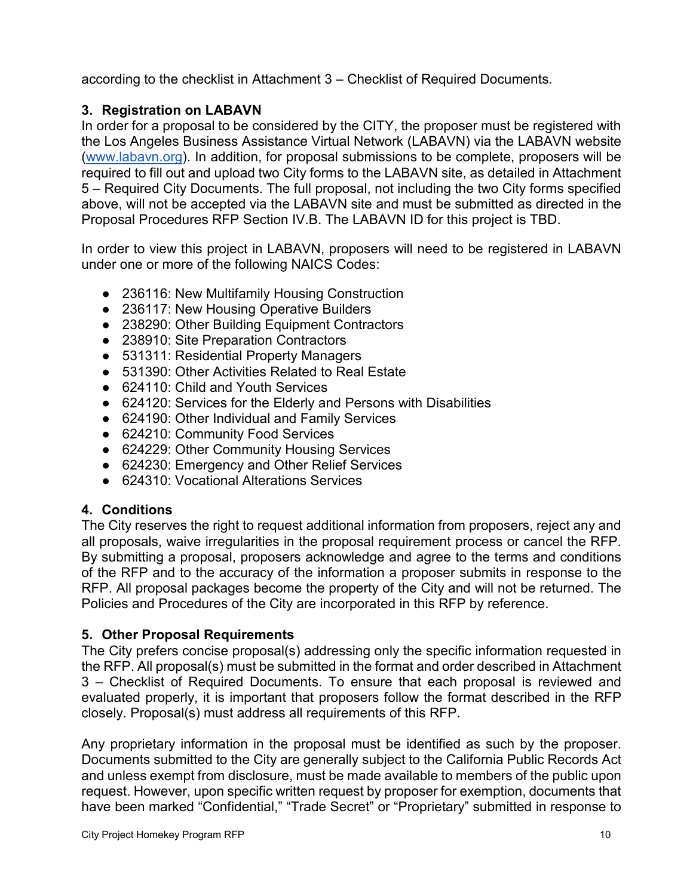according to the checklist in Attachment 3 – Checklist of Required Documents.

### 3. Registration on LABAVN

In order for a proposal to be considered by the CITY, the proposer must be registered with the Los Angeles Business Assistance Virtual Network (LABAVN) via the LABAVN website (www.labavn.org). In addition, for proposal submissions to be complete, proposers will be required to fill out and upload two City forms to the LABAVN site, as detailed in Attachment 5 – Required City Documents. The full proposal, not including the two City forms specified above, will not be accepted via the LABAVN site and must be submitted as directed in the Proposal Procedures RFP Section IV.B. The LABAVN ID for this project is TBD.

In order to view this project in LABAVN, proposers will need to be registered in LABAVN under one or more of the following NAICS Codes:

- 236116: New Multifamily Housing Construction
- 236117: New Housing Operative Builders
- 238290: Other Building Equipment Contractors
- 238910: Site Preparation Contractors
- 531311: Residential Property Managers
- 531390: Other Activities Related to Real Estate
- 624110: Child and Youth Services
- 624120: Services for the Elderly and Persons with Disabilities
- 624190: Other Individual and Family Services
- 624210: Community Food Services
- 624229: Other Community Housing Services
- 624230: Emergency and Other Relief Services
- 624310: Vocational Alterations Services

### 4. Conditions

The City reserves the right to request additional information from proposers, reject any and all proposals, waive irregularities in the proposal requirement process or cancel the RFP. By submitting a proposal, proposers acknowledge and agree to the terms and conditions of the RFP and to the accuracy of the information a proposer submits in response to the RFP. All proposal packages become the property of the City and will not be returned. The Policies and Procedures of the City are incorporated in this RFP by reference.

### 5. Other Proposal Requirements

The City prefers concise proposal(s) addressing only the specific information requested in the RFP. All proposal(s) must be submitted in the format and order described in Attachment 3 – Checklist of Required Documents. To ensure that each proposal is reviewed and evaluated properly, it is important that proposers follow the format described in the RFP closely. Proposal(s) must address all requirements of this RFP.

Any proprietary information in the proposal must be identified as such by the proposer. Documents submitted to the City are generally subject to the California Public Records Act and unless exempt from disclosure, must be made available to members of the public upon request. However, upon specific written request by proposer for exemption, documents that have been marked "Confidential," "Trade Secret" or "Proprietary" submitted in response to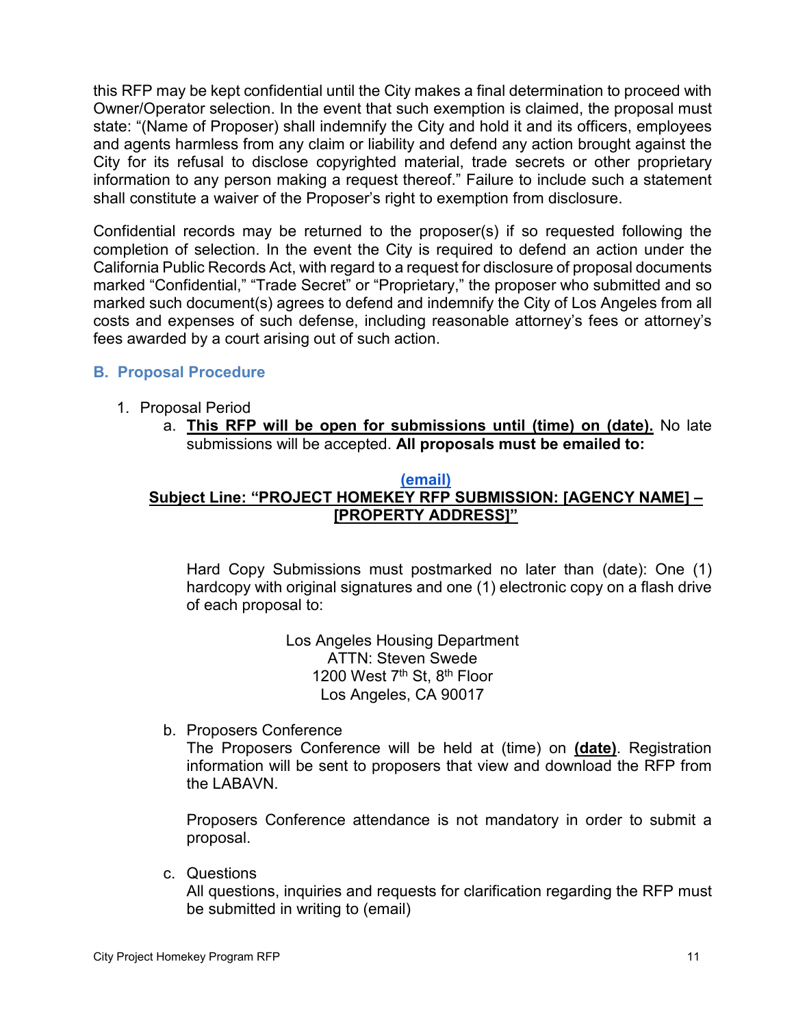this RFP may be kept confidential until the City makes a final determination to proceed with Owner/Operator selection. In the event that such exemption is claimed, the proposal must state: "(Name of Proposer) shall indemnify the City and hold it and its officers, employees and agents harmless from any claim or liability and defend any action brought against the City for its refusal to disclose copyrighted material, trade secrets or other proprietary information to any person making a request thereof." Failure to include such a statement shall constitute a waiver of the Proposer's right to exemption from disclosure.

Confidential records may be returned to the proposer(s) if so requested following the completion of selection. In the event the City is required to defend an action under the California Public Records Act, with regard to a request for disclosure of proposal documents marked "Confidential," "Trade Secret" or "Proprietary," the proposer who submitted and so marked such document(s) agrees to defend and indemnify the City of Los Angeles from all costs and expenses of such defense, including reasonable attorney's fees or attorney's fees awarded by a court arising out of such action.

### B. Proposal Procedure

1. Proposal Period
   a. **This RFP will be open for submissions until (time) on (date).** No late submissions will be accepted. **All proposals must be emailed to:**

   **(email)**
   **Subject Line: "PROJECT HOMEKEY RFP SUBMISSION: [AGENCY NAME] – [PROPERTY ADDRESS]"**

   Hard Copy Submissions must postmarked no later than (date): One (1) hardcopy with original signatures and one (1) electronic copy on a flash drive of each proposal to:

   Los Angeles Housing Department
   ATTN: Steven Swede
   1200 West 7th St, 8th Floor
   Los Angeles, CA 90017

   b. Proposers Conference
   The Proposers Conference will be held at (time) on **(date)**. Registration information will be sent to proposers that view and download the RFP from the LABAVN.

   Proposers Conference attendance is not mandatory in order to submit a proposal.

   c. Questions
   All questions, inquiries and requests for clarification regarding the RFP must be submitted in writing to (email)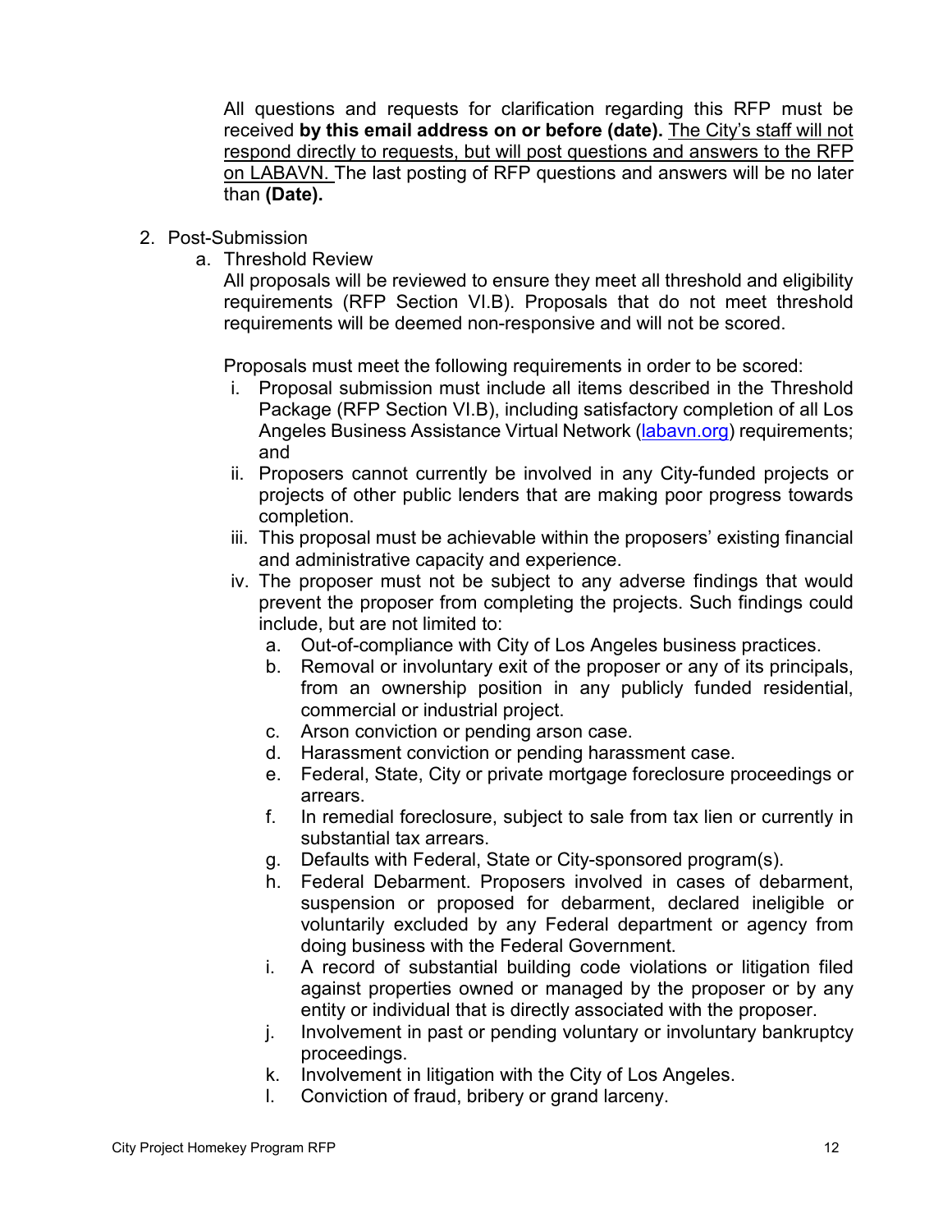All questions and requests for clarification regarding this RFP must be received **by this email address on or before (date).** <u>The City's staff will not respond directly to requests, but will post questions and answers to the RFP on LABAVN.</u> The last posting of RFP questions and answers will be no later than **(Date).**

2. Post-Submission
   a. Threshold Review

      All proposals will be reviewed to ensure they meet all threshold and eligibility requirements (RFP Section VI.B). Proposals that do not meet threshold requirements will be deemed non-responsive and will not be scored.

      Proposals must meet the following requirements in order to be scored:

      i. Proposal submission must include all items described in the Threshold Package (RFP Section VI.B), including satisfactory completion of all Los Angeles Business Assistance Virtual Network ([labavn.org](labavn.org)) requirements; and
      ii. Proposers cannot currently be involved in any City-funded projects or projects of other public lenders that are making poor progress towards completion.
      iii. This proposal must be achievable within the proposers' existing financial and administrative capacity and experience.
      iv. The proposer must not be subject to any adverse findings that would prevent the proposer from completing the projects. Such findings could include, but are not limited to:
         a. Out-of-compliance with City of Los Angeles business practices.
         b. Removal or involuntary exit of the proposer or any of its principals, from an ownership position in any publicly funded residential, commercial or industrial project.
         c. Arson conviction or pending arson case.
         d. Harassment conviction or pending harassment case.
         e. Federal, State, City or private mortgage foreclosure proceedings or arrears.
         f. In remedial foreclosure, subject to sale from tax lien or currently in substantial tax arrears.
         g. Defaults with Federal, State or City-sponsored program(s).
         h. Federal Debarment. Proposers involved in cases of debarment, suspension or proposed for debarment, declared ineligible or voluntarily excluded by any Federal department or agency from doing business with the Federal Government.
         i. A record of substantial building code violations or litigation filed against properties owned or managed by the proposer or by any entity or individual that is directly associated with the proposer.
         j. Involvement in past or pending voluntary or involuntary bankruptcy proceedings.
         k. Involvement in litigation with the City of Los Angeles.
         l. Conviction of fraud, bribery or grand larceny.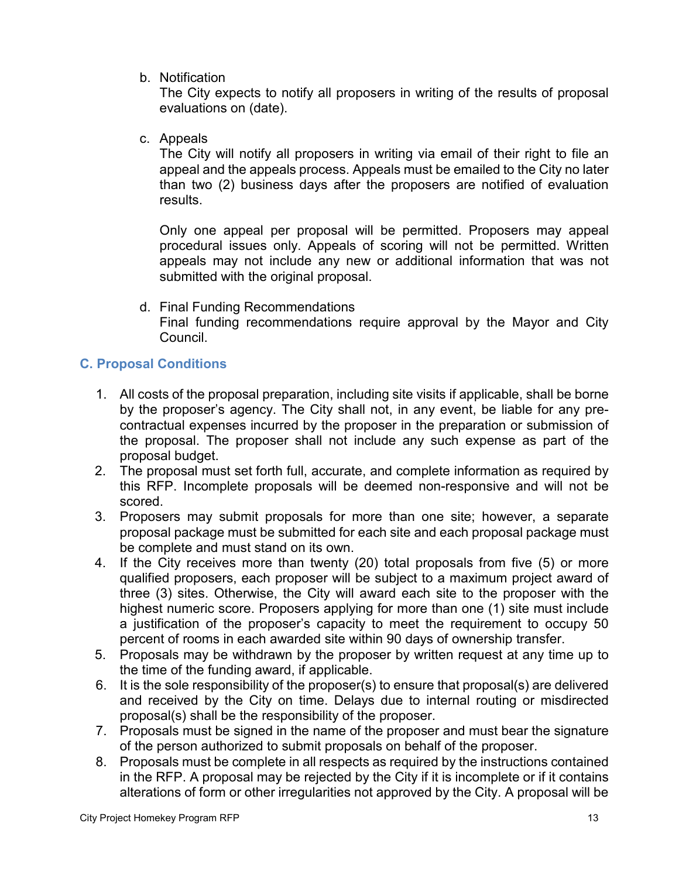b. Notification

   The City expects to notify all proposers in writing of the results of proposal evaluations on (date).

c. Appeals

   The City will notify all proposers in writing via email of their right to file an appeal and the appeals process. Appeals must be emailed to the City no later than two (2) business days after the proposers are notified of evaluation results.

   Only one appeal per proposal will be permitted. Proposers may appeal procedural issues only. Appeals of scoring will not be permitted. Written appeals may not include any new or additional information that was not submitted with the original proposal.

d. Final Funding Recommendations

   Final funding recommendations require approval by the Mayor and City Council.

### C. Proposal Conditions

1. All costs of the proposal preparation, including site visits if applicable, shall be borne by the proposer's agency. The City shall not, in any event, be liable for any pre-contractual expenses incurred by the proposer in the preparation or submission of the proposal. The proposer shall not include any such expense as part of the proposal budget.
2. The proposal must set forth full, accurate, and complete information as required by this RFP. Incomplete proposals will be deemed non-responsive and will not be scored.
3. Proposers may submit proposals for more than one site; however, a separate proposal package must be submitted for each site and each proposal package must be complete and must stand on its own.
4. If the City receives more than twenty (20) total proposals from five (5) or more qualified proposers, each proposer will be subject to a maximum project award of three (3) sites. Otherwise, the City will award each site to the proposer with the highest numeric score. Proposers applying for more than one (1) site must include a justification of the proposer's capacity to meet the requirement to occupy 50 percent of rooms in each awarded site within 90 days of ownership transfer.
5. Proposals may be withdrawn by the proposer by written request at any time up to the time of the funding award, if applicable.
6. It is the sole responsibility of the proposer(s) to ensure that proposal(s) are delivered and received by the City on time. Delays due to internal routing or misdirected proposal(s) shall be the responsibility of the proposer.
7. Proposals must be signed in the name of the proposer and must bear the signature of the person authorized to submit proposals on behalf of the proposer.
8. Proposals must be complete in all respects as required by the instructions contained in the RFP. A proposal may be rejected by the City if it is incomplete or if it contains alterations of form or other irregularities not approved by the City. A proposal will be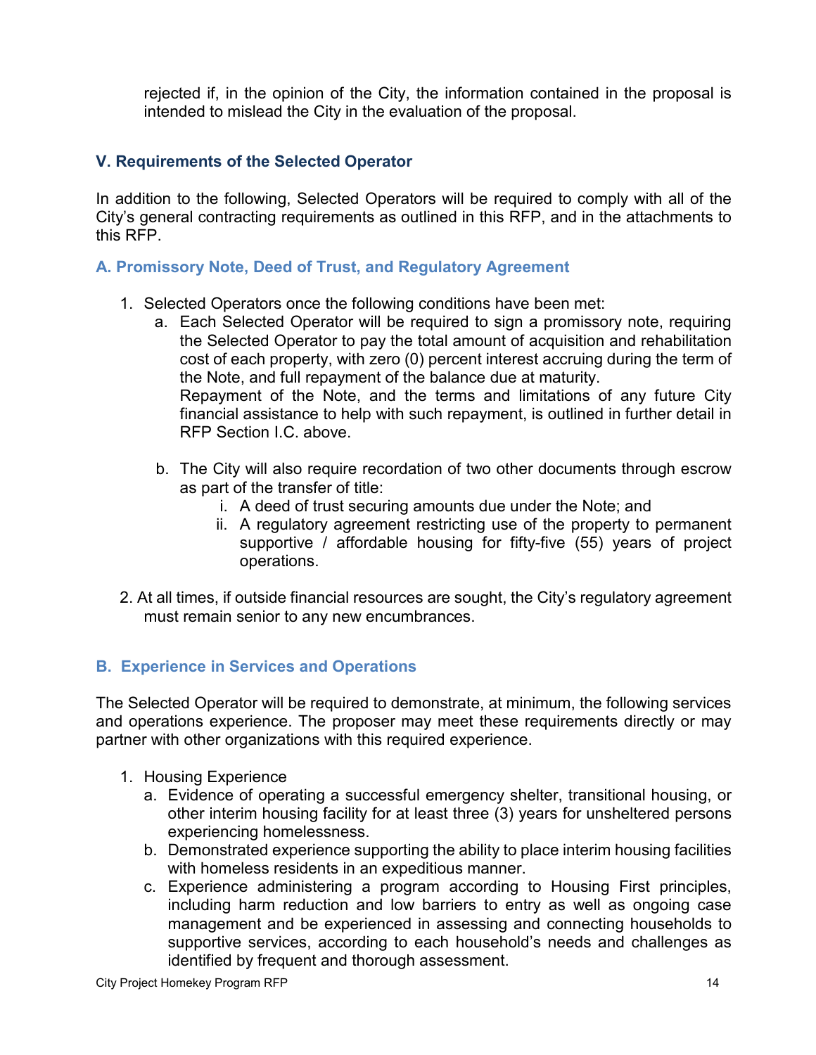rejected if, in the opinion of the City, the information contained in the proposal is intended to mislead the City in the evaluation of the proposal.

## V. Requirements of the Selected Operator

In addition to the following, Selected Operators will be required to comply with all of the City's general contracting requirements as outlined in this RFP, and in the attachments to this RFP.

### A. Promissory Note, Deed of Trust, and Regulatory Agreement

1. Selected Operators once the following conditions have been met:
   a. Each Selected Operator will be required to sign a promissory note, requiring the Selected Operator to pay the total amount of acquisition and rehabilitation cost of each property, with zero (0) percent interest accruing during the term of the Note, and full repayment of the balance due at maturity.
   Repayment of the Note, and the terms and limitations of any future City financial assistance to help with such repayment, is outlined in further detail in RFP Section I.C. above.

   b. The City will also require recordation of two other documents through escrow as part of the transfer of title:
      i. A deed of trust securing amounts due under the Note; and
      ii. A regulatory agreement restricting use of the property to permanent supportive / affordable housing for fifty-five (55) years of project operations.

2. At all times, if outside financial resources are sought, the City's regulatory agreement must remain senior to any new encumbrances.

### B. Experience in Services and Operations

The Selected Operator will be required to demonstrate, at minimum, the following services and operations experience. The proposer may meet these requirements directly or may partner with other organizations with this required experience.

1. Housing Experience
   a. Evidence of operating a successful emergency shelter, transitional housing, or other interim housing facility for at least three (3) years for unsheltered persons experiencing homelessness.
   b. Demonstrated experience supporting the ability to place interim housing facilities with homeless residents in an expeditious manner.
   c. Experience administering a program according to Housing First principles, including harm reduction and low barriers to entry as well as ongoing case management and be experienced in assessing and connecting households to supportive services, according to each household's needs and challenges as identified by frequent and thorough assessment.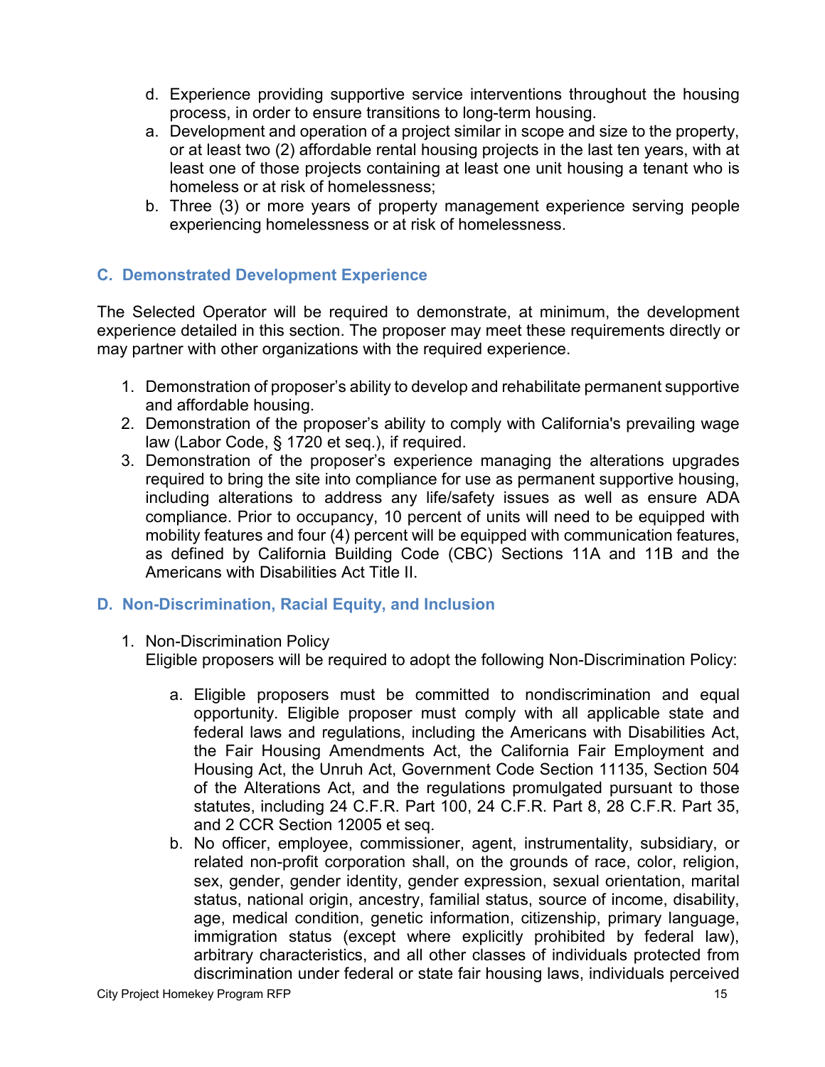d. Experience providing supportive service interventions throughout the housing process, in order to ensure transitions to long-term housing.

a. Development and operation of a project similar in scope and size to the property, or at least two (2) affordable rental housing projects in the last ten years, with at least one of those projects containing at least one unit housing a tenant who is homeless or at risk of homelessness;

b. Three (3) or more years of property management experience serving people experiencing homelessness or at risk of homelessness.

### C. Demonstrated Development Experience

The Selected Operator will be required to demonstrate, at minimum, the development experience detailed in this section. The proposer may meet these requirements directly or may partner with other organizations with the required experience.

1. Demonstration of proposer's ability to develop and rehabilitate permanent supportive and affordable housing.
2. Demonstration of the proposer's ability to comply with California's prevailing wage law (Labor Code, § 1720 et seq.), if required.
3. Demonstration of the proposer's experience managing the alterations upgrades required to bring the site into compliance for use as permanent supportive housing, including alterations to address any life/safety issues as well as ensure ADA compliance. Prior to occupancy, 10 percent of units will need to be equipped with mobility features and four (4) percent will be equipped with communication features, as defined by California Building Code (CBC) Sections 11A and 11B and the Americans with Disabilities Act Title II.

### D. Non-Discrimination, Racial Equity, and Inclusion

1. Non-Discrimination Policy
   Eligible proposers will be required to adopt the following Non-Discrimination Policy:

   a. Eligible proposers must be committed to nondiscrimination and equal opportunity. Eligible proposer must comply with all applicable state and federal laws and regulations, including the Americans with Disabilities Act, the Fair Housing Amendments Act, the California Fair Employment and Housing Act, the Unruh Act, Government Code Section 11135, Section 504 of the Alterations Act, and the regulations promulgated pursuant to those statutes, including 24 C.F.R. Part 100, 24 C.F.R. Part 8, 28 C.F.R. Part 35, and 2 CCR Section 12005 et seq.

   b. No officer, employee, commissioner, agent, instrumentality, subsidiary, or related non-profit corporation shall, on the grounds of race, color, religion, sex, gender, gender identity, gender expression, sexual orientation, marital status, national origin, ancestry, familial status, source of income, disability, age, medical condition, genetic information, citizenship, primary language, immigration status (except where explicitly prohibited by federal law), arbitrary characteristics, and all other classes of individuals protected from discrimination under federal or state fair housing laws, individuals perceived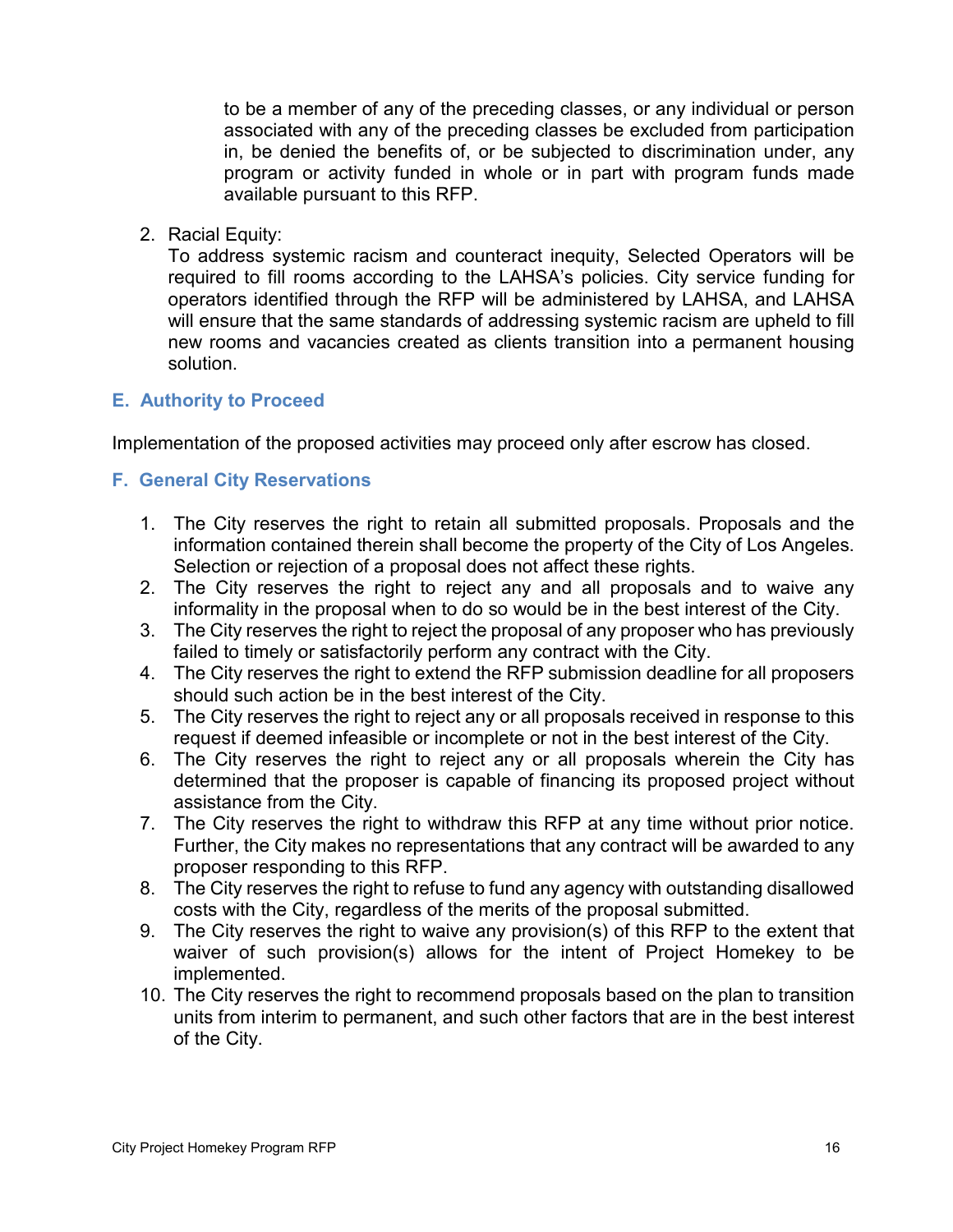to be a member of any of the preceding classes, or any individual or person associated with any of the preceding classes be excluded from participation in, be denied the benefits of, or be subjected to discrimination under, any program or activity funded in whole or in part with program funds made available pursuant to this RFP.

2. Racial Equity:
   To address systemic racism and counteract inequity, Selected Operators will be required to fill rooms according to the LAHSA's policies. City service funding for operators identified through the RFP will be administered by LAHSA, and LAHSA will ensure that the same standards of addressing systemic racism are upheld to fill new rooms and vacancies created as clients transition into a permanent housing solution.

### E. Authority to Proceed

Implementation of the proposed activities may proceed only after escrow has closed.

### F. General City Reservations

1. The City reserves the right to retain all submitted proposals. Proposals and the information contained therein shall become the property of the City of Los Angeles. Selection or rejection of a proposal does not affect these rights.
2. The City reserves the right to reject any and all proposals and to waive any informality in the proposal when to do so would be in the best interest of the City.
3. The City reserves the right to reject the proposal of any proposer who has previously failed to timely or satisfactorily perform any contract with the City.
4. The City reserves the right to extend the RFP submission deadline for all proposers should such action be in the best interest of the City.
5. The City reserves the right to reject any or all proposals received in response to this request if deemed infeasible or incomplete or not in the best interest of the City.
6. The City reserves the right to reject any or all proposals wherein the City has determined that the proposer is capable of financing its proposed project without assistance from the City.
7. The City reserves the right to withdraw this RFP at any time without prior notice. Further, the City makes no representations that any contract will be awarded to any proposer responding to this RFP.
8. The City reserves the right to refuse to fund any agency with outstanding disallowed costs with the City, regardless of the merits of the proposal submitted.
9. The City reserves the right to waive any provision(s) of this RFP to the extent that waiver of such provision(s) allows for the intent of Project Homekey to be implemented.
10. The City reserves the right to recommend proposals based on the plan to transition units from interim to permanent, and such other factors that are in the best interest of the City.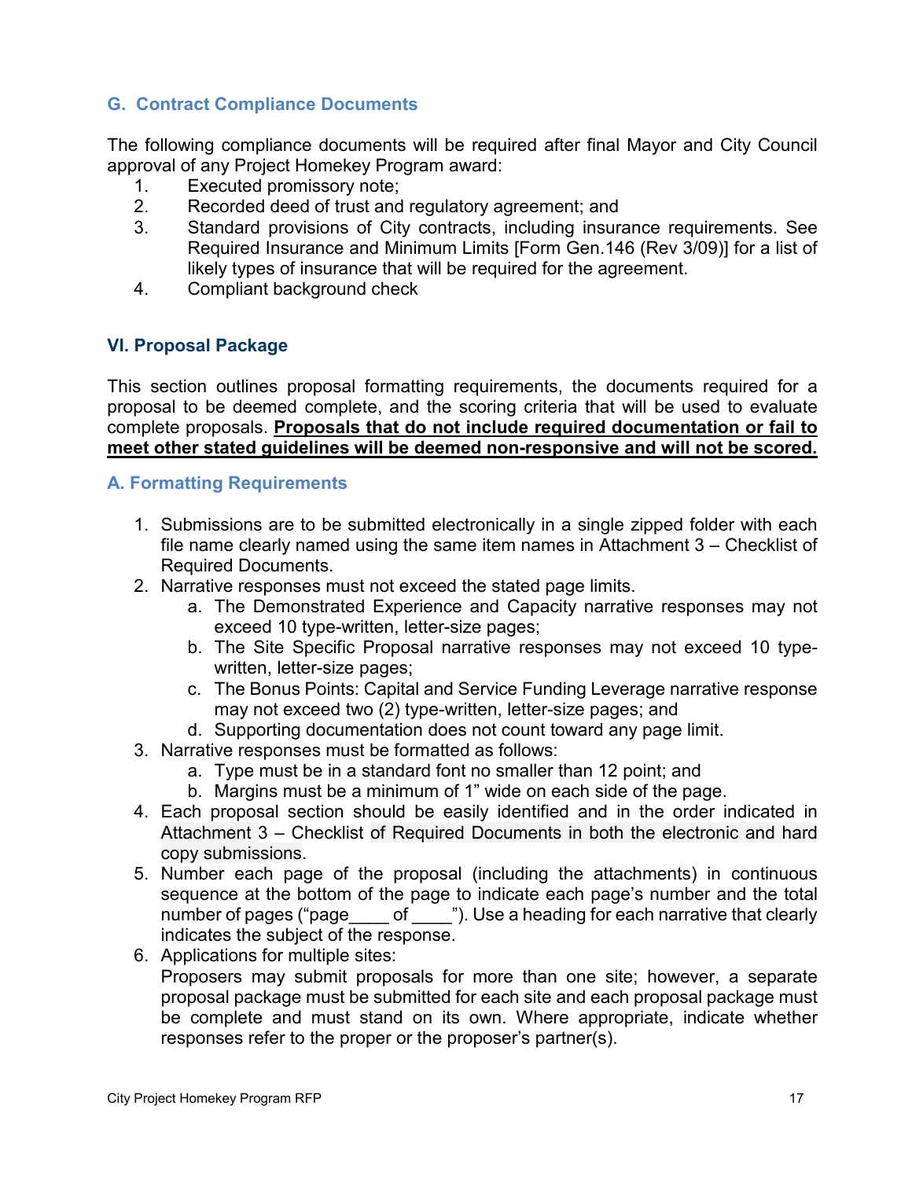### G. Contract Compliance Documents

The following compliance documents will be required after final Mayor and City Council approval of any Project Homekey Program award:

1. Executed promissory note;
2. Recorded deed of trust and regulatory agreement; and
3. Standard provisions of City contracts, including insurance requirements. See Required Insurance and Minimum Limits [Form Gen.146 (Rev 3/09)] for a list of likely types of insurance that will be required for the agreement.
4. Compliant background check

## VI. Proposal Package

This section outlines proposal formatting requirements, the documents required for a proposal to be deemed complete, and the scoring criteria that will be used to evaluate complete proposals. **Proposals that do not include required documentation or fail to meet other stated guidelines will be deemed non-responsive and will not be scored.**

### A. Formatting Requirements

1. Submissions are to be submitted electronically in a single zipped folder with each file name clearly named using the same item names in Attachment 3 – Checklist of Required Documents.
2. Narrative responses must not exceed the stated page limits.
   a. The Demonstrated Experience and Capacity narrative responses may not exceed 10 type-written, letter-size pages;
   b. The Site Specific Proposal narrative responses may not exceed 10 type-written, letter-size pages;
   c. The Bonus Points: Capital and Service Funding Leverage narrative response may not exceed two (2) type-written, letter-size pages; and
   d. Supporting documentation does not count toward any page limit.
3. Narrative responses must be formatted as follows:
   a. Type must be in a standard font no smaller than 12 point; and
   b. Margins must be a minimum of 1" wide on each side of the page.
4. Each proposal section should be easily identified and in the order indicated in Attachment 3 – Checklist of Required Documents in both the electronic and hard copy submissions.
5. Number each page of the proposal (including the attachments) in continuous sequence at the bottom of the page to indicate each page's number and the total number of pages ("page____ of ____"). Use a heading for each narrative that clearly indicates the subject of the response.
6. Applications for multiple sites:
   Proposers may submit proposals for more than one site; however, a separate proposal package must be submitted for each site and each proposal package must be complete and must stand on its own. Where appropriate, indicate whether responses refer to the proper or the proposer's partner(s).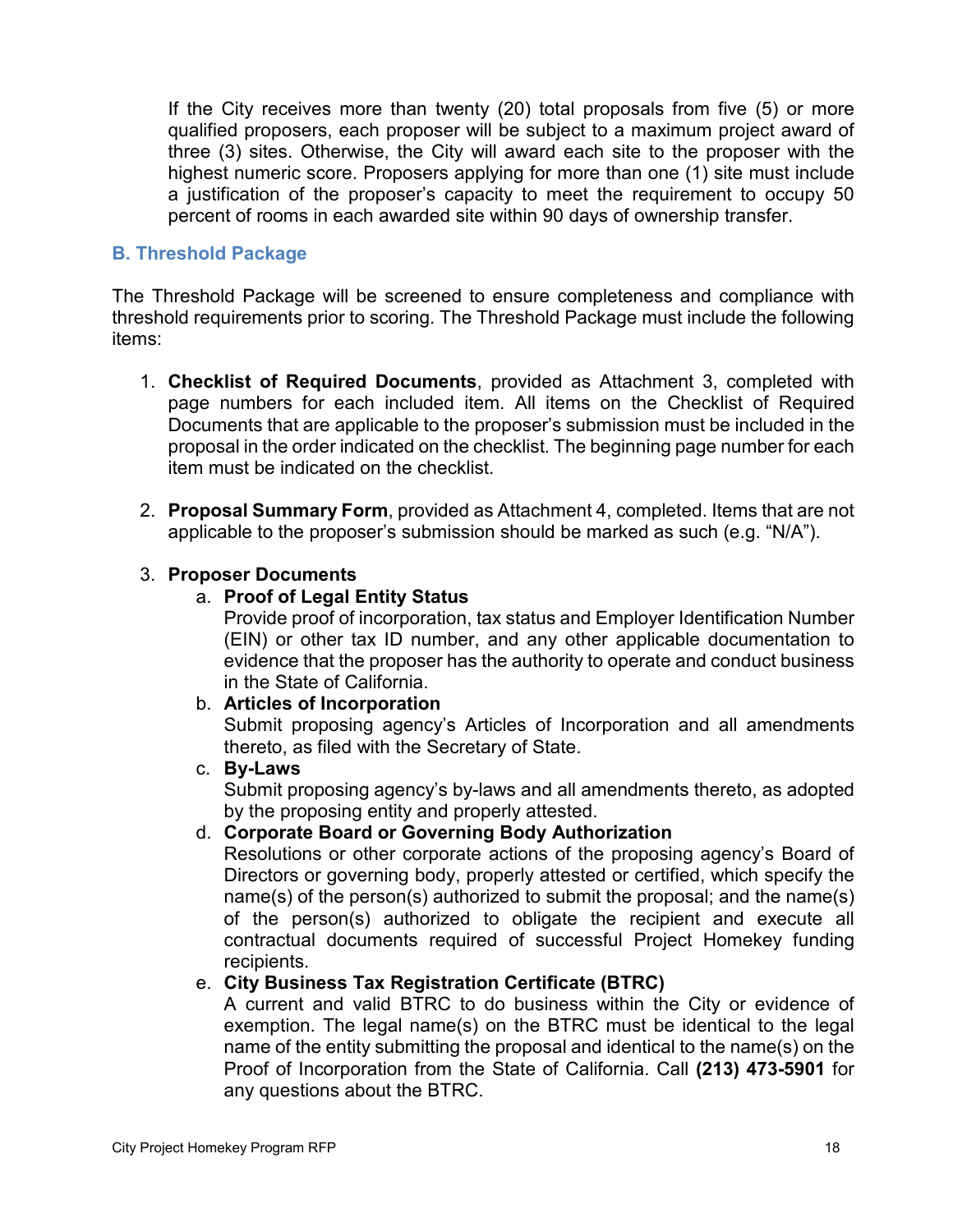If the City receives more than twenty (20) total proposals from five (5) or more qualified proposers, each proposer will be subject to a maximum project award of three (3) sites. Otherwise, the City will award each site to the proposer with the highest numeric score. Proposers applying for more than one (1) site must include a justification of the proposer's capacity to meet the requirement to occupy 50 percent of rooms in each awarded site within 90 days of ownership transfer.

### B. Threshold Package

The Threshold Package will be screened to ensure completeness and compliance with threshold requirements prior to scoring. The Threshold Package must include the following items:

1. **Checklist of Required Documents**, provided as Attachment 3, completed with page numbers for each included item. All items on the Checklist of Required Documents that are applicable to the proposer's submission must be included in the proposal in the order indicated on the checklist. The beginning page number for each item must be indicated on the checklist.

2. **Proposal Summary Form**, provided as Attachment 4, completed. Items that are not applicable to the proposer's submission should be marked as such (e.g. "N/A").

3. **Proposer Documents**
   a. **Proof of Legal Entity Status**
   Provide proof of incorporation, tax status and Employer Identification Number (EIN) or other tax ID number, and any other applicable documentation to evidence that the proposer has the authority to operate and conduct business in the State of California.
   b. **Articles of Incorporation**
   Submit proposing agency's Articles of Incorporation and all amendments thereto, as filed with the Secretary of State.
   c. **By-Laws**
   Submit proposing agency's by-laws and all amendments thereto, as adopted by the proposing entity and properly attested.
   d. **Corporate Board or Governing Body Authorization**
   Resolutions or other corporate actions of the proposing agency's Board of Directors or governing body, properly attested or certified, which specify the name(s) of the person(s) authorized to submit the proposal; and the name(s) of the person(s) authorized to obligate the recipient and execute all contractual documents required of successful Project Homekey funding recipients.
   e. **City Business Tax Registration Certificate (BTRC)**
   A current and valid BTRC to do business within the City or evidence of exemption. The legal name(s) on the BTRC must be identical to the legal name of the entity submitting the proposal and identical to the name(s) on the Proof of Incorporation from the State of California. Call **(213) 473-5901** for any questions about the BTRC.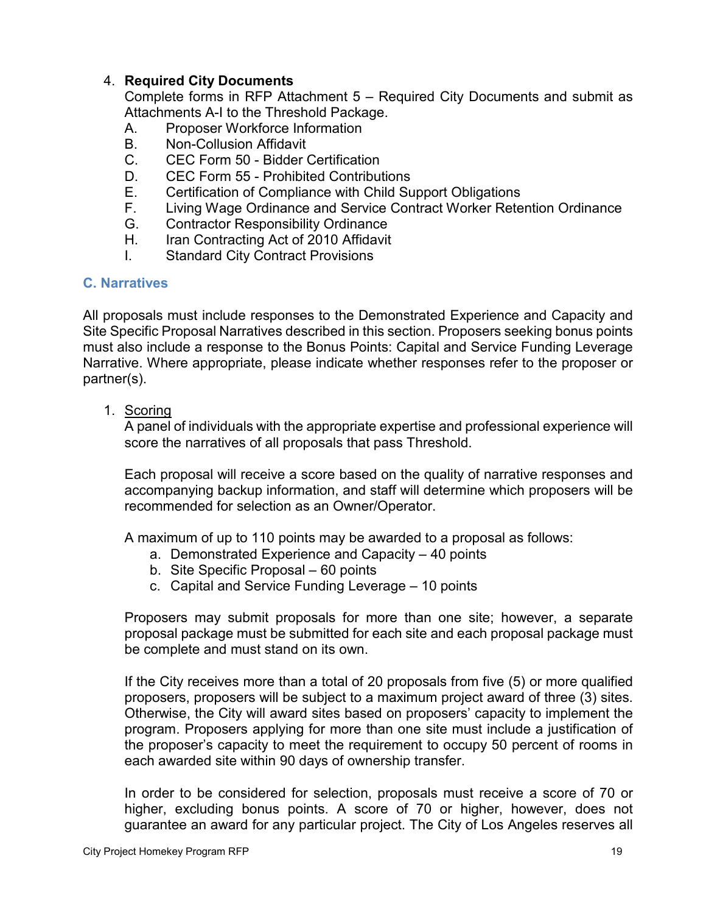4. **Required City Documents**

   Complete forms in RFP Attachment 5 – Required City Documents and submit as Attachments A-I to the Threshold Package.

   A. Proposer Workforce Information
   B. Non-Collusion Affidavit
   C. CEC Form 50 - Bidder Certification
   D. CEC Form 55 - Prohibited Contributions
   E. Certification of Compliance with Child Support Obligations
   F. Living Wage Ordinance and Service Contract Worker Retention Ordinance
   G. Contractor Responsibility Ordinance
   H. Iran Contracting Act of 2010 Affidavit
   I. Standard City Contract Provisions

### C. Narratives

All proposals must include responses to the Demonstrated Experience and Capacity and Site Specific Proposal Narratives described in this section. Proposers seeking bonus points must also include a response to the Bonus Points: Capital and Service Funding Leverage Narrative. Where appropriate, please indicate whether responses refer to the proposer or partner(s).

1. Scoring

   A panel of individuals with the appropriate expertise and professional experience will score the narratives of all proposals that pass Threshold.

   Each proposal will receive a score based on the quality of narrative responses and accompanying backup information, and staff will determine which proposers will be recommended for selection as an Owner/Operator.

   A maximum of up to 110 points may be awarded to a proposal as follows:

   a. Demonstrated Experience and Capacity – 40 points
   b. Site Specific Proposal – 60 points
   c. Capital and Service Funding Leverage – 10 points

   Proposers may submit proposals for more than one site; however, a separate proposal package must be submitted for each site and each proposal package must be complete and must stand on its own.

   If the City receives more than a total of 20 proposals from five (5) or more qualified proposers, proposers will be subject to a maximum project award of three (3) sites. Otherwise, the City will award sites based on proposers' capacity to implement the program. Proposers applying for more than one site must include a justification of the proposer's capacity to meet the requirement to occupy 50 percent of rooms in each awarded site within 90 days of ownership transfer.

   In order to be considered for selection, proposals must receive a score of 70 or higher, excluding bonus points. A score of 70 or higher, however, does not guarantee an award for any particular project. The City of Los Angeles reserves all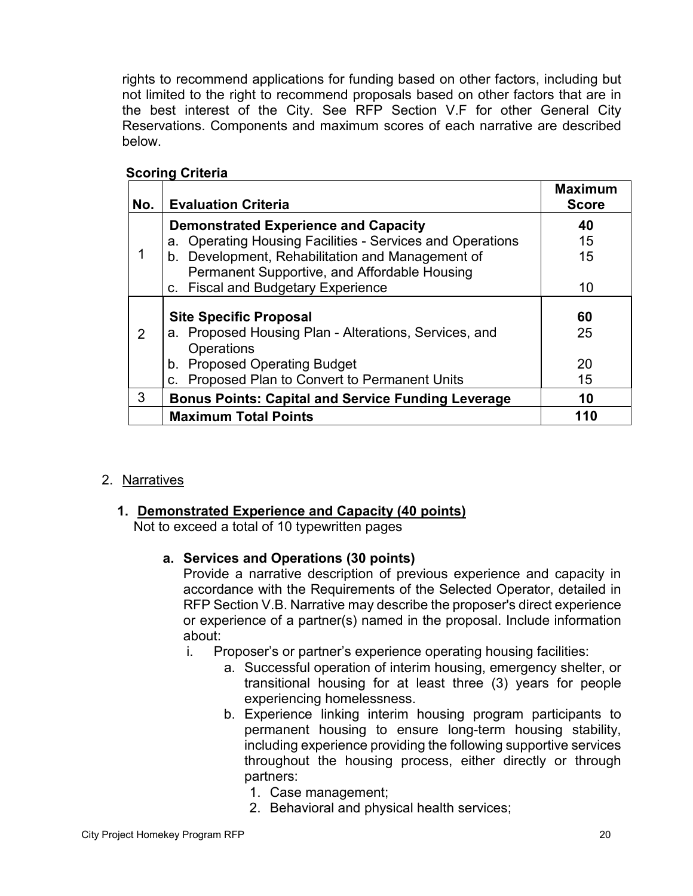rights to recommend applications for funding based on other factors, including but not limited to the right to recommend proposals based on other factors that are in the best interest of the City. See RFP Section V.F for other General City Reservations. Components and maximum scores of each narrative are described below.

**Scoring Criteria**

| No. | Evaluation Criteria | Maximum Score |
|---|---|---|
| 1 | **Demonstrated Experience and Capacity** | **40** |
| | a. Operating Housing Facilities - Services and Operations | 15 |
| | b. Development, Rehabilitation and Management of Permanent Supportive, and Affordable Housing | 15 |
| | c. Fiscal and Budgetary Experience | 10 |
| 2 | **Site Specific Proposal** | **60** |
| | a. Proposed Housing Plan - Alterations, Services, and Operations | 25 |
| | b. Proposed Operating Budget | 20 |
| | c. Proposed Plan to Convert to Permanent Units | 15 |
| 3 | **Bonus Points: Capital and Service Funding Leverage** | **10** |
| | **Maximum Total Points** | **110** |

2. Narratives

**1. Demonstrated Experience and Capacity (40 points)**

Not to exceed a total of 10 typewritten pages

**a. Services and Operations (30 points)**

Provide a narrative description of previous experience and capacity in accordance with the Requirements of the Selected Operator, detailed in RFP Section V.B. Narrative may describe the proposer's direct experience or experience of a partner(s) named in the proposal. Include information about:

i. Proposer's or partner's experience operating housing facilities:

  a. Successful operation of interim housing, emergency shelter, or transitional housing for at least three (3) years for people experiencing homelessness.
  b. Experience linking interim housing program participants to permanent housing to ensure long-term housing stability, including experience providing the following supportive services throughout the housing process, either directly or through partners:
     1. Case management;
     2. Behavioral and physical health services;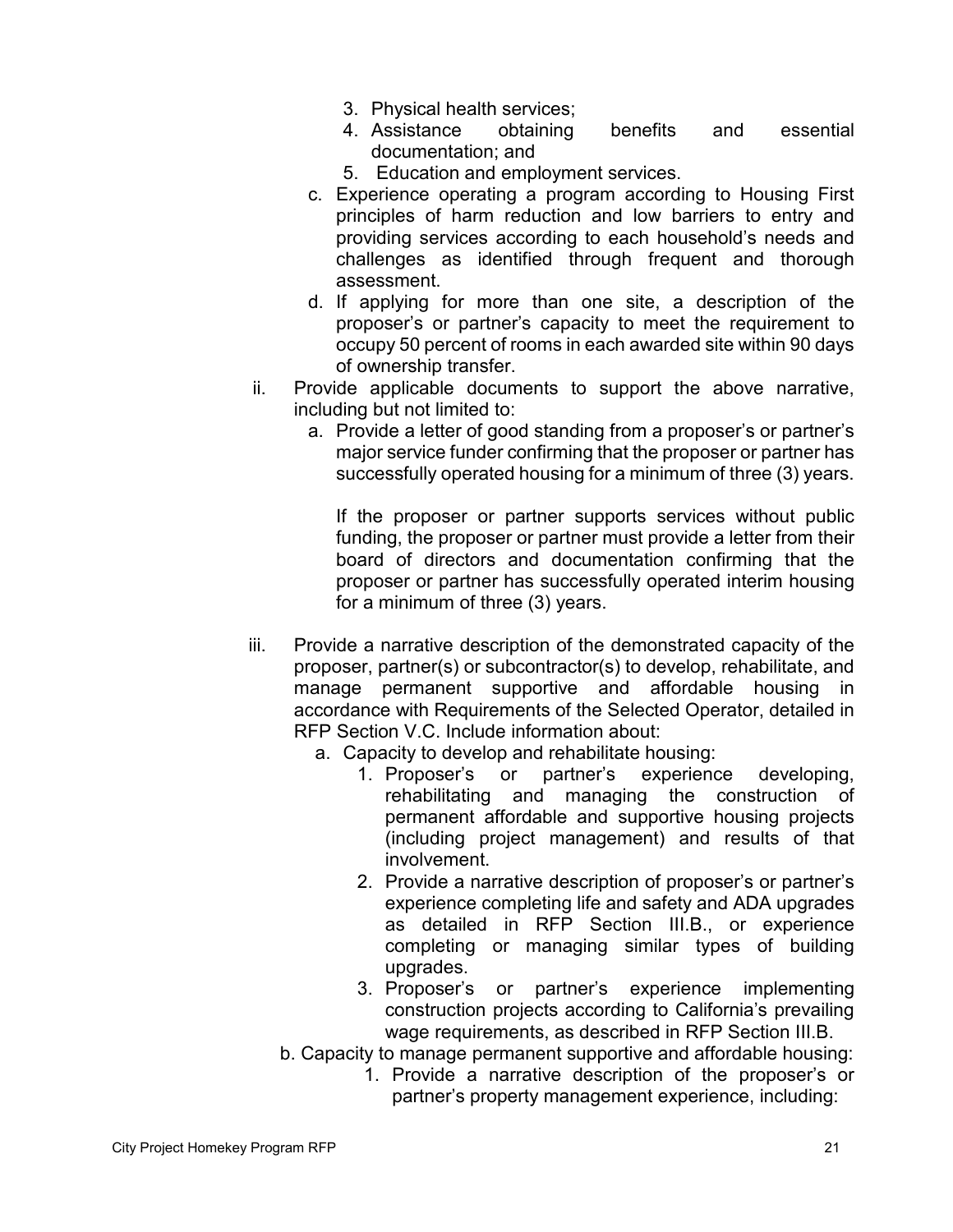3. Physical health services;
4. Assistance obtaining benefits and essential documentation; and
5. Education and employment services.

c. Experience operating a program according to Housing First principles of harm reduction and low barriers to entry and providing services according to each household's needs and challenges as identified through frequent and thorough assessment.

d. If applying for more than one site, a description of the proposer's or partner's capacity to meet the requirement to occupy 50 percent of rooms in each awarded site within 90 days of ownership transfer.

ii. Provide applicable documents to support the above narrative, including but not limited to:

a. Provide a letter of good standing from a proposer's or partner's major service funder confirming that the proposer or partner has successfully operated housing for a minimum of three (3) years.

   If the proposer or partner supports services without public funding, the proposer or partner must provide a letter from their board of directors and documentation confirming that the proposer or partner has successfully operated interim housing for a minimum of three (3) years.

iii. Provide a narrative description of the demonstrated capacity of the proposer, partner(s) or subcontractor(s) to develop, rehabilitate, and manage permanent supportive and affordable housing in accordance with Requirements of the Selected Operator, detailed in RFP Section V.C. Include information about:

a. Capacity to develop and rehabilitate housing:
   1. Proposer's or partner's experience developing, rehabilitating and managing the construction of permanent affordable and supportive housing projects (including project management) and results of that involvement.
   2. Provide a narrative description of proposer's or partner's experience completing life and safety and ADA upgrades as detailed in RFP Section III.B., or experience completing or managing similar types of building upgrades.
   3. Proposer's or partner's experience implementing construction projects according to California's prevailing wage requirements, as described in RFP Section III.B.

b. Capacity to manage permanent supportive and affordable housing:
   1. Provide a narrative description of the proposer's or partner's property management experience, including: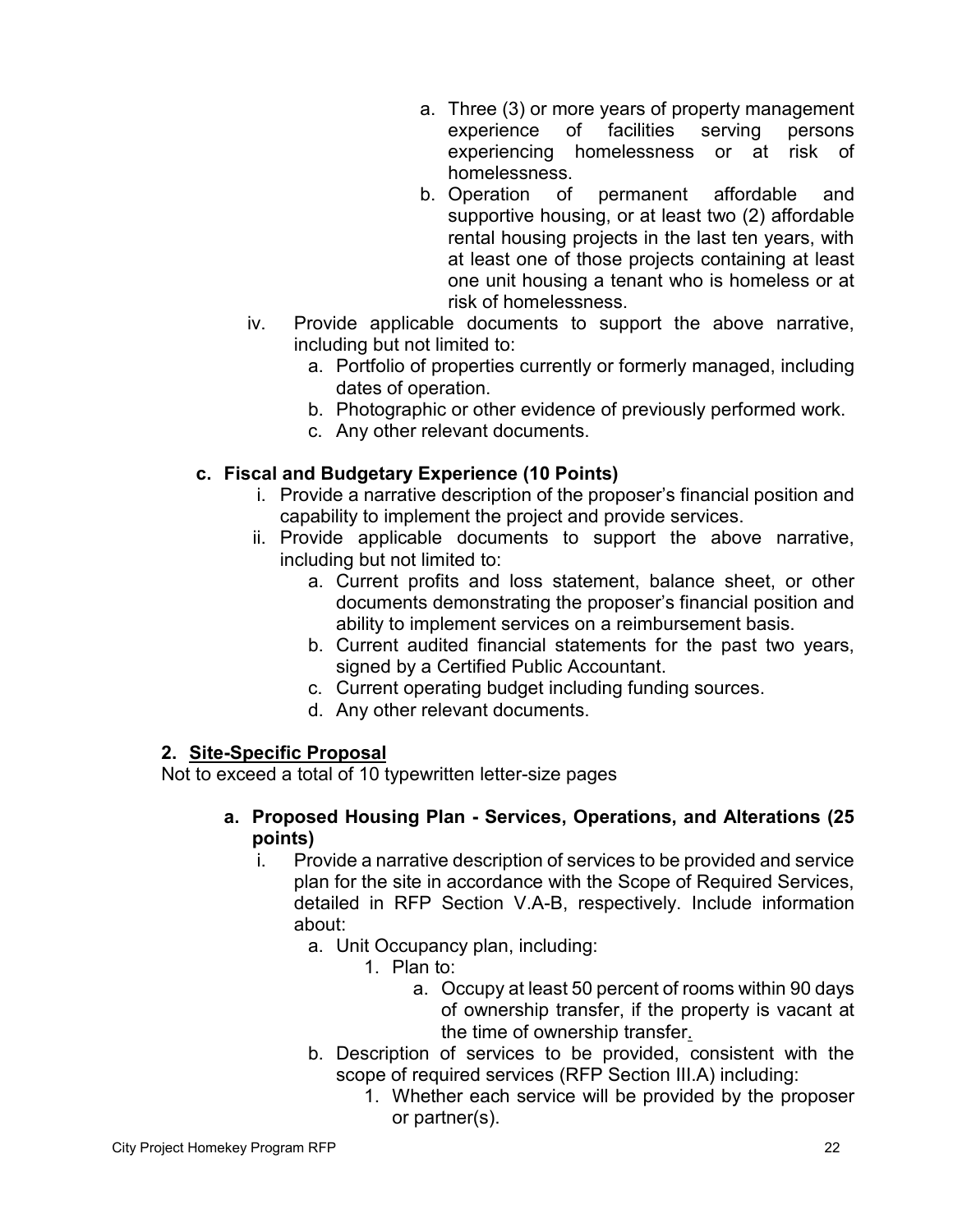- a. Three (3) or more years of property management experience of facilities serving persons experiencing homelessness or at risk of homelessness.
   - b. Operation of permanent affordable and supportive housing, or at least two (2) affordable rental housing projects in the last ten years, with at least one of those projects containing at least one unit housing a tenant who is homeless or at risk of homelessness.

- iv. Provide applicable documents to support the above narrative, including but not limited to:
  - a. Portfolio of properties currently or formerly managed, including dates of operation.
  - b. Photographic or other evidence of previously performed work.
  - c. Any other relevant documents.

**c. Fiscal and Budgetary Experience (10 Points)**

- i. Provide a narrative description of the proposer's financial position and capability to implement the project and provide services.
- ii. Provide applicable documents to support the above narrative, including but not limited to:
  - a. Current profits and loss statement, balance sheet, or other documents demonstrating the proposer's financial position and ability to implement services on a reimbursement basis.
  - b. Current audited financial statements for the past two years, signed by a Certified Public Accountant.
  - c. Current operating budget including funding sources.
  - d. Any other relevant documents.

**2. <u>Site-Specific Proposal</u>**

Not to exceed a total of 10 typewritten letter-size pages

**a. Proposed Housing Plan - Services, Operations, and Alterations (25 points)**

- i. Provide a narrative description of services to be provided and service plan for the site in accordance with the Scope of Required Services, detailed in RFP Section V.A-B, respectively. Include information about:
  - a. Unit Occupancy plan, including:
    - 1. Plan to:
      - a. Occupy at least 50 percent of rooms within 90 days of ownership transfer, if the property is vacant at the time of ownership transfer.
  - b. Description of services to be provided, consistent with the scope of required services (RFP Section III.A) including:
    - 1. Whether each service will be provided by the proposer or partner(s).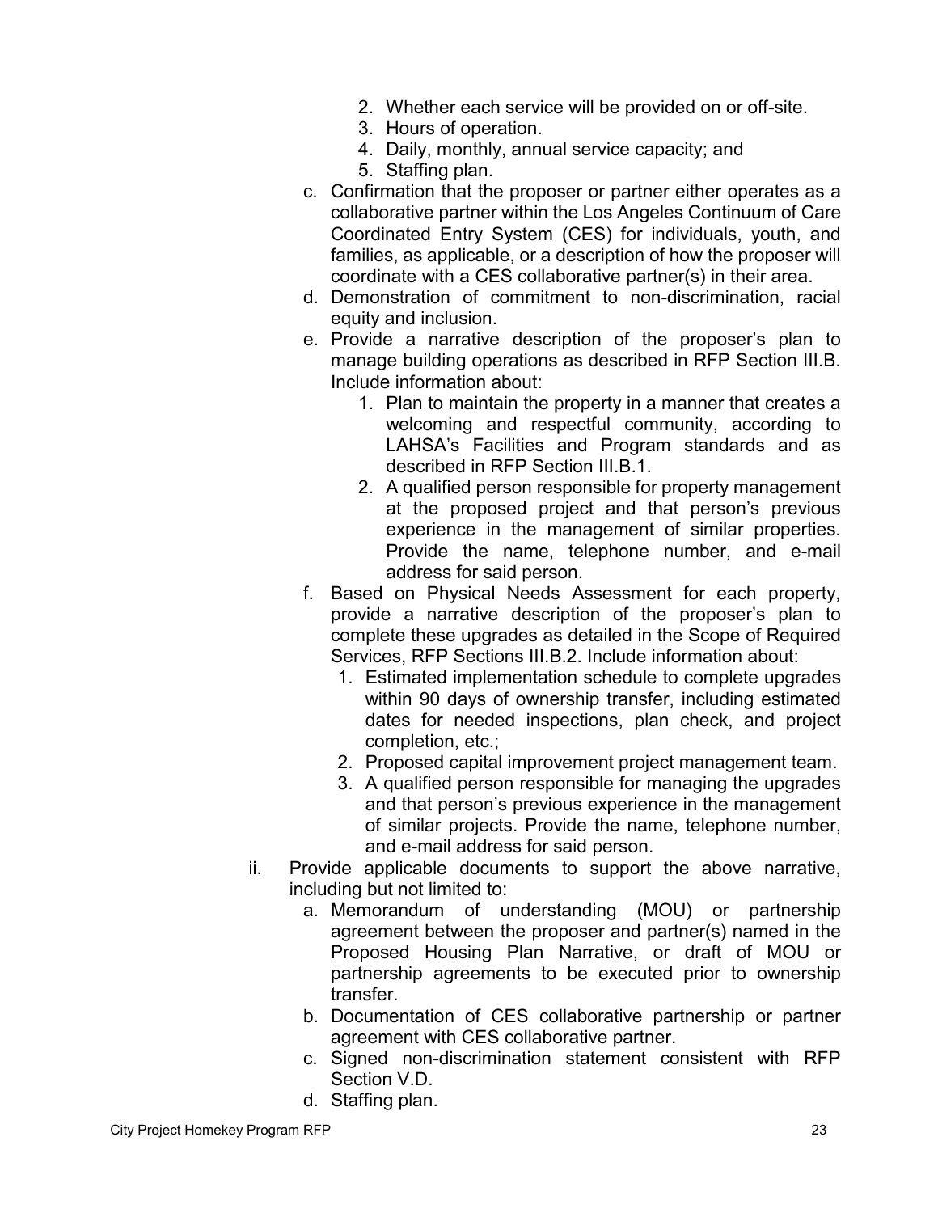2. Whether each service will be provided on or off-site.
   3. Hours of operation.
   4. Daily, monthly, annual service capacity; and
   5. Staffing plan.

   c. Confirmation that the proposer or partner either operates as a collaborative partner within the Los Angeles Continuum of Care Coordinated Entry System (CES) for individuals, youth, and families, as applicable, or a description of how the proposer will coordinate with a CES collaborative partner(s) in their area.
   d. Demonstration of commitment to non-discrimination, racial equity and inclusion.
   e. Provide a narrative description of the proposer's plan to manage building operations as described in RFP Section III.B. Include information about:
      1. Plan to maintain the property in a manner that creates a welcoming and respectful community, according to LAHSA's Facilities and Program standards and as described in RFP Section III.B.1.
      2. A qualified person responsible for property management at the proposed project and that person's previous experience in the management of similar properties. Provide the name, telephone number, and e-mail address for said person.
   f. Based on Physical Needs Assessment for each property, provide a narrative description of the proposer's plan to complete these upgrades as detailed in the Scope of Required Services, RFP Sections III.B.2. Include information about:
      1. Estimated implementation schedule to complete upgrades within 90 days of ownership transfer, including estimated dates for needed inspections, plan check, and project completion, etc.;
      2. Proposed capital improvement project management team.
      3. A qualified person responsible for managing the upgrades and that person's previous experience in the management of similar projects. Provide the name, telephone number, and e-mail address for said person.

ii. Provide applicable documents to support the above narrative, including but not limited to:
   a. Memorandum of understanding (MOU) or partnership agreement between the proposer and partner(s) named in the Proposed Housing Plan Narrative, or draft of MOU or partnership agreements to be executed prior to ownership transfer.
   b. Documentation of CES collaborative partnership or partner agreement with CES collaborative partner.
   c. Signed non-discrimination statement consistent with RFP Section V.D.
   d. Staffing plan.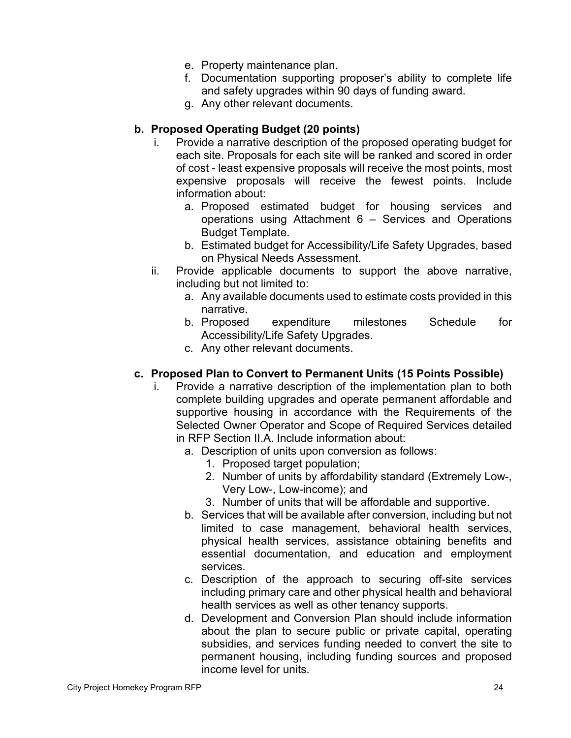e. Property maintenance plan.
f. Documentation supporting proposer's ability to complete life and safety upgrades within 90 days of funding award.
g. Any other relevant documents.

**b. Proposed Operating Budget (20 points)**

i. Provide a narrative description of the proposed operating budget for each site. Proposals for each site will be ranked and scored in order of cost - least expensive proposals will receive the most points, most expensive proposals will receive the fewest points. Include information about:
   a. Proposed estimated budget for housing services and operations using Attachment 6 – Services and Operations Budget Template.
   b. Estimated budget for Accessibility/Life Safety Upgrades, based on Physical Needs Assessment.

ii. Provide applicable documents to support the above narrative, including but not limited to:
   a. Any available documents used to estimate costs provided in this narrative.
   b. Proposed expenditure milestones Schedule for Accessibility/Life Safety Upgrades.
   c. Any other relevant documents.

**c. Proposed Plan to Convert to Permanent Units (15 Points Possible)**

i. Provide a narrative description of the implementation plan to both complete building upgrades and operate permanent affordable and supportive housing in accordance with the Requirements of the Selected Owner Operator and Scope of Required Services detailed in RFP Section II.A. Include information about:
   a. Description of units upon conversion as follows:
      1. Proposed target population;
      2. Number of units by affordability standard (Extremely Low-, Very Low-, Low-income); and
      3. Number of units that will be affordable and supportive.
   b. Services that will be available after conversion, including but not limited to case management, behavioral health services, physical health services, assistance obtaining benefits and essential documentation, and education and employment services.
   c. Description of the approach to securing off-site services including primary care and other physical health and behavioral health services as well as other tenancy supports.
   d. Development and Conversion Plan should include information about the plan to secure public or private capital, operating subsidies, and services funding needed to convert the site to permanent housing, including funding sources and proposed income level for units.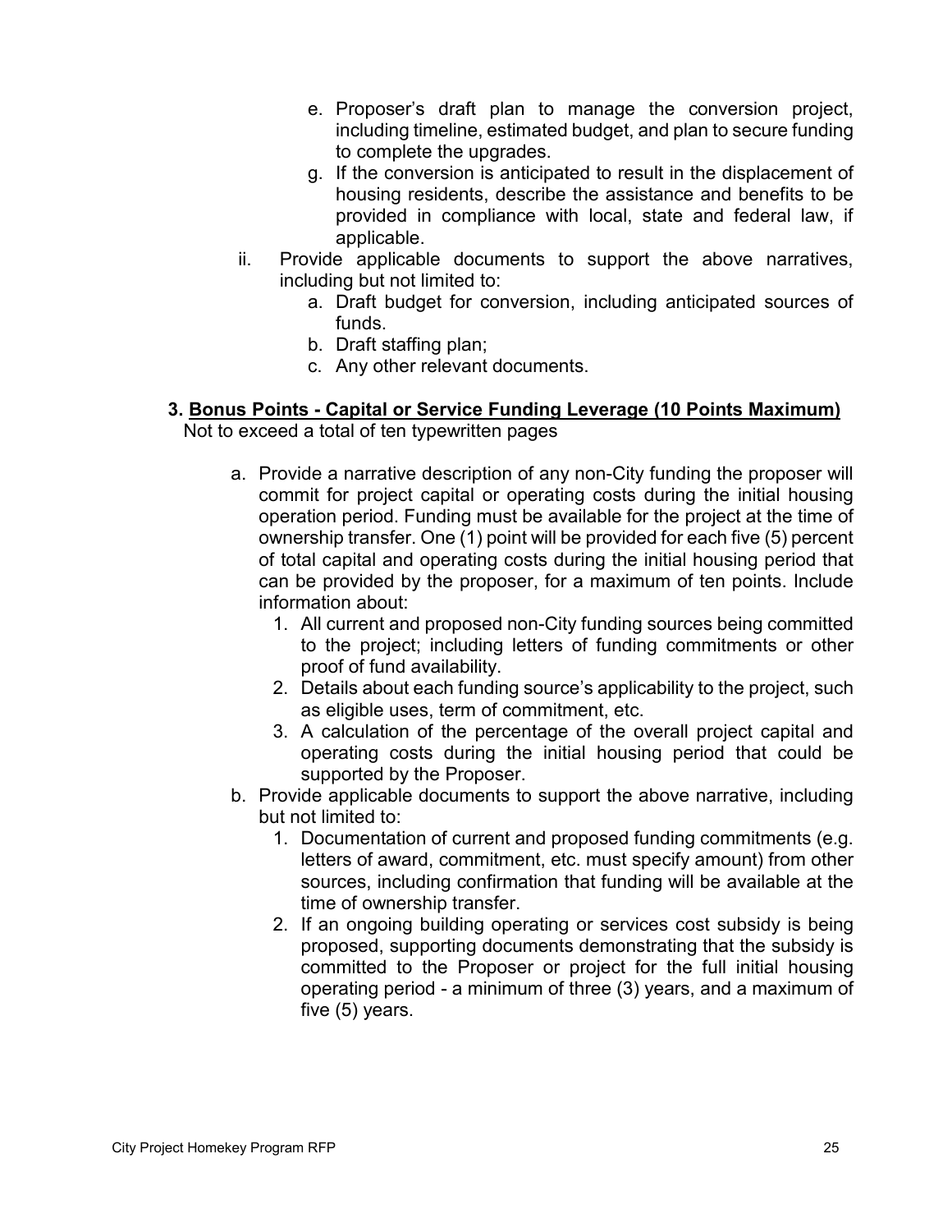e. Proposer's draft plan to manage the conversion project, including timeline, estimated budget, and plan to secure funding to complete the upgrades.
   g. If the conversion is anticipated to result in the displacement of housing residents, describe the assistance and benefits to be provided in compliance with local, state and federal law, if applicable.

ii. Provide applicable documents to support the above narratives, including but not limited to:
   a. Draft budget for conversion, including anticipated sources of funds.
   b. Draft staffing plan;
   c. Any other relevant documents.

**3. <u>Bonus Points - Capital or Service Funding Leverage (10 Points Maximum)</u>**

Not to exceed a total of ten typewritten pages

a. Provide a narrative description of any non-City funding the proposer will commit for project capital or operating costs during the initial housing operation period. Funding must be available for the project at the time of ownership transfer. One (1) point will be provided for each five (5) percent of total capital and operating costs during the initial housing period that can be provided by the proposer, for a maximum of ten points. Include information about:
   1. All current and proposed non-City funding sources being committed to the project; including letters of funding commitments or other proof of fund availability.
   2. Details about each funding source's applicability to the project, such as eligible uses, term of commitment, etc.
   3. A calculation of the percentage of the overall project capital and operating costs during the initial housing period that could be supported by the Proposer.

b. Provide applicable documents to support the above narrative, including but not limited to:
   1. Documentation of current and proposed funding commitments (e.g. letters of award, commitment, etc. must specify amount) from other sources, including confirmation that funding will be available at the time of ownership transfer.
   2. If an ongoing building operating or services cost subsidy is being proposed, supporting documents demonstrating that the subsidy is committed to the Proposer or project for the full initial housing operating period - a minimum of three (3) years, and a maximum of five (5) years.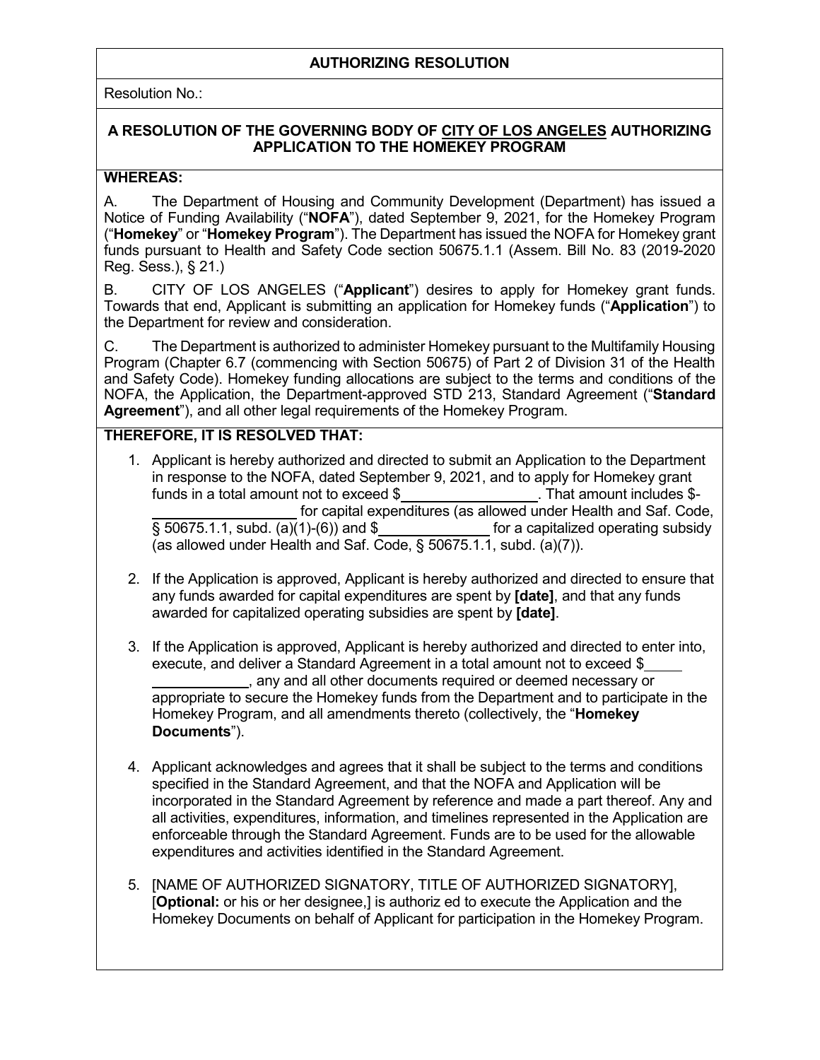## AUTHORIZING RESOLUTION

Resolution No.:

### A RESOLUTION OF THE GOVERNING BODY OF CITY OF LOS ANGELES AUTHORIZING APPLICATION TO THE HOMEKEY PROGRAM

**WHEREAS:**

A. The Department of Housing and Community Development (Department) has issued a Notice of Funding Availability ("**NOFA**"), dated September 9, 2021, for the Homekey Program ("**Homekey**" or "**Homekey Program**"). The Department has issued the NOFA for Homekey grant funds pursuant to Health and Safety Code section 50675.1.1 (Assem. Bill No. 83 (2019-2020 Reg. Sess.), § 21.)

B. CITY OF LOS ANGELES ("**Applicant**") desires to apply for Homekey grant funds. Towards that end, Applicant is submitting an application for Homekey funds ("**Application**") to the Department for review and consideration.

C. The Department is authorized to administer Homekey pursuant to the Multifamily Housing Program (Chapter 6.7 (commencing with Section 50675) of Part 2 of Division 31 of the Health and Safety Code). Homekey funding allocations are subject to the terms and conditions of the NOFA, the Application, the Department-approved STD 213, Standard Agreement ("**Standard Agreement**"), and all other legal requirements of the Homekey Program.

**THEREFORE, IT IS RESOLVED THAT:**

1. Applicant is hereby authorized and directed to submit an Application to the Department in response to the NOFA, dated September 9, 2021, and to apply for Homekey grant funds in a total amount not to exceed $\_\_\_\_\_\_\_\_\_\_\_\_\_\_\_\_. That amount includes $-\_\_\_\_\_\_\_\_\_\_\_\_\_\_\_\_ for capital expenditures (as allowed under Health and Saf. Code, § 50675.1.1, subd. (a)(1)-(6)) and $\_\_\_\_\_\_\_\_\_\_\_\_\_\_ for a capitalized operating subsidy (as allowed under Health and Saf. Code, § 50675.1.1, subd. (a)(7)).

2. If the Application is approved, Applicant is hereby authorized and directed to ensure that any funds awarded for capital expenditures are spent by **[date]**, and that any funds awarded for capitalized operating subsidies are spent by **[date]**.

3. If the Application is approved, Applicant is hereby authorized and directed to enter into, execute, and deliver a Standard Agreement in a total amount not to exceed $\_\_\_\_\_\_\_\_\_\_\_\_\_\_\_\_, any and all other documents required or deemed necessary or appropriate to secure the Homekey funds from the Department and to participate in the Homekey Program, and all amendments thereto (collectively, the "**Homekey Documents**").

4. Applicant acknowledges and agrees that it shall be subject to the terms and conditions specified in the Standard Agreement, and that the NOFA and Application will be incorporated in the Standard Agreement by reference and made a part thereof. Any and all activities, expenditures, information, and timelines represented in the Application are enforceable through the Standard Agreement. Funds are to be used for the allowable expenditures and activities identified in the Standard Agreement.

5. [NAME OF AUTHORIZED SIGNATORY, TITLE OF AUTHORIZED SIGNATORY], [**Optional:** or his or her designee,] is authoriz ed to execute the Application and the Homekey Documents on behalf of Applicant for participation in the Homekey Program.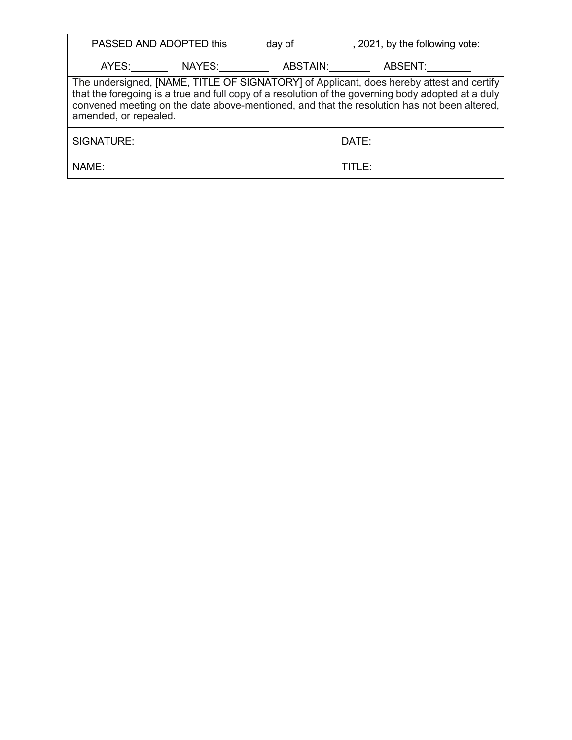PASSED AND ADOPTED this ______ day of __________, 2021, by the following vote:

AYES:_______ NAYES:_________ ABSTAIN:_______ ABSENT:________

The undersigned, [NAME, TITLE OF SIGNATORY] of Applicant, does hereby attest and certify that the foregoing is a true and full copy of a resolution of the governing body adopted at a duly convened meeting on the date above-mentioned, and that the resolution has not been altered, amended, or repealed.

| SIGNATURE: | DATE: |
| --- | --- |
| NAME: | TITLE: |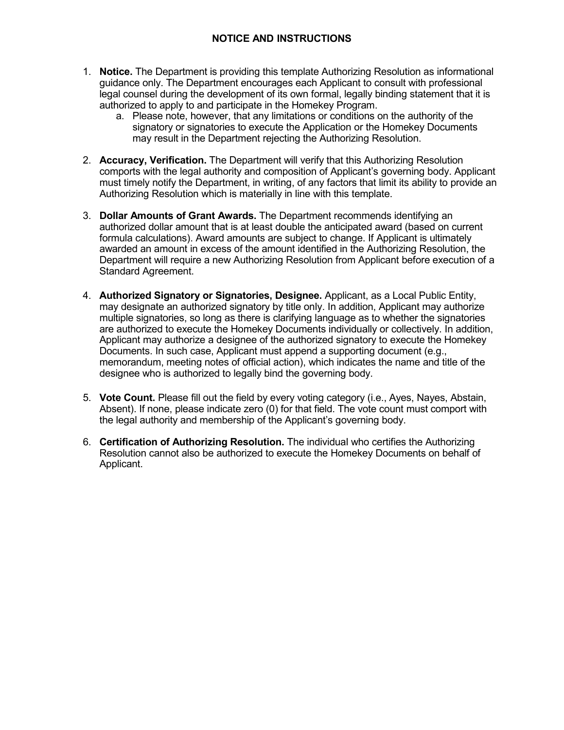## NOTICE AND INSTRUCTIONS

1. **Notice.** The Department is providing this template Authorizing Resolution as informational guidance only. The Department encourages each Applicant to consult with professional legal counsel during the development of its own formal, legally binding statement that it is authorized to apply to and participate in the Homekey Program.
   a. Please note, however, that any limitations or conditions on the authority of the signatory or signatories to execute the Application or the Homekey Documents may result in the Department rejecting the Authorizing Resolution.

2. **Accuracy, Verification.** The Department will verify that this Authorizing Resolution comports with the legal authority and composition of Applicant's governing body. Applicant must timely notify the Department, in writing, of any factors that limit its ability to provide an Authorizing Resolution which is materially in line with this template.

3. **Dollar Amounts of Grant Awards.** The Department recommends identifying an authorized dollar amount that is at least double the anticipated award (based on current formula calculations). Award amounts are subject to change. If Applicant is ultimately awarded an amount in excess of the amount identified in the Authorizing Resolution, the Department will require a new Authorizing Resolution from Applicant before execution of a Standard Agreement.

4. **Authorized Signatory or Signatories, Designee.** Applicant, as a Local Public Entity, may designate an authorized signatory by title only. In addition, Applicant may authorize multiple signatories, so long as there is clarifying language as to whether the signatories are authorized to execute the Homekey Documents individually or collectively. In addition, Applicant may authorize a designee of the authorized signatory to execute the Homekey Documents. In such case, Applicant must append a supporting document (e.g., memorandum, meeting notes of official action), which indicates the name and title of the designee who is authorized to legally bind the governing body.

5. **Vote Count.** Please fill out the field by every voting category (i.e., Ayes, Nayes, Abstain, Absent). If none, please indicate zero (0) for that field. The vote count must comport with the legal authority and membership of the Applicant's governing body.

6. **Certification of Authorizing Resolution.** The individual who certifies the Authorizing Resolution cannot also be authorized to execute the Homekey Documents on behalf of Applicant.